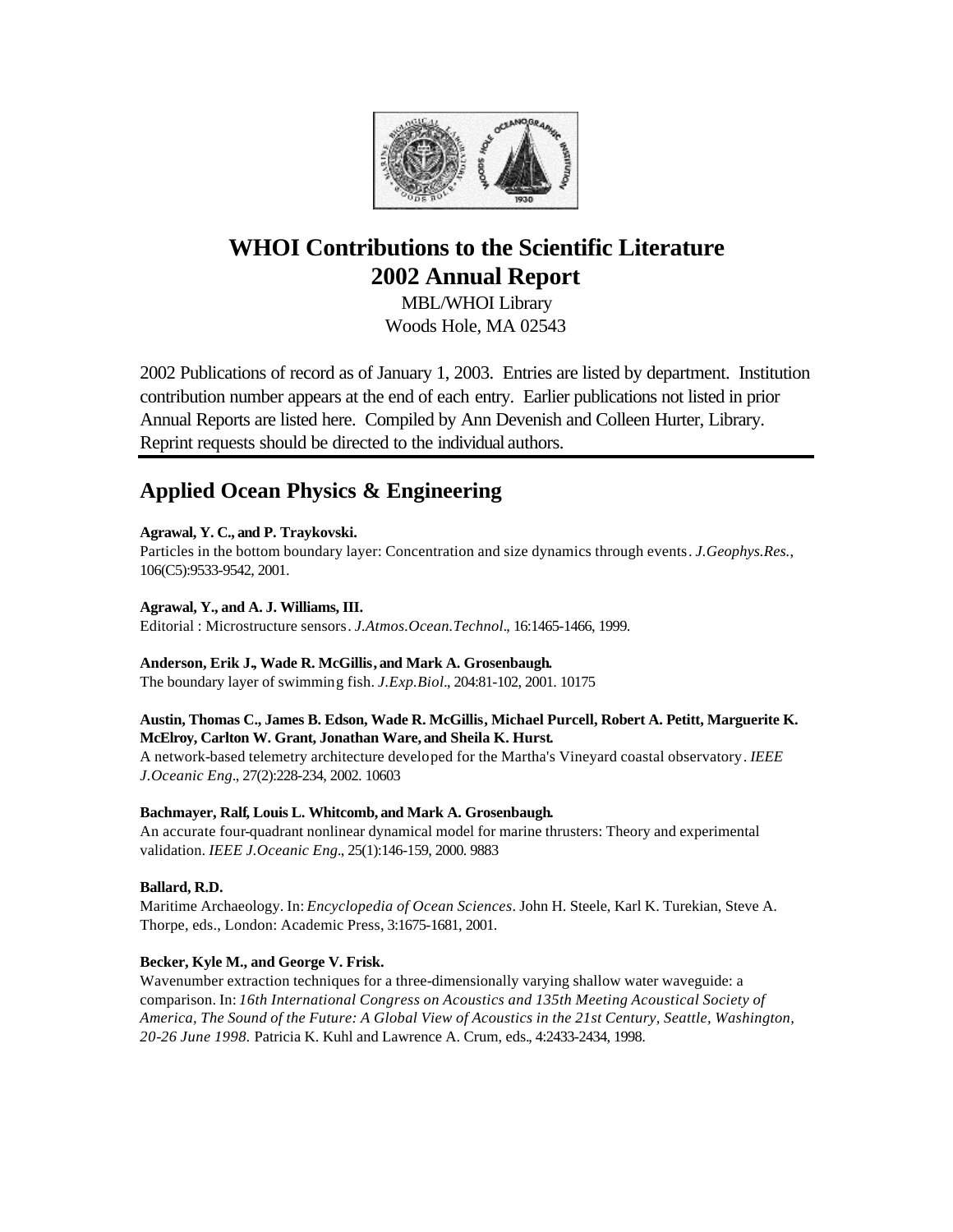# WHOI Contributions to the Scientific Literature 2002 Annual Report

MBL/WHOI Library
Woods Hole, MA 02543

2002 Publications of record as of January 1, 2003. Entries are listed by department. Institution contribution number appears at the end of each entry. Earlier publications not listed in prior Annual Reports are listed here. Compiled by Ann Devenish and Colleen Hurter, Library. Reprint requests should be directed to the individual authors.

## Applied Ocean Physics & Engineering

**Agrawal, Y. C., and P. Traykovski.**
Particles in the bottom boundary layer: Concentration and size dynamics through events. *J.Geophys.Res.*, 106(C5):9533-9542, 2001.

**Agrawal, Y., and A. J. Williams, III.**
Editorial : Microstructure sensors. *J.Atmos.Ocean.Technol.*, 16:1465-1466, 1999.

**Anderson, Erik J., Wade R. McGillis, and Mark A. Grosenbaugh.**
The boundary layer of swimming fish. *J.Exp.Biol.*, 204:81-102, 2001. 10175

**Austin, Thomas C., James B. Edson, Wade R. McGillis, Michael Purcell, Robert A. Petitt, Marguerite K. McElroy, Carlton W. Grant, Jonathan Ware, and Sheila K. Hurst.**
A network-based telemetry architecture developed for the Martha's Vineyard coastal observatory. *IEEE J.Oceanic Eng.*, 27(2):228-234, 2002. 10603

**Bachmayer, Ralf, Louis L. Whitcomb, and Mark A. Grosenbaugh.**
An accurate four-quadrant nonlinear dynamical model for marine thrusters: Theory and experimental validation. *IEEE J.Oceanic Eng.*, 25(1):146-159, 2000. 9883

**Ballard, R.D.**
Maritime Archaeology. In: *Encyclopedia of Ocean Sciences*. John H. Steele, Karl K. Turekian, Steve A. Thorpe, eds., London: Academic Press, 3:1675-1681, 2001.

**Becker, Kyle M., and George V. Frisk.**
Wavenumber extraction techniques for a three-dimensionally varying shallow water waveguide: a comparison. In: *16th International Congress on Acoustics and 135th Meeting Acoustical Society of America, The Sound of the Future: A Global View of Acoustics in the 21st Century, Seattle, Washington, 20-26 June 1998.* Patricia K. Kuhl and Lawrence A. Crum, eds., 4:2433-2434, 1998.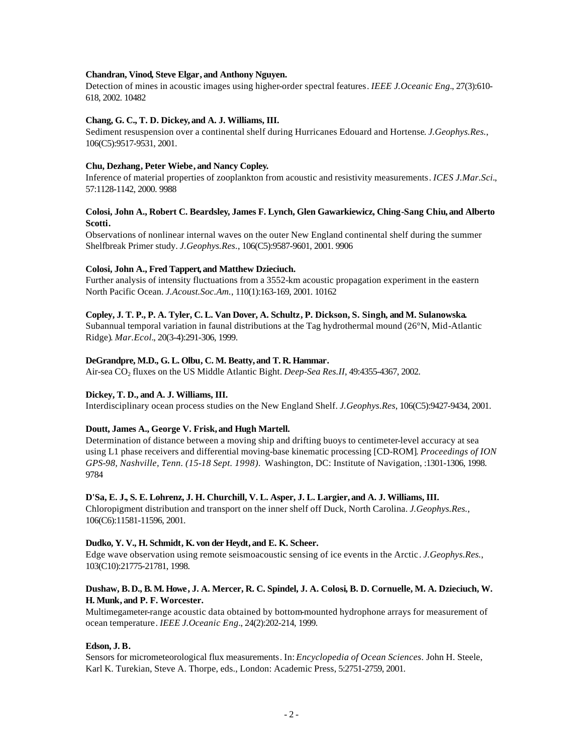**Chandran, Vinod, Steve Elgar, and Anthony Nguyen.**
Detection of mines in acoustic images using higher-order spectral features. *IEEE J.Oceanic Eng.*, 27(3):610-618, 2002. 10482

**Chang, G. C., T. D. Dickey, and A. J. Williams, III.**
Sediment resuspension over a continental shelf during Hurricanes Edouard and Hortense. *J.Geophys.Res.*, 106(C5):9517-9531, 2001.

**Chu, Dezhang, Peter Wiebe, and Nancy Copley.**
Inference of material properties of zooplankton from acoustic and resistivity measurements. *ICES J.Mar.Sci.*, 57:1128-1142, 2000. 9988

**Colosi, John A., Robert C. Beardsley, James F. Lynch, Glen Gawarkiewicz, Ching-Sang Chiu, and Alberto Scotti.**
Observations of nonlinear internal waves on the outer New England continental shelf during the summer Shelfbreak Primer study. *J.Geophys.Res.*, 106(C5):9587-9601, 2001. 9906

**Colosi, John A., Fred Tappert, and Matthew Dzieciuch.**
Further analysis of intensity fluctuations from a 3552-km acoustic propagation experiment in the eastern North Pacific Ocean. *J.Acoust.Soc.Am.*, 110(1):163-169, 2001. 10162

**Copley, J. T. P., P. A. Tyler, C. L. Van Dover, A. Schultz, P. Dickson, S. Singh, and M. Sulanowska.**
Subannual temporal variation in faunal distributions at the Tag hydrothermal mound (26°N, Mid-Atlantic Ridge). *Mar.Ecol.*, 20(3-4):291-306, 1999.

**DeGrandpre, M.D., G. L. Olbu, C. M. Beatty, and T. R. Hammar.**
Air-sea $CO_2$ fluxes on the US Middle Atlantic Bight. *Deep-Sea Res.II*, 49:4355-4367, 2002.

**Dickey, T. D., and A. J. Williams, III.**
Interdisciplinary ocean process studies on the New England Shelf. *J.Geophys.Res*, 106(C5):9427-9434, 2001.

**Doutt, James A., George V. Frisk, and Hugh Martell.**
Determination of distance between a moving ship and drifting buoys to centimeter-level accuracy at sea using L1 phase receivers and differential moving-base kinematic processing [CD-ROM]. *Proceedings of ION GPS-98, Nashville, Tenn. (15-18 Sept. 1998).* Washington, DC: Institute of Navigation, :1301-1306, 1998. 9784

**D'Sa, E. J., S. E. Lohrenz, J. H. Churchill, V. L. Asper, J. L. Largier, and A. J. Williams, III.**
Chloropigment distribution and transport on the inner shelf off Duck, North Carolina. *J.Geophys.Res.*, 106(C6):11581-11596, 2001.

**Dudko, Y. V., H. Schmidt, K. von der Heydt, and E. K. Scheer.**
Edge wave observation using remote seismoacoustic sensing of ice events in the Arctic. *J.Geophys.Res.*, 103(C10):21775-21781, 1998.

**Dushaw, B. D., B. M. Howe, J. A. Mercer, R. C. Spindel, J. A. Colosi, B. D. Cornuelle, M. A. Dzieciuch, W. H. Munk, and P. F. Worcester.**
Multimegameter-range acoustic data obtained by bottom-mounted hydrophone arrays for measurement of ocean temperature. *IEEE J.Oceanic Eng.*, 24(2):202-214, 1999.

**Edson, J. B.**
Sensors for micrometeorological flux measurements. In: *Encyclopedia of Ocean Sciences.* John H. Steele, Karl K. Turekian, Steve A. Thorpe, eds., London: Academic Press, 5:2751-2759, 2001.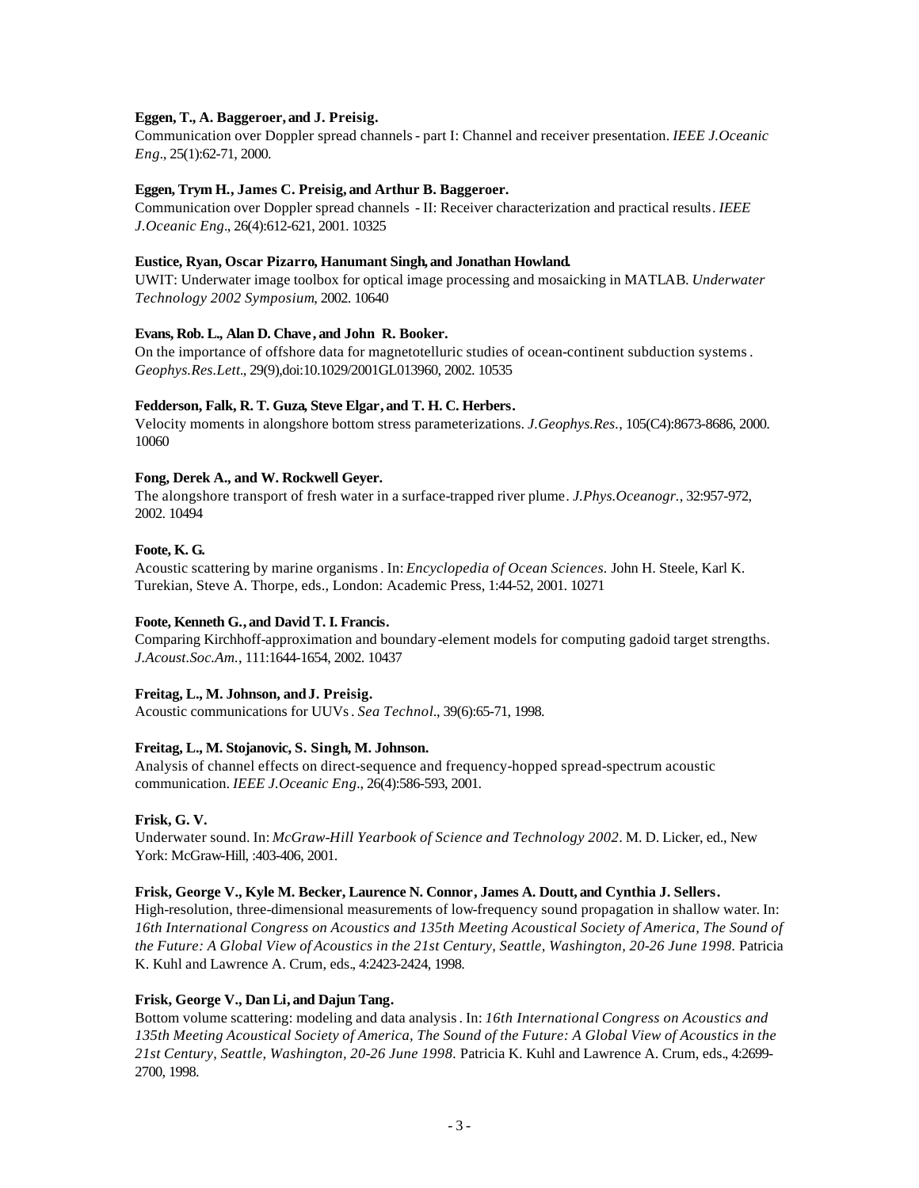**Eggen, T., A. Baggeroer, and J. Preisig.**
Communication over Doppler spread channels - part I: Channel and receiver presentation. *IEEE J.Oceanic Eng*., 25(1):62-71, 2000.

**Eggen, Trym H., James C. Preisig, and Arthur B. Baggeroer.**
Communication over Doppler spread channels - II: Receiver characterization and practical results. *IEEE J.Oceanic Eng*., 26(4):612-621, 2001. 10325

**Eustice, Ryan, Oscar Pizarro, Hanumant Singh, and Jonathan Howland.**
UWIT: Underwater image toolbox for optical image processing and mosaicking in MATLAB. *Underwater Technology 2002 Symposium*, 2002. 10640

**Evans, Rob. L., Alan D. Chave, and John R. Booker.**
On the importance of offshore data for magnetotelluric studies of ocean-continent subduction systems. *Geophys.Res.Lett*., 29(9),doi:10.1029/2001GL013960, 2002. 10535

**Fedderson, Falk, R. T. Guza, Steve Elgar, and T. H. C. Herbers.**
Velocity moments in alongshore bottom stress parameterizations. *J.Geophys.Res.*, 105(C4):8673-8686, 2000. 10060

**Fong, Derek A., and W. Rockwell Geyer.**
The alongshore transport of fresh water in a surface-trapped river plume. *J.Phys.Oceanogr.*, 32:957-972, 2002. 10494

**Foote, K. G.**
Acoustic scattering by marine organisms. In: *Encyclopedia of Ocean Sciences.* John H. Steele, Karl K. Turekian, Steve A. Thorpe, eds., London: Academic Press, 1:44-52, 2001. 10271

**Foote, Kenneth G., and David T. I. Francis.**
Comparing Kirchhoff-approximation and boundary-element models for computing gadoid target strengths. *J.Acoust.Soc.Am.*, 111:1644-1654, 2002. 10437

**Freitag, L., M. Johnson, and J. Preisig.**
Acoustic communications for UUVs. *Sea Technol*., 39(6):65-71, 1998.

**Freitag, L., M. Stojanovic, S. Singh, M. Johnson.**
Analysis of channel effects on direct-sequence and frequency-hopped spread-spectrum acoustic communication. *IEEE J.Oceanic Eng*., 26(4):586-593, 2001.

**Frisk, G. V.**
Underwater sound. In: *McGraw-Hill Yearbook of Science and Technology 2002*. M. D. Licker, ed., New York: McGraw-Hill, :403-406, 2001.

**Frisk, George V., Kyle M. Becker, Laurence N. Connor, James A. Doutt, and Cynthia J. Sellers.**
High-resolution, three-dimensional measurements of low-frequency sound propagation in shallow water. In: *16th International Congress on Acoustics and 135th Meeting Acoustical Society of America, The Sound of the Future: A Global View of Acoustics in the 21st Century, Seattle, Washington, 20-26 June 1998.* Patricia K. Kuhl and Lawrence A. Crum, eds., 4:2423-2424, 1998.

**Frisk, George V., Dan Li, and Dajun Tang.**
Bottom volume scattering: modeling and data analysis. In: *16th International Congress on Acoustics and 135th Meeting Acoustical Society of America, The Sound of the Future: A Global View of Acoustics in the 21st Century, Seattle, Washington, 20-26 June 1998.* Patricia K. Kuhl and Lawrence A. Crum, eds., 4:2699-2700, 1998.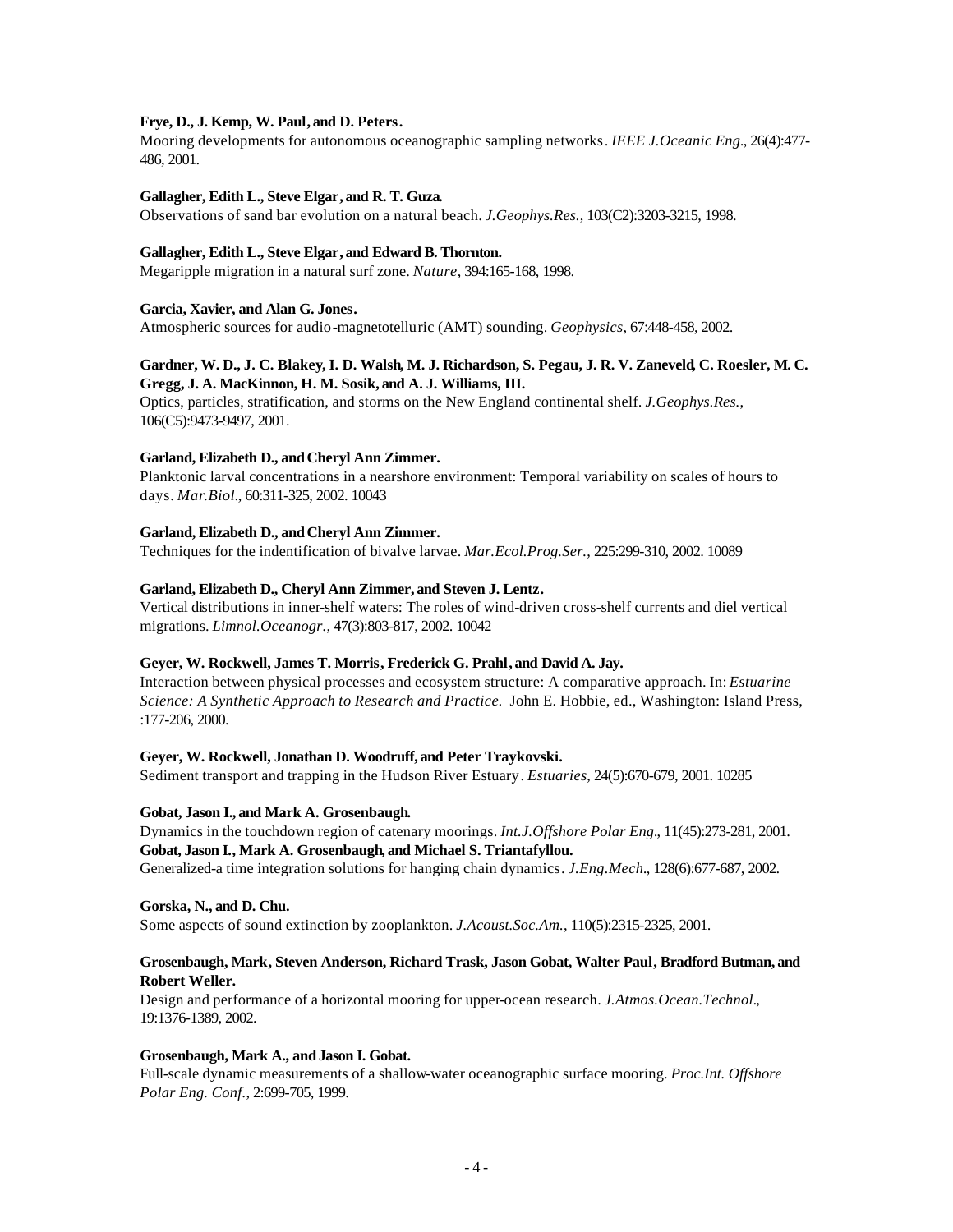**Frye, D., J. Kemp, W. Paul, and D. Peters.**
Mooring developments for autonomous oceanographic sampling networks. *IEEE J.Oceanic Eng.*, 26(4):477-486, 2001.

**Gallagher, Edith L., Steve Elgar, and R. T. Guza.**
Observations of sand bar evolution on a natural beach. *J.Geophys.Res.*, 103(C2):3203-3215, 1998.

**Gallagher, Edith L., Steve Elgar, and Edward B. Thornton.**
Megaripple migration in a natural surf zone. *Nature*, 394:165-168, 1998.

**Garcia, Xavier, and Alan G. Jones.**
Atmospheric sources for audio-magnetotelluric (AMT) sounding. *Geophysics*, 67:448-458, 2002.

**Gardner, W. D., J. C. Blakey, I. D. Walsh, M. J. Richardson, S. Pegau, J. R. V. Zaneveld, C. Roesler, M. C. Gregg, J. A. MacKinnon, H. M. Sosik, and A. J. Williams, III.**
Optics, particles, stratification, and storms on the New England continental shelf. *J.Geophys.Res.*, 106(C5):9473-9497, 2001.

**Garland, Elizabeth D., and Cheryl Ann Zimmer.**
Planktonic larval concentrations in a nearshore environment: Temporal variability on scales of hours to days. *Mar.Biol.*, 60:311-325, 2002. 10043

**Garland, Elizabeth D., and Cheryl Ann Zimmer.**
Techniques for the indentification of bivalve larvae. *Mar.Ecol.Prog.Ser.*, 225:299-310, 2002. 10089

**Garland, Elizabeth D., Cheryl Ann Zimmer, and Steven J. Lentz.**
Vertical distributions in inner-shelf waters: The roles of wind-driven cross-shelf currents and diel vertical migrations. *Limnol.Oceanogr.*, 47(3):803-817, 2002. 10042

**Geyer, W. Rockwell, James T. Morris, Frederick G. Prahl, and David A. Jay.**
Interaction between physical processes and ecosystem structure: A comparative approach. In: *Estuarine Science: A Synthetic Approach to Research and Practice.* John E. Hobbie, ed., Washington: Island Press, :177-206, 2000.

**Geyer, W. Rockwell, Jonathan D. Woodruff, and Peter Traykovski.**
Sediment transport and trapping in the Hudson River Estuary. *Estuaries*, 24(5):670-679, 2001. 10285

**Gobat, Jason I., and Mark A. Grosenbaugh.**
Dynamics in the touchdown region of catenary moorings. *Int.J.Offshore Polar Eng.*, 11(45):273-281, 2001.

**Gobat, Jason I., Mark A. Grosenbaugh, and Michael S. Triantafyllou.**
Generalized-a time integration solutions for hanging chain dynamics. *J.Eng.Mech.*, 128(6):677-687, 2002.

**Gorska, N., and D. Chu.**
Some aspects of sound extinction by zooplankton. *J.Acoust.Soc.Am.*, 110(5):2315-2325, 2001.

**Grosenbaugh, Mark, Steven Anderson, Richard Trask, Jason Gobat, Walter Paul, Bradford Butman, and Robert Weller.**
Design and performance of a horizontal mooring for upper-ocean research. *J.Atmos.Ocean.Technol.*, 19:1376-1389, 2002.

**Grosenbaugh, Mark A., and Jason I. Gobat.**
Full-scale dynamic measurements of a shallow-water oceanographic surface mooring. *Proc.Int. Offshore Polar Eng. Conf.*, 2:699-705, 1999.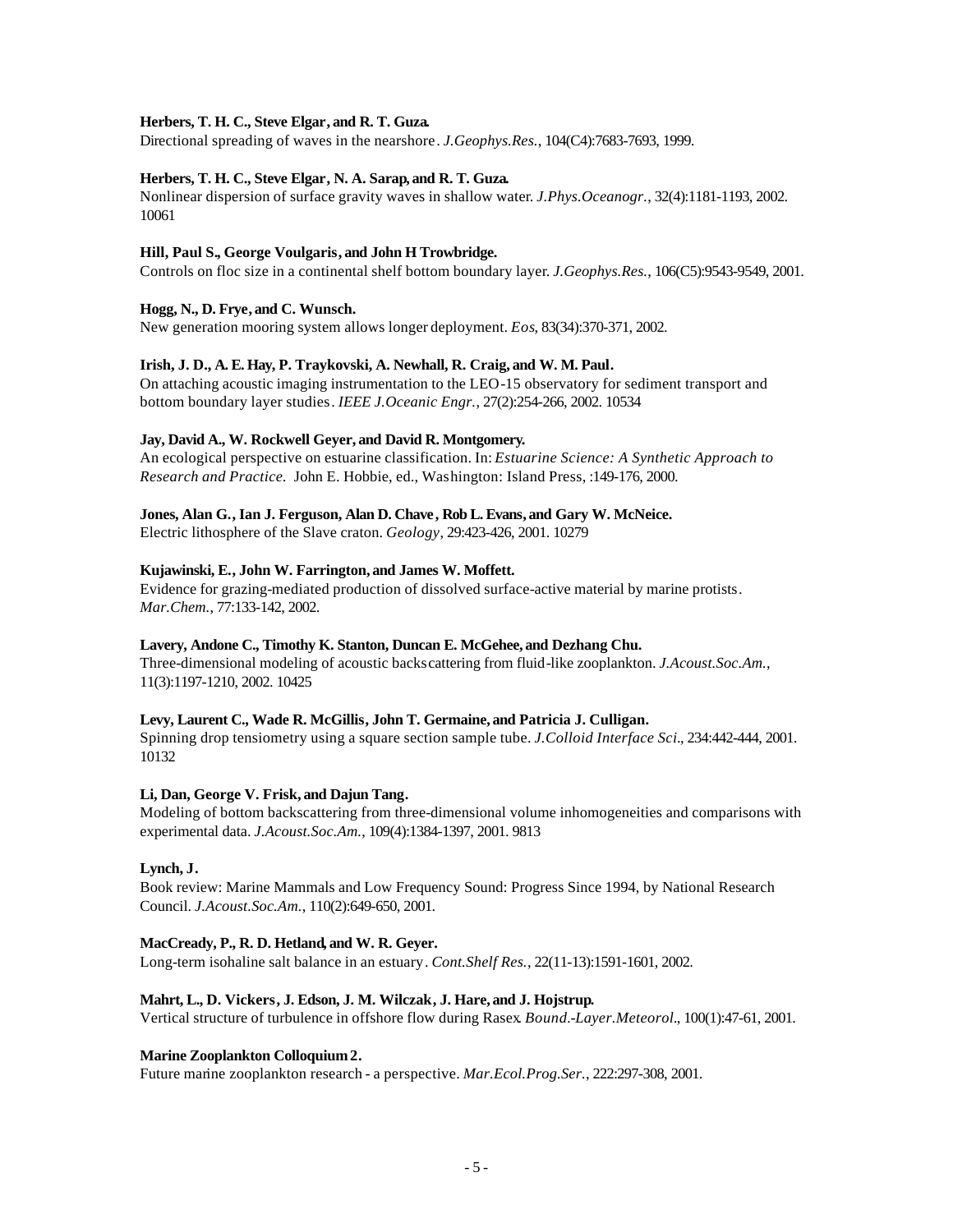**Herbers, T. H. C., Steve Elgar, and R. T. Guza.**
Directional spreading of waves in the nearshore. *J.Geophys.Res.*, 104(C4):7683-7693, 1999.

**Herbers, T. H. C., Steve Elgar, N. A. Sarap, and R. T. Guza.**
Nonlinear dispersion of surface gravity waves in shallow water. *J.Phys.Oceanogr.*, 32(4):1181-1193, 2002. 10061

**Hill, Paul S., George Voulgaris, and John H Trowbridge.**
Controls on floc size in a continental shelf bottom boundary layer. *J.Geophys.Res.*, 106(C5):9543-9549, 2001.

**Hogg, N., D. Frye, and C. Wunsch.**
New generation mooring system allows longer deployment. *Eos*, 83(34):370-371, 2002.

**Irish, J. D., A. E. Hay, P. Traykovski, A. Newhall, R. Craig, and W. M. Paul.**
On attaching acoustic imaging instrumentation to the LEO-15 observatory for sediment transport and bottom boundary layer studies. *IEEE J.Oceanic Engr.*, 27(2):254-266, 2002. 10534

**Jay, David A., W. Rockwell Geyer, and David R. Montgomery.**
An ecological perspective on estuarine classification. In: *Estuarine Science: A Synthetic Approach to Research and Practice.* John E. Hobbie, ed., Washington: Island Press, :149-176, 2000.

**Jones, Alan G., Ian J. Ferguson, Alan D. Chave, Rob L. Evans, and Gary W. McNeice.**
Electric lithosphere of the Slave craton. *Geology*, 29:423-426, 2001. 10279

**Kujawinski, E., John W. Farrington, and James W. Moffett.**
Evidence for grazing-mediated production of dissolved surface-active material by marine protists. *Mar.Chem.*, 77:133-142, 2002.

**Lavery, Andone C., Timothy K. Stanton, Duncan E. McGehee, and Dezhang Chu.**
Three-dimensional modeling of acoustic backscattering from fluid-like zooplankton. *J.Acoust.Soc.Am.*, 11(3):1197-1210, 2002. 10425

**Levy, Laurent C., Wade R. McGillis, John T. Germaine, and Patricia J. Culligan.**
Spinning drop tensiometry using a square section sample tube. *J.Colloid Interface Sci.*, 234:442-444, 2001. 10132

**Li, Dan, George V. Frisk, and Dajun Tang.**
Modeling of bottom backscattering from three-dimensional volume inhomogeneities and comparisons with experimental data. *J.Acoust.Soc.Am.*, 109(4):1384-1397, 2001. 9813

**Lynch, J.**
Book review: Marine Mammals and Low Frequency Sound: Progress Since 1994, by National Research Council. *J.Acoust.Soc.Am.*, 110(2):649-650, 2001.

**MacCready, P., R. D. Hetland, and W. R. Geyer.**
Long-term isohaline salt balance in an estuary. *Cont.Shelf Res.*, 22(11-13):1591-1601, 2002.

**Mahrt, L., D. Vickers, J. Edson, J. M. Wilczak, J. Hare, and J. Hojstrup.**
Vertical structure of turbulence in offshore flow during Rasex. *Bound.-Layer.Meteorol.*, 100(1):47-61, 2001.

**Marine Zooplankton Colloquium 2.**
Future marine zooplankton research - a perspective. *Mar.Ecol.Prog.Ser.*, 222:297-308, 2001.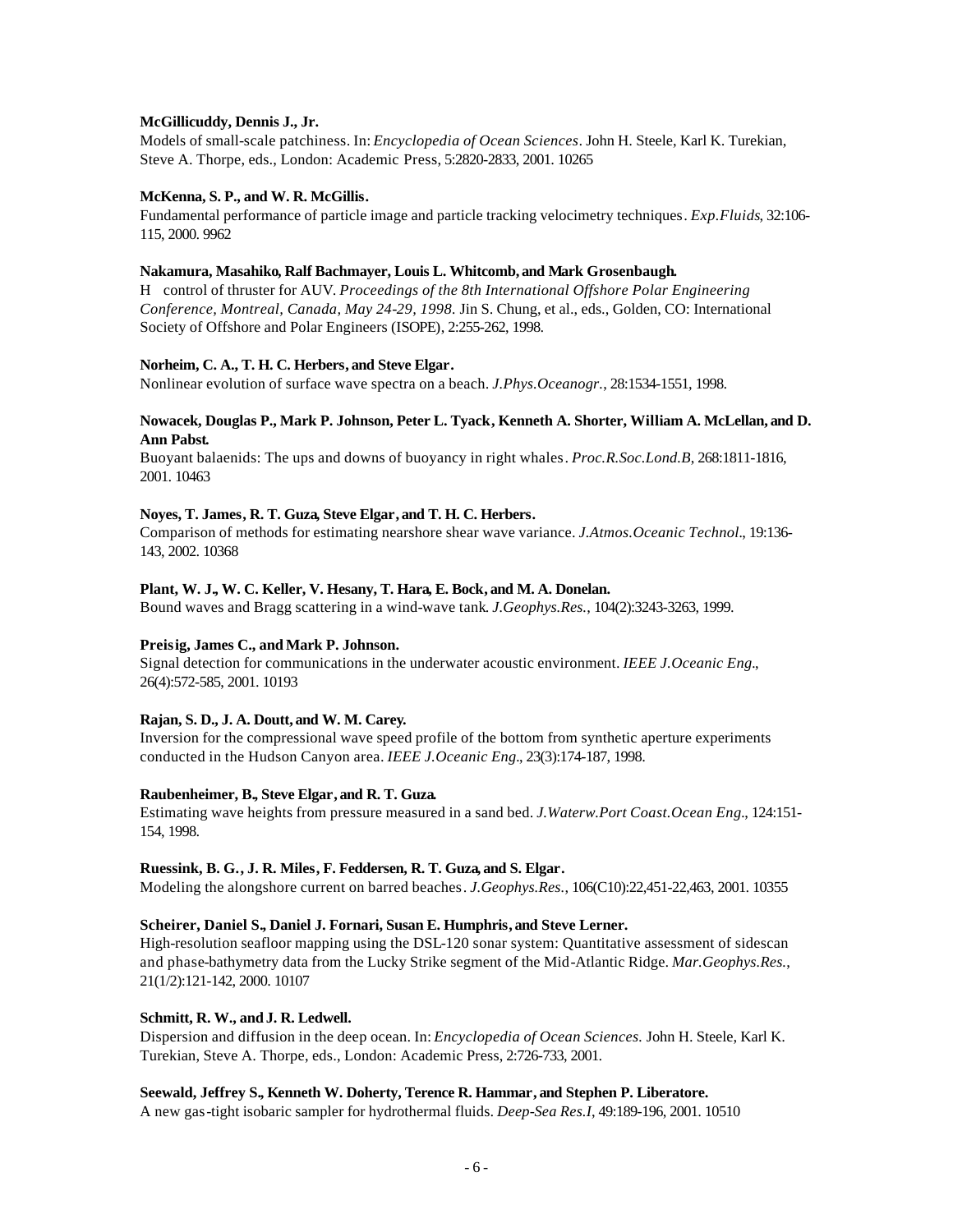**McGillicuddy, Dennis J., Jr.**
Models of small-scale patchiness. In: *Encyclopedia of Ocean Sciences*. John H. Steele, Karl K. Turekian, Steve A. Thorpe, eds., London: Academic Press, 5:2820-2833, 2001. 10265

**McKenna, S. P., and W. R. McGillis.**
Fundamental performance of particle image and particle tracking velocimetry techniques. *Exp.Fluids*, 32:106-115, 2000. 9962

**Nakamura, Masahiko, Ralf Bachmayer, Louis L. Whitcomb, and Mark Grosenbaugh.**
H control of thruster for AUV. *Proceedings of the 8th International Offshore Polar Engineering Conference, Montreal, Canada, May 24-29, 1998*. Jin S. Chung, et al., eds., Golden, CO: International Society of Offshore and Polar Engineers (ISOPE), 2:255-262, 1998.

**Norheim, C. A., T. H. C. Herbers, and Steve Elgar.**
Nonlinear evolution of surface wave spectra on a beach. *J.Phys.Oceanogr.*, 28:1534-1551, 1998.

**Nowacek, Douglas P., Mark P. Johnson, Peter L. Tyack, Kenneth A. Shorter, William A. McLellan, and D. Ann Pabst.**
Buoyant balaenids: The ups and downs of buoyancy in right whales. *Proc.R.Soc.Lond.B*, 268:1811-1816, 2001. 10463

**Noyes, T. James, R. T. Guza, Steve Elgar, and T. H. C. Herbers.**
Comparison of methods for estimating nearshore shear wave variance. *J.Atmos.Oceanic Technol.*, 19:136-143, 2002. 10368

**Plant, W. J., W. C. Keller, V. Hesany, T. Hara, E. Bock, and M. A. Donelan.**
Bound waves and Bragg scattering in a wind-wave tank. *J.Geophys.Res.*, 104(2):3243-3263, 1999.

**Preisig, James C., and Mark P. Johnson.**
Signal detection for communications in the underwater acoustic environment. *IEEE J.Oceanic Eng.*, 26(4):572-585, 2001. 10193

**Rajan, S. D., J. A. Doutt, and W. M. Carey.**
Inversion for the compressional wave speed profile of the bottom from synthetic aperture experiments conducted in the Hudson Canyon area. *IEEE J.Oceanic Eng.*, 23(3):174-187, 1998.

**Raubenheimer, B., Steve Elgar, and R. T. Guza.**
Estimating wave heights from pressure measured in a sand bed. *J.Waterw.Port Coast.Ocean Eng.*, 124:151-154, 1998.

**Ruessink, B. G., J. R. Miles, F. Feddersen, R. T. Guza, and S. Elgar.**
Modeling the alongshore current on barred beaches. *J.Geophys.Res.*, 106(C10):22,451-22,463, 2001. 10355

**Scheirer, Daniel S., Daniel J. Fornari, Susan E. Humphris, and Steve Lerner.**
High-resolution seafloor mapping using the DSL-120 sonar system: Quantitative assessment of sidescan and phase-bathymetry data from the Lucky Strike segment of the Mid-Atlantic Ridge. *Mar.Geophys.Res.*, 21(1/2):121-142, 2000. 10107

**Schmitt, R. W., and J. R. Ledwell.**
Dispersion and diffusion in the deep ocean. In: *Encyclopedia of Ocean Sciences*. John H. Steele, Karl K. Turekian, Steve A. Thorpe, eds., London: Academic Press, 2:726-733, 2001.

**Seewald, Jeffrey S., Kenneth W. Doherty, Terence R. Hammar, and Stephen P. Liberatore.**
A new gas-tight isobaric sampler for hydrothermal fluids. *Deep-Sea Res.I*, 49:189-196, 2001. 10510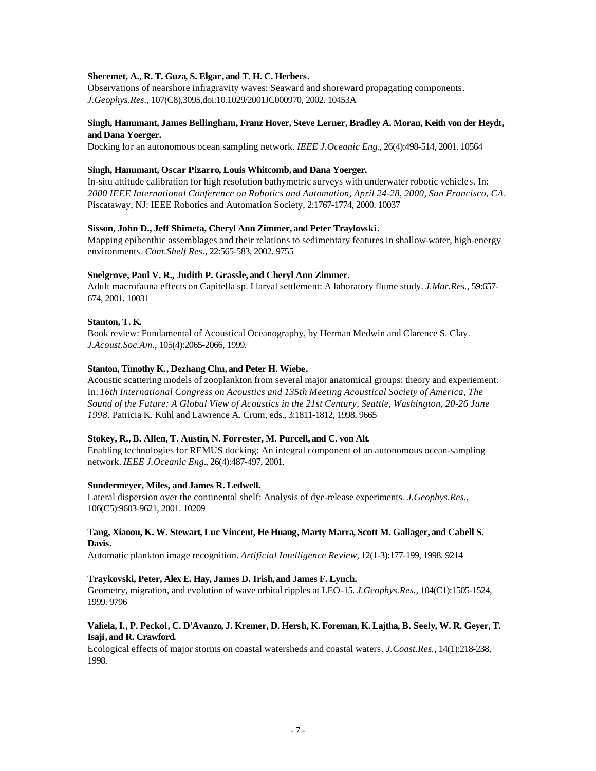**Sheremet, A., R. T. Guza, S. Elgar, and T. H. C. Herbers.**
Observations of nearshore infragravity waves: Seaward and shoreward propagating components. *J.Geophys.Res.*, 107(C8),3095,doi:10.1029/2001JC000970, 2002. 10453A

**Singh, Hanumant, James Bellingham, Franz Hover, Steve Lerner, Bradley A. Moran, Keith von der Heydt, and Dana Yoerger.**
Docking for an autonomous ocean sampling network. *IEEE J.Oceanic Eng.*, 26(4):498-514, 2001. 10564

**Singh, Hanumant, Oscar Pizarro, Louis Whitcomb, and Dana Yoerger.**
In-situ attitude calibration for high resolution bathymetric surveys with underwater robotic vehicles. In: *2000 IEEE International Conference on Robotics and Automation, April 24-28, 2000, San Francisco, CA.* Piscataway, NJ: IEEE Robotics and Automation Society, 2:1767-1774, 2000. 10037

**Sisson, John D., Jeff Shimeta, Cheryl Ann Zimmer, and Peter Traylovski.**
Mapping epibenthic assemblages and their relations to sedimentary features in shallow-water, high-energy environments. *Cont.Shelf Res.*, 22:565-583, 2002. 9755

**Snelgrove, Paul V. R., Judith P. Grassle, and Cheryl Ann Zimmer.**
Adult macrofauna effects on Capitella sp. I larval settlement: A laboratory flume study. *J.Mar.Res.*, 59:657-674, 2001. 10031

**Stanton, T. K.**
Book review: Fundamental of Acoustical Oceanography, by Herman Medwin and Clarence S. Clay. *J.Acoust.Soc.Am.*, 105(4):2065-2066, 1999.

**Stanton, Timothy K., Dezhang Chu, and Peter H. Wiebe.**
Acoustic scattering models of zooplankton from several major anatomical groups: theory and experiement. In: *16th International Congress on Acoustics and 135th Meeting Acoustical Society of America, The Sound of the Future: A Global View of Acoustics in the 21st Century, Seattle, Washington, 20-26 June 1998.* Patricia K. Kuhl and Lawrence A. Crum, eds., 3:1811-1812, 1998. 9665

**Stokey, R., B. Allen, T. Austin, N. Forrester, M. Purcell, and C. von Alt.**
Enabling technologies for REMUS docking: An integral component of an autonomous ocean-sampling network. *IEEE J.Oceanic Eng.*, 26(4):487-497, 2001.

**Sundermeyer, Miles, and James R. Ledwell.**
Lateral dispersion over the continental shelf: Analysis of dye-release experiments. *J.Geophys.Res.*, 106(C5):9603-9621, 2001. 10209

**Tang, Xiaoou, K. W. Stewart, Luc Vincent, He Huang, Marty Marra, Scott M. Gallager, and Cabell S. Davis.**
Automatic plankton image recognition. *Artificial Intelligence Review*, 12(1-3):177-199, 1998. 9214

**Traykovski, Peter, Alex E. Hay, James D. Irish, and James F. Lynch.**
Geometry, migration, and evolution of wave orbital ripples at LEO-15. *J.Geophys.Res.*, 104(C1):1505-1524, 1999. 9796

**Valiela, I., P. Peckol, C. D'Avanzo, J. Kremer, D. Hersh, K. Foreman, K. Lajtha, B. Seely, W. R. Geyer, T. Isaji, and R. Crawford.**
Ecological effects of major storms on coastal watersheds and coastal waters. *J.Coast.Res.*, 14(1):218-238, 1998.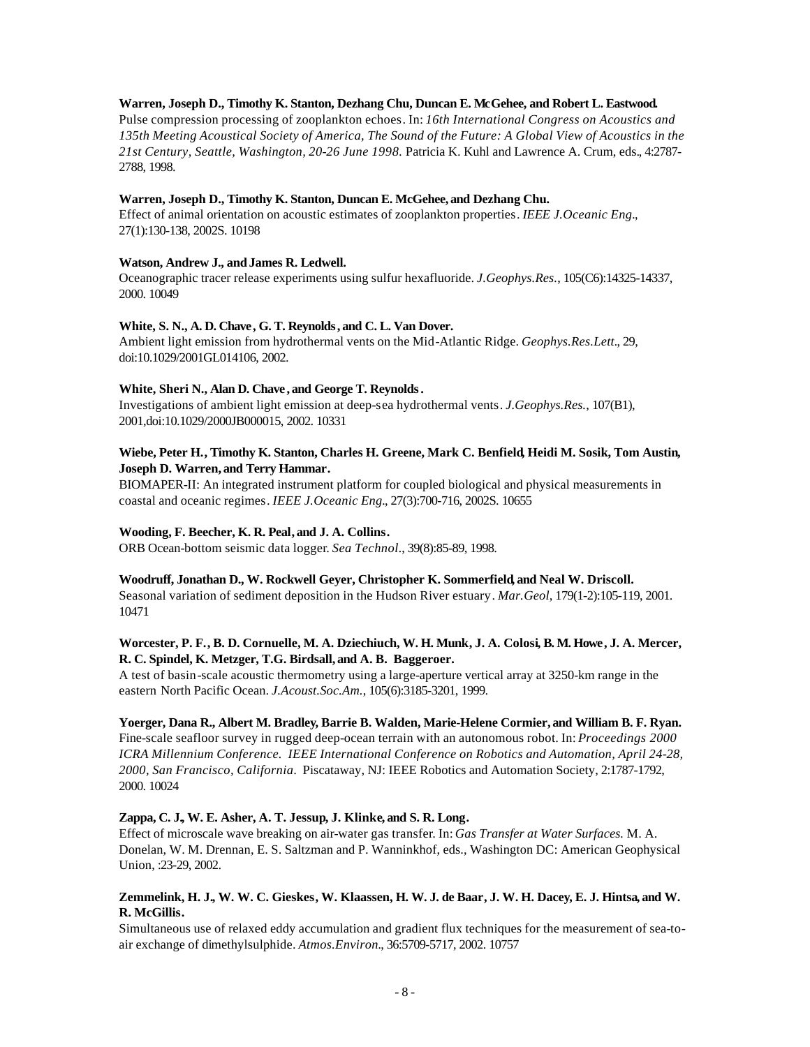**Warren, Joseph D., Timothy K. Stanton, Dezhang Chu, Duncan E. McGehee, and Robert L. Eastwood.**
Pulse compression processing of zooplankton echoes. In: *16th International Congress on Acoustics and 135th Meeting Acoustical Society of America, The Sound of the Future: A Global View of Acoustics in the 21st Century, Seattle, Washington, 20-26 June 1998*. Patricia K. Kuhl and Lawrence A. Crum, eds., 4:2787-2788, 1998.

**Warren, Joseph D., Timothy K. Stanton, Duncan E. McGehee, and Dezhang Chu.**
Effect of animal orientation on acoustic estimates of zooplankton properties. *IEEE J.Oceanic Eng*., 27(1):130-138, 2002S. 10198

**Watson, Andrew J., and James R. Ledwell.**
Oceanographic tracer release experiments using sulfur hexafluoride. *J.Geophys.Res.*, 105(C6):14325-14337, 2000. 10049

**White, S. N., A. D. Chave, G. T. Reynolds, and C. L. Van Dover.**
Ambient light emission from hydrothermal vents on the Mid-Atlantic Ridge. *Geophys.Res.Lett*., 29, doi:10.1029/2001GL014106, 2002.

**White, Sheri N., Alan D. Chave, and George T. Reynolds.**
Investigations of ambient light emission at deep-sea hydrothermal vents. *J.Geophys.Res.*, 107(B1), 2001,doi:10.1029/2000JB000015, 2002. 10331

**Wiebe, Peter H., Timothy K. Stanton, Charles H. Greene, Mark C. Benfield, Heidi M. Sosik, Tom Austin, Joseph D. Warren, and Terry Hammar.**
BIOMAPER-II: An integrated instrument platform for coupled biological and physical measurements in coastal and oceanic regimes. *IEEE J.Oceanic Eng*., 27(3):700-716, 2002S. 10655

**Wooding, F. Beecher, K. R. Peal, and J. A. Collins.**
ORB Ocean-bottom seismic data logger. *Sea Technol*., 39(8):85-89, 1998.

**Woodruff, Jonathan D., W. Rockwell Geyer, Christopher K. Sommerfield, and Neal W. Driscoll.**
Seasonal variation of sediment deposition in the Hudson River estuary. *Mar.Geol*, 179(1-2):105-119, 2001. 10471

**Worcester, P. F., B. D. Cornuelle, M. A. Dziechiuch, W. H. Munk, J. A. Colosi, B. M. Howe, J. A. Mercer, R. C. Spindel, K. Metzger, T.G. Birdsall, and A. B. Baggeroer.**
A test of basin-scale acoustic thermometry using a large-aperture vertical array at 3250-km range in the eastern North Pacific Ocean. *J.Acoust.Soc.Am.*, 105(6):3185-3201, 1999.

**Yoerger, Dana R., Albert M. Bradley, Barrie B. Walden, Marie-Helene Cormier, and William B. F. Ryan.**
Fine-scale seafloor survey in rugged deep-ocean terrain with an autonomous robot. In: *Proceedings 2000 ICRA Millennium Conference. IEEE International Conference on Robotics and Automation, April 24-28, 2000, San Francisco, California*. Piscataway, NJ: IEEE Robotics and Automation Society, 2:1787-1792, 2000. 10024

**Zappa, C. J., W. E. Asher, A. T. Jessup, J. Klinke, and S. R. Long.**
Effect of microscale wave breaking on air-water gas transfer. In: *Gas Transfer at Water Surfaces.* M. A. Donelan, W. M. Drennan, E. S. Saltzman and P. Wanninkhof, eds., Washington DC: American Geophysical Union, :23-29, 2002.

**Zemmelink, H. J., W. W. C. Gieskes, W. Klaassen, H. W. J. de Baar, J. W. H. Dacey, E. J. Hintsa, and W. R. McGillis.**
Simultaneous use of relaxed eddy accumulation and gradient flux techniques for the measurement of sea-to-air exchange of dimethylsulphide. *Atmos.Environ*., 36:5709-5717, 2002. 10757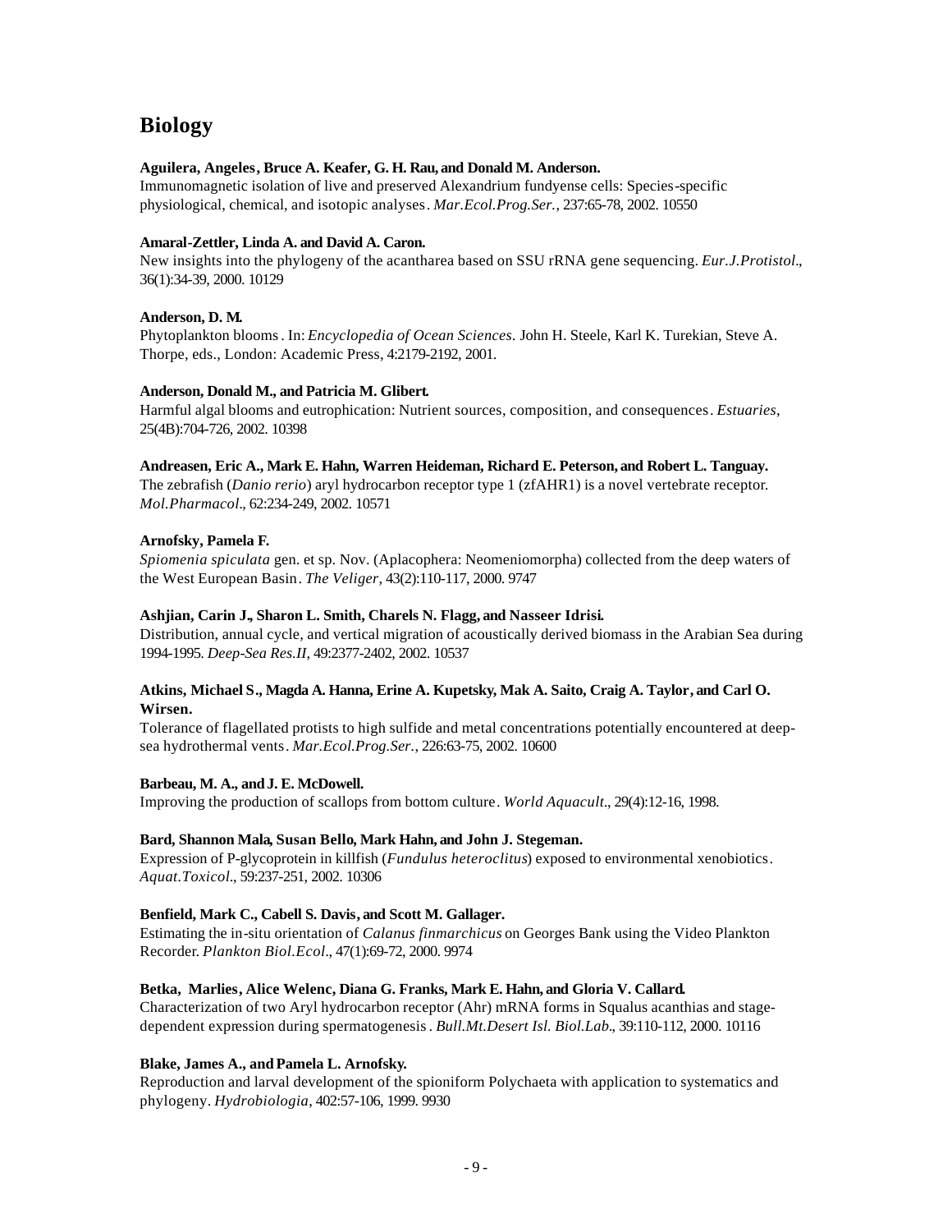# Biology

**Aguilera, Angeles, Bruce A. Keafer, G. H. Rau, and Donald M. Anderson.**
Immunomagnetic isolation of live and preserved Alexandrium fundyense cells: Species-specific physiological, chemical, and isotopic analyses. *Mar.Ecol.Prog.Ser.*, 237:65-78, 2002. 10550

**Amaral-Zettler, Linda A. and David A. Caron.**
New insights into the phylogeny of the acantharea based on SSU rRNA gene sequencing. *Eur.J.Protistol.*, 36(1):34-39, 2000. 10129

**Anderson, D. M.**
Phytoplankton blooms. In: *Encyclopedia of Ocean Sciences.* John H. Steele, Karl K. Turekian, Steve A. Thorpe, eds., London: Academic Press, 4:2179-2192, 2001.

**Anderson, Donald M., and Patricia M. Glibert.**
Harmful algal blooms and eutrophication: Nutrient sources, composition, and consequences. *Estuaries*, 25(4B):704-726, 2002. 10398

**Andreasen, Eric A., Mark E. Hahn, Warren Heideman, Richard E. Peterson, and Robert L. Tanguay.**
The zebrafish (*Danio rerio*) aryl hydrocarbon receptor type 1 (zfAHR1) is a novel vertebrate receptor. *Mol.Pharmacol.*, 62:234-249, 2002. 10571

**Arnofsky, Pamela F.**
*Spiomenia spiculata* gen. et sp. Nov. (Aplacophera: Neomeniomorpha) collected from the deep waters of the West European Basin. *The Veliger*, 43(2):110-117, 2000. 9747

**Ashjian, Carin J., Sharon L. Smith, Charels N. Flagg, and Nasseer Idrisi.**
Distribution, annual cycle, and vertical migration of acoustically derived biomass in the Arabian Sea during 1994-1995. *Deep-Sea Res.II*, 49:2377-2402, 2002. 10537

**Atkins, Michael S., Magda A. Hanna, Erine A. Kupetsky, Mak A. Saito, Craig A. Taylor, and Carl O. Wirsen.**
Tolerance of flagellated protists to high sulfide and metal concentrations potentially encountered at deep-sea hydrothermal vents. *Mar.Ecol.Prog.Ser.*, 226:63-75, 2002. 10600

**Barbeau, M. A., and J. E. McDowell.**
Improving the production of scallops from bottom culture. *World Aquacult.*, 29(4):12-16, 1998.

**Bard, Shannon Mala, Susan Bello, Mark Hahn, and John J. Stegeman.**
Expression of P-glycoprotein in killfish (*Fundulus heteroclitus*) exposed to environmental xenobiotics. *Aquat.Toxicol.*, 59:237-251, 2002. 10306

**Benfield, Mark C., Cabell S. Davis, and Scott M. Gallager.**
Estimating the in-situ orientation of *Calanus finmarchicus* on Georges Bank using the Video Plankton Recorder. *Plankton Biol.Ecol.*, 47(1):69-72, 2000. 9974

**Betka, Marlies, Alice Welenc, Diana G. Franks, Mark E. Hahn, and Gloria V. Callard.**
Characterization of two Aryl hydrocarbon receptor (Ahr) mRNA forms in Squalus acanthias and stage-dependent expression during spermatogenesis. *Bull.Mt.Desert Isl. Biol.Lab.*, 39:110-112, 2000. 10116

**Blake, James A., and Pamela L. Arnofsky.**
Reproduction and larval development of the spioniform Polychaeta with application to systematics and phylogeny. *Hydrobiologia*, 402:57-106, 1999. 9930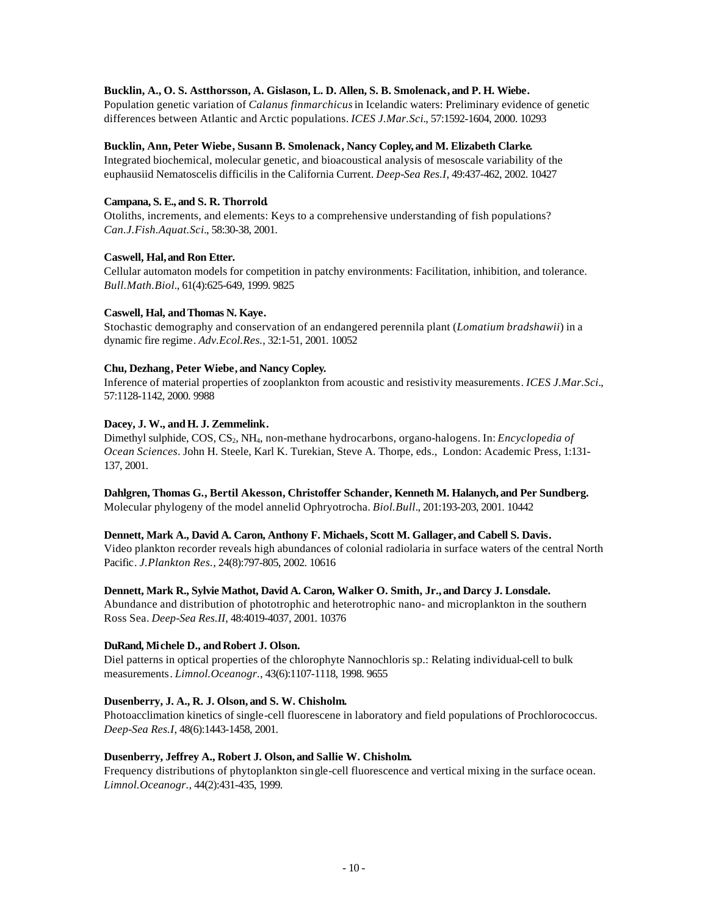**Bucklin, A., O. S. Astthorsson, A. Gislason, L. D. Allen, S. B. Smolenack, and P. H. Wiebe.**
Population genetic variation of *Calanus finmarchicus* in Icelandic waters: Preliminary evidence of genetic differences between Atlantic and Arctic populations. *ICES J.Mar.Sci.*, 57:1592-1604, 2000. 10293

**Bucklin, Ann, Peter Wiebe, Susann B. Smolenack, Nancy Copley, and M. Elizabeth Clarke.**
Integrated biochemical, molecular genetic, and bioacoustical analysis of mesoscale variability of the euphausiid Nematoscelis difficilis in the California Current. *Deep-Sea Res.I*, 49:437-462, 2002. 10427

**Campana, S. E., and S. R. Thorrold.**
Otoliths, increments, and elements: Keys to a comprehensive understanding of fish populations? *Can.J.Fish.Aquat.Sci.*, 58:30-38, 2001.

**Caswell, Hal, and Ron Etter.**
Cellular automaton models for competition in patchy environments: Facilitation, inhibition, and tolerance. *Bull.Math.Biol.*, 61(4):625-649, 1999. 9825

**Caswell, Hal, and Thomas N. Kaye.**
Stochastic demography and conservation of an endangered perennila plant (*Lomatium bradshawii*) in a dynamic fire regime. *Adv.Ecol.Res.*, 32:1-51, 2001. 10052

**Chu, Dezhang, Peter Wiebe, and Nancy Copley.**
Inference of material properties of zooplankton from acoustic and resistivity measurements. *ICES J.Mar.Sci.*, 57:1128-1142, 2000. 9988

**Dacey, J. W., and H. J. Zemmelink.**
Dimethyl sulphide, COS, $CS_2$, $NH_4$, non-methane hydrocarbons, organo-halogens. In: *Encyclopedia of Ocean Sciences*. John H. Steele, Karl K. Turekian, Steve A. Thorpe, eds., London: Academic Press, 1:131-137, 2001.

**Dahlgren, Thomas G., Bertil Akesson, Christoffer Schander, Kenneth M. Halanych, and Per Sundberg.**
Molecular phylogeny of the model annelid Ophryotrocha. *Biol.Bull.*, 201:193-203, 2001. 10442

**Dennett, Mark A., David A. Caron, Anthony F. Michaels, Scott M. Gallager, and Cabell S. Davis.**
Video plankton recorder reveals high abundances of colonial radiolaria in surface waters of the central North Pacific. *J.Plankton Res.*, 24(8):797-805, 2002. 10616

**Dennett, Mark R., Sylvie Mathot, David A. Caron, Walker O. Smith, Jr., and Darcy J. Lonsdale.**
Abundance and distribution of phototrophic and heterotrophic nano- and microplankton in the southern Ross Sea. *Deep-Sea Res.II*, 48:4019-4037, 2001. 10376

**DuRand, Michele D., and Robert J. Olson.**
Diel patterns in optical properties of the chlorophyte Nannochloris sp.: Relating individual-cell to bulk measurements. *Limnol.Oceanogr.*, 43(6):1107-1118, 1998. 9655

**Dusenberry, J. A., R. J. Olson, and S. W. Chisholm.**
Photoacclimation kinetics of single-cell fluorescene in laboratory and field populations of Prochlorococcus. *Deep-Sea Res.I*, 48(6):1443-1458, 2001.

**Dusenberry, Jeffrey A., Robert J. Olson, and Sallie W. Chisholm.**
Frequency distributions of phytoplankton single-cell fluorescence and vertical mixing in the surface ocean. *Limnol.Oceanogr.*, 44(2):431-435, 1999.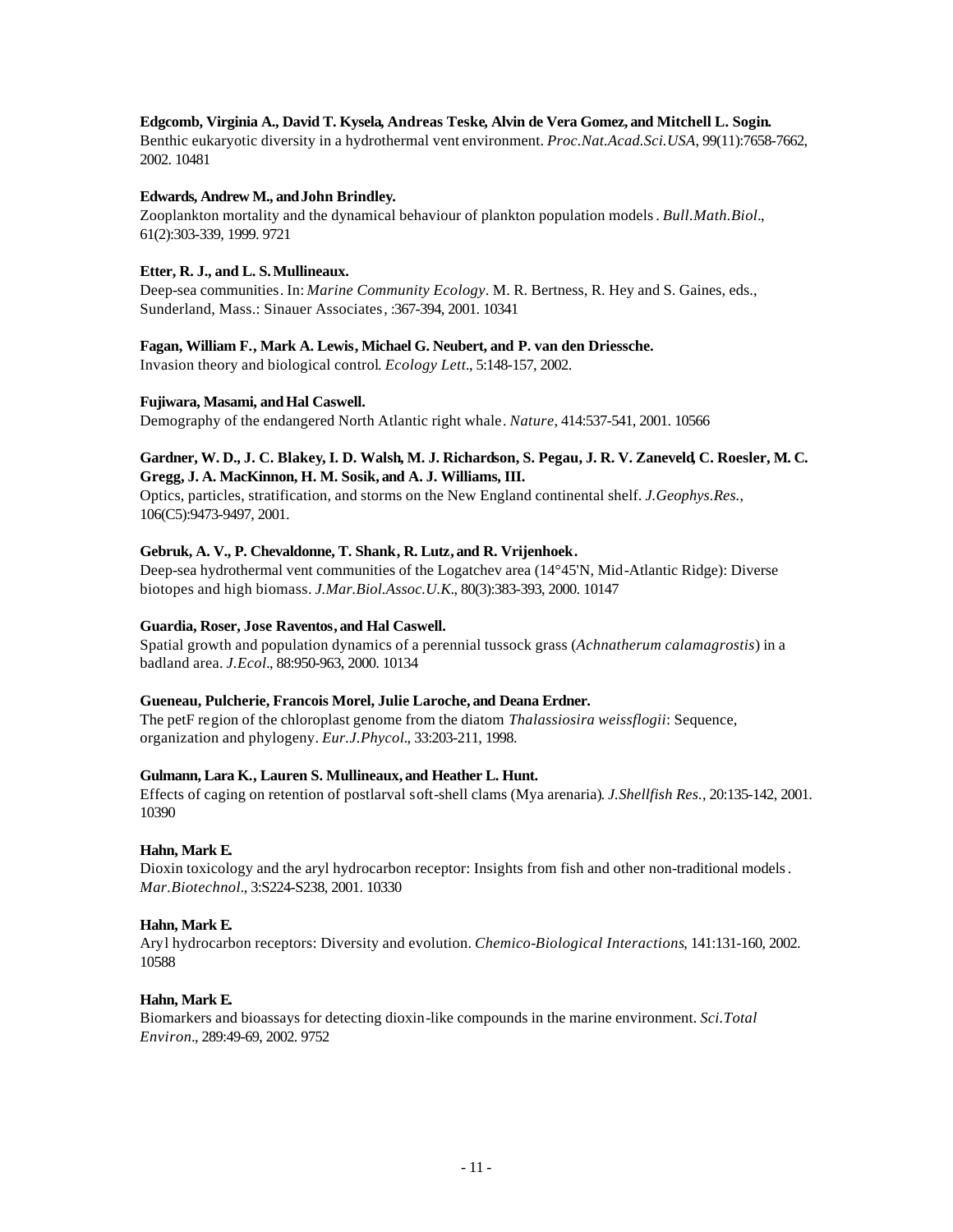**Edgcomb, Virginia A., David T. Kysela, Andreas Teske, Alvin de Vera Gomez, and Mitchell L. Sogin.**
Benthic eukaryotic diversity in a hydrothermal vent environment. *Proc.Nat.Acad.Sci.USA*, 99(11):7658-7662, 2002. 10481

**Edwards, Andrew M., and John Brindley.**
Zooplankton mortality and the dynamical behaviour of plankton population models. *Bull.Math.Biol.*, 61(2):303-339, 1999. 9721

**Etter, R. J., and L. S. Mullineaux.**
Deep-sea communities. In: *Marine Community Ecology*. M. R. Bertness, R. Hey and S. Gaines, eds., Sunderland, Mass.: Sinauer Associates, :367-394, 2001. 10341

**Fagan, William F., Mark A. Lewis, Michael G. Neubert, and P. van den Driessche.**
Invasion theory and biological control. *Ecology Lett.*, 5:148-157, 2002.

**Fujiwara, Masami, and Hal Caswell.**
Demography of the endangered North Atlantic right whale. *Nature*, 414:537-541, 2001. 10566

**Gardner, W. D., J. C. Blakey, I. D. Walsh, M. J. Richardson, S. Pegau, J. R. V. Zaneveld, C. Roesler, M. C. Gregg, J. A. MacKinnon, H. M. Sosik, and A. J. Williams, III.**
Optics, particles, stratification, and storms on the New England continental shelf. *J.Geophys.Res.*, 106(C5):9473-9497, 2001.

**Gebruk, A. V., P. Chevaldonne, T. Shank, R. Lutz, and R. Vrijenhoek.**
Deep-sea hydrothermal vent communities of the Logatchev area (14°45'N, Mid-Atlantic Ridge): Diverse biotopes and high biomass. *J.Mar.Biol.Assoc.U.K.*, 80(3):383-393, 2000. 10147

**Guardia, Roser, Jose Raventos, and Hal Caswell.**
Spatial growth and population dynamics of a perennial tussock grass (*Achnatherum calamagrostis*) in a badland area. *J.Ecol.*, 88:950-963, 2000. 10134

**Gueneau, Pulcherie, Francois Morel, Julie Laroche, and Deana Erdner.**
The petF region of the chloroplast genome from the diatom *Thalassiosira weissflogii*: Sequence, organization and phylogeny. *Eur.J.Phycol.*, 33:203-211, 1998.

**Gulmann, Lara K., Lauren S. Mullineaux, and Heather L. Hunt.**
Effects of caging on retention of postlarval soft-shell clams (Mya arenaria). *J.Shellfish Res.*, 20:135-142, 2001. 10390

**Hahn, Mark E.**
Dioxin toxicology and the aryl hydrocarbon receptor: Insights from fish and other non-traditional models. *Mar.Biotechnol.*, 3:S224-S238, 2001. 10330

**Hahn, Mark E.**
Aryl hydrocarbon receptors: Diversity and evolution. *Chemico-Biological Interactions*, 141:131-160, 2002. 10588

**Hahn, Mark E.**
Biomarkers and bioassays for detecting dioxin-like compounds in the marine environment. *Sci.Total Environ.*, 289:49-69, 2002. 9752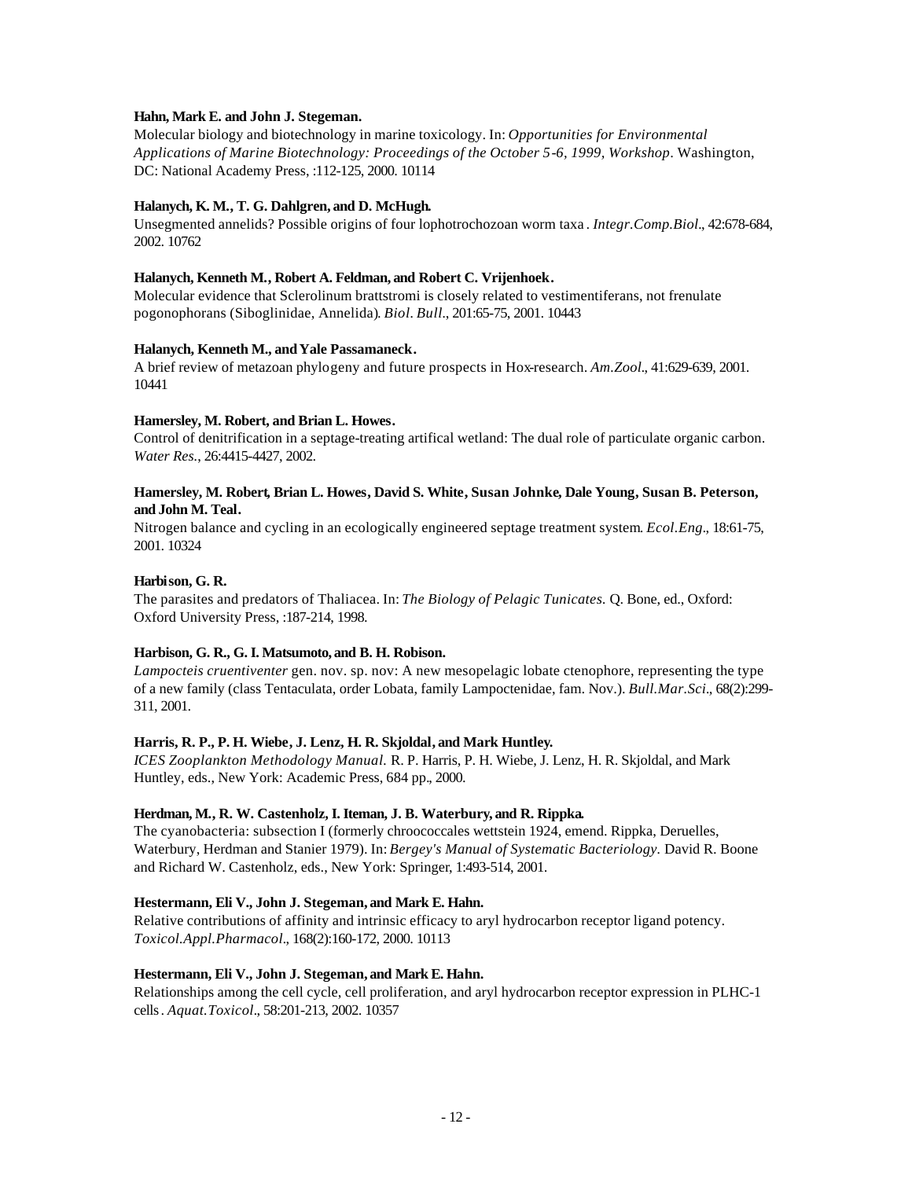**Hahn, Mark E. and John J. Stegeman.**
Molecular biology and biotechnology in marine toxicology. In: *Opportunities for Environmental Applications of Marine Biotechnology: Proceedings of the October 5-6, 1999, Workshop*. Washington, DC: National Academy Press, :112-125, 2000. 10114

**Halanych, K. M., T. G. Dahlgren, and D. McHugh.**
Unsegmented annelids? Possible origins of four lophotrochozoan worm taxa. *Integr.Comp.Biol*., 42:678-684, 2002. 10762

**Halanych, Kenneth M., Robert A. Feldman, and Robert C. Vrijenhoek.**
Molecular evidence that Sclerolinum brattstromi is closely related to vestimentiferans, not frenulate pogonophorans (Siboglinidae, Annelida). *Biol. Bull*., 201:65-75, 2001. 10443

**Halanych, Kenneth M., and Yale Passamaneck.**
A brief review of metazoan phylogeny and future prospects in Hox-research. *Am.Zool*., 41:629-639, 2001. 10441

**Hamersley, M. Robert, and Brian L. Howes.**
Control of denitrification in a septage-treating artifical wetland: The dual role of particulate organic carbon. *Water Res.*, 26:4415-4427, 2002.

**Hamersley, M. Robert, Brian L. Howes, David S. White, Susan Johnke, Dale Young, Susan B. Peterson, and John M. Teal.**
Nitrogen balance and cycling in an ecologically engineered septage treatment system. *Ecol.Eng*., 18:61-75, 2001. 10324

**Harbison, G. R.**
The parasites and predators of Thaliacea. In: *The Biology of Pelagic Tunicates.* Q. Bone, ed., Oxford: Oxford University Press, :187-214, 1998.

**Harbison, G. R., G. I. Matsumoto, and B. H. Robison.**
*Lampocteis cruentiventer* gen. nov. sp. nov: A new mesopelagic lobate ctenophore, representing the type of a new family (class Tentaculata, order Lobata, family Lampoctenidae, fam. Nov.). *Bull.Mar.Sci*., 68(2):299-311, 2001.

**Harris, R. P., P. H. Wiebe, J. Lenz, H. R. Skjoldal, and Mark Huntley.**
*ICES Zooplankton Methodology Manual.* R. P. Harris, P. H. Wiebe, J. Lenz, H. R. Skjoldal, and Mark Huntley, eds., New York: Academic Press, 684 pp., 2000.

**Herdman, M., R. W. Castenholz, I. Iteman, J. B. Waterbury, and R. Rippka.**
The cyanobacteria: subsection I (formerly chroococcales wettstein 1924, emend. Rippka, Deruelles, Waterbury, Herdman and Stanier 1979). In: *Bergey's Manual of Systematic Bacteriology.* David R. Boone and Richard W. Castenholz, eds., New York: Springer, 1:493-514, 2001.

**Hestermann, Eli V., John J. Stegeman, and Mark E. Hahn.**
Relative contributions of affinity and intrinsic efficacy to aryl hydrocarbon receptor ligand potency. *Toxicol.Appl.Pharmacol*., 168(2):160-172, 2000. 10113

**Hestermann, Eli V., John J. Stegeman, and Mark E. Hahn.**
Relationships among the cell cycle, cell proliferation, and aryl hydrocarbon receptor expression in PLHC-1 cells. *Aquat.Toxicol*., 58:201-213, 2002. 10357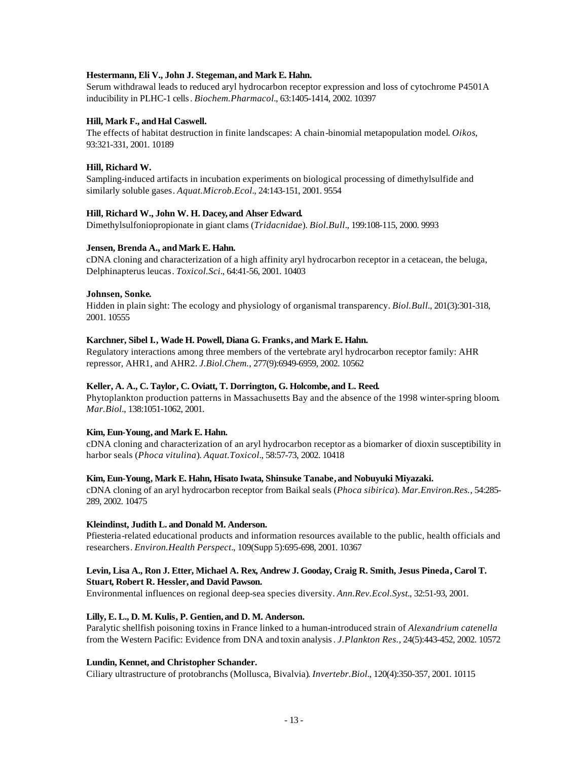**Hestermann, Eli V., John J. Stegeman, and Mark E. Hahn.**
Serum withdrawal leads to reduced aryl hydrocarbon receptor expression and loss of cytochrome P4501A inducibility in PLHC-1 cells. *Biochem.Pharmacol*., 63:1405-1414, 2002. 10397

**Hill, Mark F., and Hal Caswell.**
The effects of habitat destruction in finite landscapes: A chain-binomial metapopulation model. *Oikos*, 93:321-331, 2001. 10189

**Hill, Richard W.**
Sampling-induced artifacts in incubation experiments on biological processing of dimethylsulfide and similarly soluble gases. *Aquat.Microb.Ecol*., 24:143-151, 2001. 9554

**Hill, Richard W., John W. H. Dacey, and Ahser Edward.**
Dimethylsulfoniopropionate in giant clams (*Tridacnidae*). *Biol.Bull*., 199:108-115, 2000. 9993

**Jensen, Brenda A., and Mark E. Hahn.**
cDNA cloning and characterization of a high affinity aryl hydrocarbon receptor in a cetacean, the beluga, Delphinapterus leucas. *Toxicol.Sci*., 64:41-56, 2001. 10403

**Johnsen, Sonke.**
Hidden in plain sight: The ecology and physiology of organismal transparency. *Biol.Bull*., 201(3):301-318, 2001. 10555

**Karchner, Sibel I., Wade H. Powell, Diana G. Franks, and Mark E. Hahn.**
Regulatory interactions among three members of the vertebrate aryl hydrocarbon receptor family: AHR repressor, AHR1, and AHR2. *J.Biol.Chem.*, 277(9):6949-6959, 2002. 10562

**Keller, A. A., C. Taylor, C. Oviatt, T. Dorrington, G. Holcombe, and L. Reed.**
Phytoplankton production patterns in Massachusetts Bay and the absence of the 1998 winter-spring bloom. *Mar.Biol*., 138:1051-1062, 2001.

**Kim, Eun-Young, and Mark E. Hahn.**
cDNA cloning and characterization of an aryl hydrocarbon receptor as a biomarker of dioxin susceptibility in harbor seals (*Phoca vitulina*). *Aquat.Toxicol*., 58:57-73, 2002. 10418

**Kim, Eun-Young, Mark E. Hahn, Hisato Iwata, Shinsuke Tanabe, and Nobuyuki Miyazaki.**
cDNA cloning of an aryl hydrocarbon receptor from Baikal seals (*Phoca sibirica*). *Mar.Environ.Res.*, 54:285-289, 2002. 10475

**Kleindinst, Judith L. and Donald M. Anderson.**
Pfiesteria-related educational products and information resources available to the public, health officials and researchers. *Environ.Health Perspect*., 109(Supp 5):695-698, 2001. 10367

**Levin, Lisa A., Ron J. Etter, Michael A. Rex, Andrew J. Gooday, Craig R. Smith, Jesus Pineda, Carol T. Stuart, Robert R. Hessler, and David Pawson.**
Environmental influences on regional deep-sea species diversity. *Ann.Rev.Ecol.Syst*., 32:51-93, 2001.

**Lilly, E. L., D. M. Kulis, P. Gentien, and D. M. Anderson.**
Paralytic shellfish poisoning toxins in France linked to a human-introduced strain of *Alexandrium catenella* from the Western Pacific: Evidence from DNA and toxin analysis. *J.Plankton Res.*, 24(5):443-452, 2002. 10572

**Lundin, Kennet, and Christopher Schander.**
Ciliary ultrastructure of protobranchs (Mollusca, Bivalvia). *Invertebr.Biol*., 120(4):350-357, 2001. 10115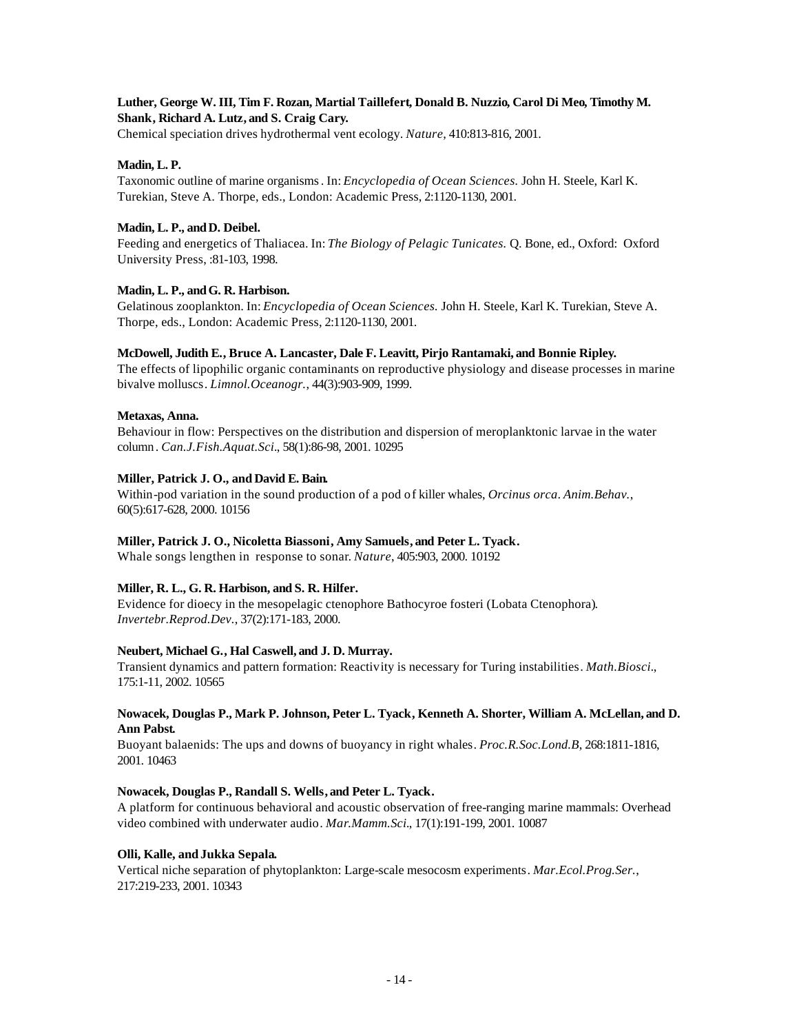**Luther, George W. III, Tim F. Rozan, Martial Taillefert, Donald B. Nuzzio, Carol Di Meo, Timothy M. Shank, Richard A. Lutz, and S. Craig Cary.**
Chemical speciation drives hydrothermal vent ecology. *Nature*, 410:813-816, 2001.

**Madin, L. P.**
Taxonomic outline of marine organisms. In: *Encyclopedia of Ocean Sciences.* John H. Steele, Karl K. Turekian, Steve A. Thorpe, eds., London: Academic Press, 2:1120-1130, 2001.

**Madin, L. P., and D. Deibel.**
Feeding and energetics of Thaliacea. In: *The Biology of Pelagic Tunicates.* Q. Bone, ed., Oxford: Oxford University Press, :81-103, 1998.

**Madin, L. P., and G. R. Harbison.**
Gelatinous zooplankton. In: *Encyclopedia of Ocean Sciences.* John H. Steele, Karl K. Turekian, Steve A. Thorpe, eds., London: Academic Press, 2:1120-1130, 2001.

**McDowell, Judith E., Bruce A. Lancaster, Dale F. Leavitt, Pirjo Rantamaki, and Bonnie Ripley.**
The effects of lipophilic organic contaminants on reproductive physiology and disease processes in marine bivalve molluscs. *Limnol.Oceanogr.*, 44(3):903-909, 1999.

**Metaxas, Anna.**
Behaviour in flow: Perspectives on the distribution and dispersion of meroplanktonic larvae in the water column. *Can.J.Fish.Aquat.Sci.*, 58(1):86-98, 2001. 10295

**Miller, Patrick J. O., and David E. Bain.**
Within-pod variation in the sound production of a pod of killer whales, *Orcinus orca*. *Anim.Behav.*, 60(5):617-628, 2000. 10156

**Miller, Patrick J. O., Nicoletta Biassoni, Amy Samuels, and Peter L. Tyack.**
Whale songs lengthen in response to sonar. *Nature*, 405:903, 2000. 10192

**Miller, R. L., G. R. Harbison, and S. R. Hilfer.**
Evidence for dioecy in the mesopelagic ctenophore Bathocyroe fosteri (Lobata Ctenophora). *Invertebr.Reprod.Dev.*, 37(2):171-183, 2000.

**Neubert, Michael G., Hal Caswell, and J. D. Murray.**
Transient dynamics and pattern formation: Reactivity is necessary for Turing instabilities. *Math.Biosci.*, 175:1-11, 2002. 10565

**Nowacek, Douglas P., Mark P. Johnson, Peter L. Tyack, Kenneth A. Shorter, William A. McLellan, and D. Ann Pabst.**
Buoyant balaenids: The ups and downs of buoyancy in right whales. *Proc.R.Soc.Lond.B*, 268:1811-1816, 2001. 10463

**Nowacek, Douglas P., Randall S. Wells, and Peter L. Tyack.**
A platform for continuous behavioral and acoustic observation of free-ranging marine mammals: Overhead video combined with underwater audio. *Mar.Mamm.Sci.*, 17(1):191-199, 2001. 10087

**Olli, Kalle, and Jukka Sepala.**
Vertical niche separation of phytoplankton: Large-scale mesocosm experiments. *Mar.Ecol.Prog.Ser.*, 217:219-233, 2001. 10343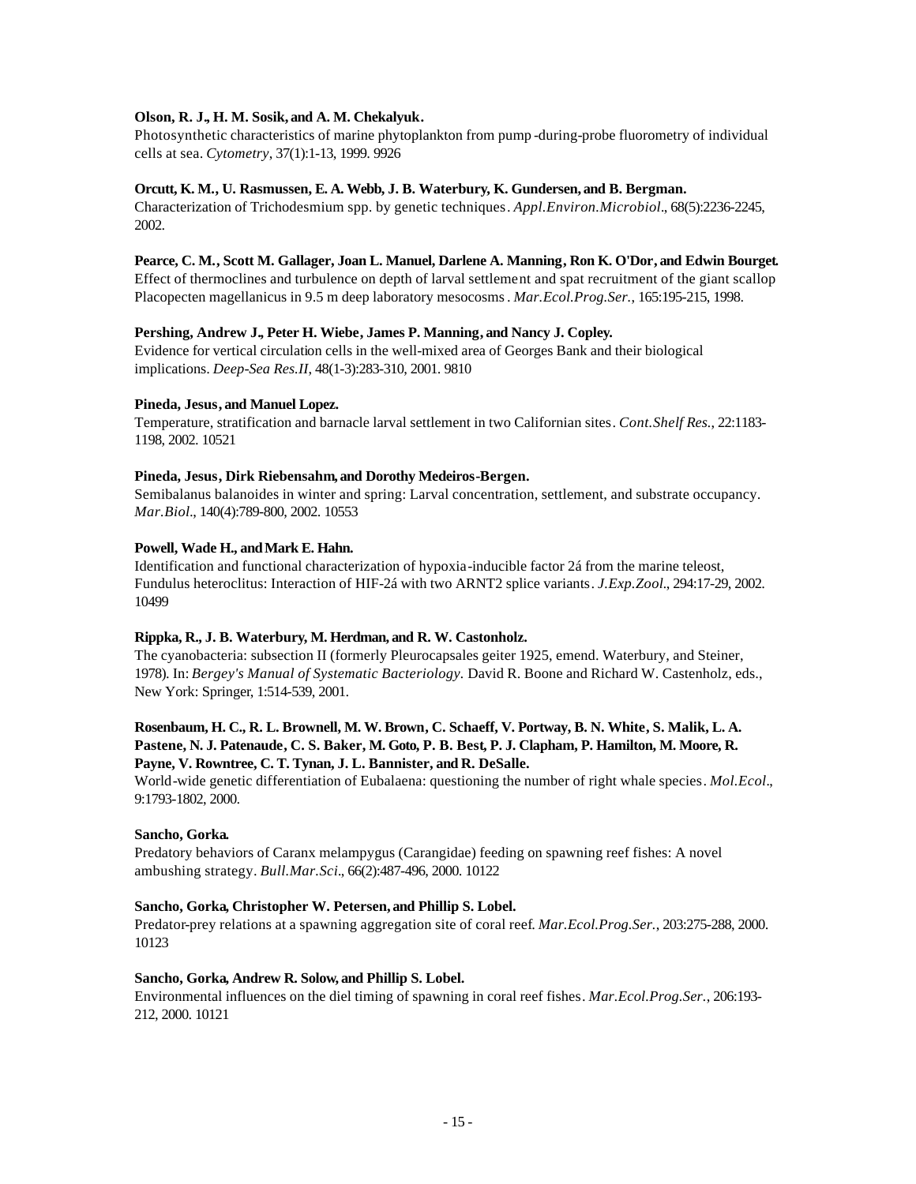**Olson, R. J., H. M. Sosik, and A. M. Chekalyuk.**
Photosynthetic characteristics of marine phytoplankton from pump-during-probe fluorometry of individual cells at sea. *Cytometry*, 37(1):1-13, 1999. 9926

**Orcutt, K. M., U. Rasmussen, E. A. Webb, J. B. Waterbury, K. Gundersen, and B. Bergman.**
Characterization of Trichodesmium spp. by genetic techniques. *Appl.Environ.Microbiol.*, 68(5):2236-2245, 2002.

**Pearce, C. M., Scott M. Gallager, Joan L. Manuel, Darlene A. Manning, Ron K. O'Dor, and Edwin Bourget.**
Effect of thermoclines and turbulence on depth of larval settlement and spat recruitment of the giant scallop Placopecten magellanicus in 9.5 m deep laboratory mesocosms. *Mar.Ecol.Prog.Ser.*, 165:195-215, 1998.

**Pershing, Andrew J., Peter H. Wiebe, James P. Manning, and Nancy J. Copley.**
Evidence for vertical circulation cells in the well-mixed area of Georges Bank and their biological implications. *Deep-Sea Res.II*, 48(1-3):283-310, 2001. 9810

**Pineda, Jesus, and Manuel Lopez.**
Temperature, stratification and barnacle larval settlement in two Californian sites. *Cont.Shelf Res.*, 22:1183-1198, 2002. 10521

**Pineda, Jesus, Dirk Riebensahm, and Dorothy Medeiros-Bergen.**
Semibalanus balanoides in winter and spring: Larval concentration, settlement, and substrate occupancy. *Mar.Biol.*, 140(4):789-800, 2002. 10553

**Powell, Wade H., and Mark E. Hahn.**
Identification and functional characterization of hypoxia-inducible factor 2á from the marine teleost, Fundulus heteroclitus: Interaction of HIF-2á with two ARNT2 splice variants. *J.Exp.Zool.*, 294:17-29, 2002. 10499

**Rippka, R., J. B. Waterbury, M. Herdman, and R. W. Castonholz.**
The cyanobacteria: subsection II (formerly Pleurocapsales geiter 1925, emend. Waterbury, and Steiner, 1978). In: *Bergey's Manual of Systematic Bacteriology.* David R. Boone and Richard W. Castenholz, eds., New York: Springer, 1:514-539, 2001.

**Rosenbaum, H. C., R. L. Brownell, M. W. Brown, C. Schaeff, V. Portway, B. N. White, S. Malik, L. A. Pastene, N. J. Patenaude, C. S. Baker, M. Goto, P. B. Best, P. J. Clapham, P. Hamilton, M. Moore, R. Payne, V. Rowntree, C. T. Tynan, J. L. Bannister, and R. DeSalle.**
World-wide genetic differentiation of Eubalaena: questioning the number of right whale species. *Mol.Ecol.*, 9:1793-1802, 2000.

**Sancho, Gorka.**
Predatory behaviors of Caranx melampygus (Carangidae) feeding on spawning reef fishes: A novel ambushing strategy. *Bull.Mar.Sci.*, 66(2):487-496, 2000. 10122

**Sancho, Gorka, Christopher W. Petersen, and Phillip S. Lobel.**
Predator-prey relations at a spawning aggregation site of coral reef. *Mar.Ecol.Prog.Ser.*, 203:275-288, 2000. 10123

**Sancho, Gorka, Andrew R. Solow, and Phillip S. Lobel.**
Environmental influences on the diel timing of spawning in coral reef fishes. *Mar.Ecol.Prog.Ser.*, 206:193-212, 2000. 10121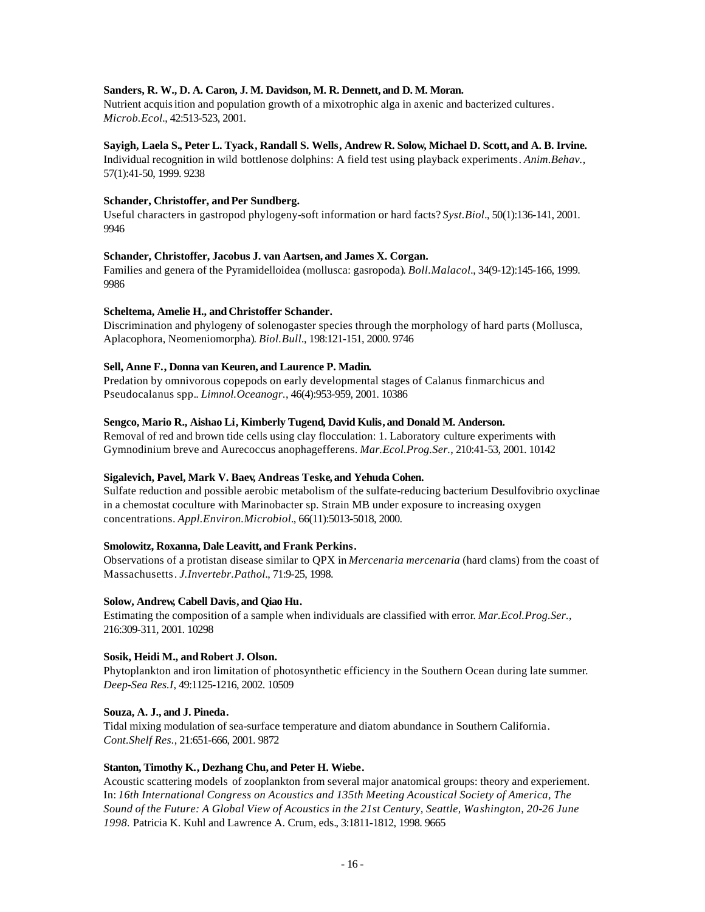**Sanders, R. W., D. A. Caron, J. M. Davidson, M. R. Dennett, and D. M. Moran.**
Nutrient acquisition and population growth of a mixotrophic alga in axenic and bacterized cultures. *Microb.Ecol*., 42:513-523, 2001.

**Sayigh, Laela S., Peter L. Tyack, Randall S. Wells, Andrew R. Solow, Michael D. Scott, and A. B. Irvine.**
Individual recognition in wild bottlenose dolphins: A field test using playback experiments. *Anim.Behav.*, 57(1):41-50, 1999. 9238

**Schander, Christoffer, and Per Sundberg.**
Useful characters in gastropod phylogeny-soft information or hard facts? *Syst.Biol*., 50(1):136-141, 2001. 9946

**Schander, Christoffer, Jacobus J. van Aartsen, and James X. Corgan.**
Families and genera of the Pyramidelloidea (mollusca: gasropoda). *Boll.Malacol*., 34(9-12):145-166, 1999. 9986

**Scheltema, Amelie H., and Christoffer Schander.**
Discrimination and phylogeny of solenogaster species through the morphology of hard parts (Mollusca, Aplacophora, Neomeniomorpha). *Biol.Bull*., 198:121-151, 2000. 9746

**Sell, Anne F., Donna van Keuren, and Laurence P. Madin.**
Predation by omnivorous copepods on early developmental stages of Calanus finmarchicus and Pseudocalanus spp.. *Limnol.Oceanogr.*, 46(4):953-959, 2001. 10386

**Sengco, Mario R., Aishao Li, Kimberly Tugend, David Kulis, and Donald M. Anderson.**
Removal of red and brown tide cells using clay flocculation: 1. Laboratory culture experiments with Gymnodinium breve and Aurecoccus anophagefferens. *Mar.Ecol.Prog.Ser.*, 210:41-53, 2001. 10142

**Sigalevich, Pavel, Mark V. Baev, Andreas Teske, and Yehuda Cohen.**
Sulfate reduction and possible aerobic metabolism of the sulfate-reducing bacterium Desulfovibrio oxyclinae in a chemostat coculture with Marinobacter sp. Strain MB under exposure to increasing oxygen concentrations. *Appl.Environ.Microbiol*., 66(11):5013-5018, 2000.

**Smolowitz, Roxanna, Dale Leavitt, and Frank Perkins.**
Observations of a protistan disease similar to QPX in *Mercenaria mercenaria* (hard clams) from the coast of Massachusetts. *J.Invertebr.Pathol*., 71:9-25, 1998.

**Solow, Andrew, Cabell Davis, and Qiao Hu.**
Estimating the composition of a sample when individuals are classified with error. *Mar.Ecol.Prog.Ser.*, 216:309-311, 2001. 10298

**Sosik, Heidi M., and Robert J. Olson.**
Phytoplankton and iron limitation of photosynthetic efficiency in the Southern Ocean during late summer. *Deep-Sea Res.I*, 49:1125-1216, 2002. 10509

**Souza, A. J., and J. Pineda.**
Tidal mixing modulation of sea-surface temperature and diatom abundance in Southern California. *Cont.Shelf Res.*, 21:651-666, 2001. 9872

**Stanton, Timothy K., Dezhang Chu, and Peter H. Wiebe.**
Acoustic scattering models of zooplankton from several major anatomical groups: theory and experiement. In: *16th International Congress on Acoustics and 135th Meeting Acoustical Society of America, The Sound of the Future: A Global View of Acoustics in the 21st Century, Seattle, Washington, 20-26 June 1998.* Patricia K. Kuhl and Lawrence A. Crum, eds., 3:1811-1812, 1998. 9665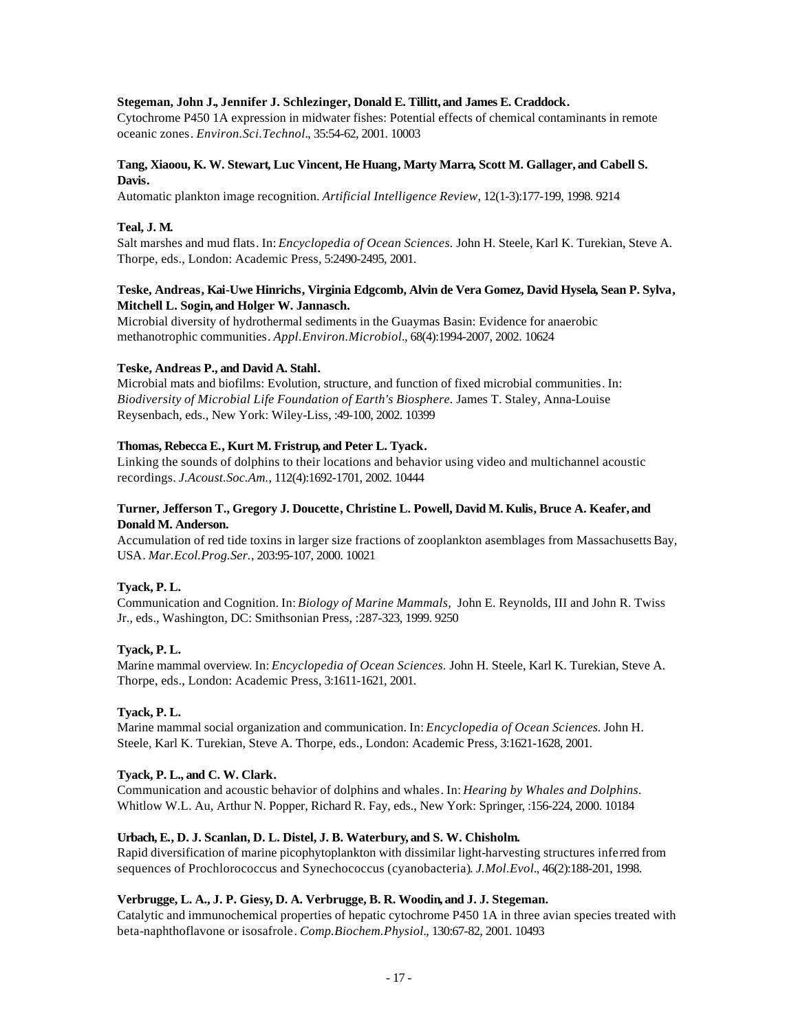**Stegeman, John J., Jennifer J. Schlezinger, Donald E. Tillitt, and James E. Craddock.**
Cytochrome P450 1A expression in midwater fishes: Potential effects of chemical contaminants in remote oceanic zones. *Environ.Sci.Technol.*, 35:54-62, 2001. 10003

**Tang, Xiaoou, K. W. Stewart, Luc Vincent, He Huang, Marty Marra, Scott M. Gallager, and Cabell S. Davis.**
Automatic plankton image recognition. *Artificial Intelligence Review*, 12(1-3):177-199, 1998. 9214

**Teal, J. M.**
Salt marshes and mud flats. In: *Encyclopedia of Ocean Sciences.* John H. Steele, Karl K. Turekian, Steve A. Thorpe, eds., London: Academic Press, 5:2490-2495, 2001.

**Teske, Andreas, Kai-Uwe Hinrichs, Virginia Edgcomb, Alvin de Vera Gomez, David Hysela, Sean P. Sylva, Mitchell L. Sogin, and Holger W. Jannasch.**
Microbial diversity of hydrothermal sediments in the Guaymas Basin: Evidence for anaerobic methanotrophic communities. *Appl.Environ.Microbiol.*, 68(4):1994-2007, 2002. 10624

**Teske, Andreas P., and David A. Stahl.**
Microbial mats and biofilms: Evolution, structure, and function of fixed microbial communities. In: *Biodiversity of Microbial Life Foundation of Earth's Biosphere.* James T. Staley, Anna-Louise Reysenbach, eds., New York: Wiley-Liss, :49-100, 2002. 10399

**Thomas, Rebecca E., Kurt M. Fristrup, and Peter L. Tyack.**
Linking the sounds of dolphins to their locations and behavior using video and multichannel acoustic recordings. *J.Acoust.Soc.Am.*, 112(4):1692-1701, 2002. 10444

**Turner, Jefferson T., Gregory J. Doucette, Christine L. Powell, David M. Kulis, Bruce A. Keafer, and Donald M. Anderson.**
Accumulation of red tide toxins in larger size fractions of zooplankton asemblages from Massachusetts Bay, USA. *Mar.Ecol.Prog.Ser.*, 203:95-107, 2000. 10021

**Tyack, P. L.**
Communication and Cognition. In: *Biology of Marine Mammals,* John E. Reynolds, III and John R. Twiss Jr., eds., Washington, DC: Smithsonian Press, :287-323, 1999. 9250

**Tyack, P. L.**
Marine mammal overview. In: *Encyclopedia of Ocean Sciences.* John H. Steele, Karl K. Turekian, Steve A. Thorpe, eds., London: Academic Press, 3:1611-1621, 2001.

**Tyack, P. L.**
Marine mammal social organization and communication. In: *Encyclopedia of Ocean Sciences.* John H. Steele, Karl K. Turekian, Steve A. Thorpe, eds., London: Academic Press, 3:1621-1628, 2001.

**Tyack, P. L., and C. W. Clark.**
Communication and acoustic behavior of dolphins and whales. In: *Hearing by Whales and Dolphins.* Whitlow W.L. Au, Arthur N. Popper, Richard R. Fay, eds., New York: Springer, :156-224, 2000. 10184

**Urbach, E., D. J. Scanlan, D. L. Distel, J. B. Waterbury, and S. W. Chisholm.**
Rapid diversification of marine picophytoplankton with dissimilar light-harvesting structures inferred from sequences of Prochlorococcus and Synechococcus (cyanobacteria). *J.Mol.Evol.*, 46(2):188-201, 1998.

**Verbrugge, L. A., J. P. Giesy, D. A. Verbrugge, B. R. Woodin, and J. J. Stegeman.**
Catalytic and immunochemical properties of hepatic cytochrome P450 1A in three avian species treated with beta-naphthoflavone or isosafrole. *Comp.Biochem.Physiol.*, 130:67-82, 2001. 10493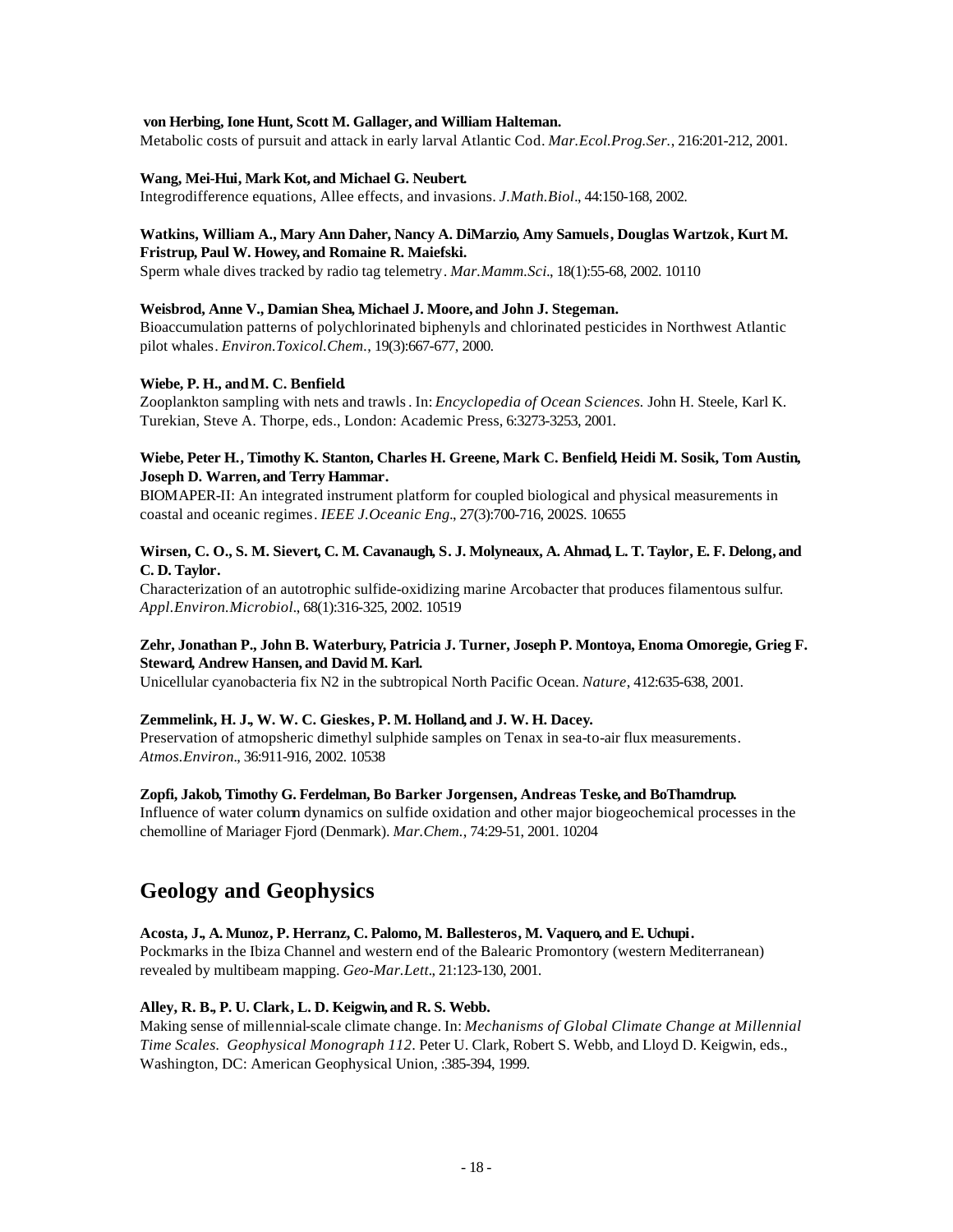**von Herbing, Ione Hunt, Scott M. Gallager, and William Halteman.**
Metabolic costs of pursuit and attack in early larval Atlantic Cod. *Mar.Ecol.Prog.Ser.*, 216:201-212, 2001.

**Wang, Mei-Hui, Mark Kot, and Michael G. Neubert.**
Integrodifference equations, Allee effects, and invasions. *J.Math.Biol*., 44:150-168, 2002.

**Watkins, William A., Mary Ann Daher, Nancy A. DiMarzio, Amy Samuels, Douglas Wartzok, Kurt M. Fristrup, Paul W. Howey, and Romaine R. Maiefski.**
Sperm whale dives tracked by radio tag telemetry. *Mar.Mamm.Sci*., 18(1):55-68, 2002. 10110

**Weisbrod, Anne V., Damian Shea, Michael J. Moore, and John J. Stegeman.**
Bioaccumulation patterns of polychlorinated biphenyls and chlorinated pesticides in Northwest Atlantic pilot whales. *Environ.Toxicol.Chem.*, 19(3):667-677, 2000.

**Wiebe, P. H., and M. C. Benfield.**
Zooplankton sampling with nets and trawls. In: *Encyclopedia of Ocean Sciences.* John H. Steele, Karl K. Turekian, Steve A. Thorpe, eds., London: Academic Press, 6:3273-3253, 2001.

**Wiebe, Peter H., Timothy K. Stanton, Charles H. Greene, Mark C. Benfield, Heidi M. Sosik, Tom Austin, Joseph D. Warren, and Terry Hammar.**
BIOMAPER-II: An integrated instrument platform for coupled biological and physical measurements in coastal and oceanic regimes. *IEEE J.Oceanic Eng*., 27(3):700-716, 2002S. 10655

**Wirsen, C. O., S. M. Sievert, C. M. Cavanaugh, S. J. Molyneaux, A. Ahmad, L. T. Taylor, E. F. Delong, and C. D. Taylor.**
Characterization of an autotrophic sulfide-oxidizing marine Arcobacter that produces filamentous sulfur. *Appl.Environ.Microbiol*., 68(1):316-325, 2002. 10519

**Zehr, Jonathan P., John B. Waterbury, Patricia J. Turner, Joseph P. Montoya, Enoma Omoregie, Grieg F. Steward, Andrew Hansen, and David M. Karl.**
Unicellular cyanobacteria fix N2 in the subtropical North Pacific Ocean. *Nature*, 412:635-638, 2001.

**Zemmelink, H. J., W. W. C. Gieskes, P. M. Holland, and J. W. H. Dacey.**
Preservation of atmopsheric dimethyl sulphide samples on Tenax in sea-to-air flux measurements. *Atmos.Environ*., 36:911-916, 2002. 10538

**Zopfi, Jakob, Timothy G. Ferdelman, Bo Barker Jorgensen, Andreas Teske, and BoThamdrup.**
Influence of water column dynamics on sulfide oxidation and other major biogeochemical processes in the chemolline of Mariager Fjord (Denmark). *Mar.Chem.*, 74:29-51, 2001. 10204

## Geology and Geophysics

**Acosta, J., A. Munoz, P. Herranz, C. Palomo, M. Ballesteros, M. Vaquero, and E. Uchupi.**
Pockmarks in the Ibiza Channel and western end of the Balearic Promontory (western Mediterranean) revealed by multibeam mapping. *Geo-Mar.Lett*., 21:123-130, 2001.

**Alley, R. B., P. U. Clark, L. D. Keigwin, and R. S. Webb.**
Making sense of millennial-scale climate change. In: *Mechanisms of Global Climate Change at Millennial Time Scales. Geophysical Monograph 112*. Peter U. Clark, Robert S. Webb, and Lloyd D. Keigwin, eds., Washington, DC: American Geophysical Union, :385-394, 1999.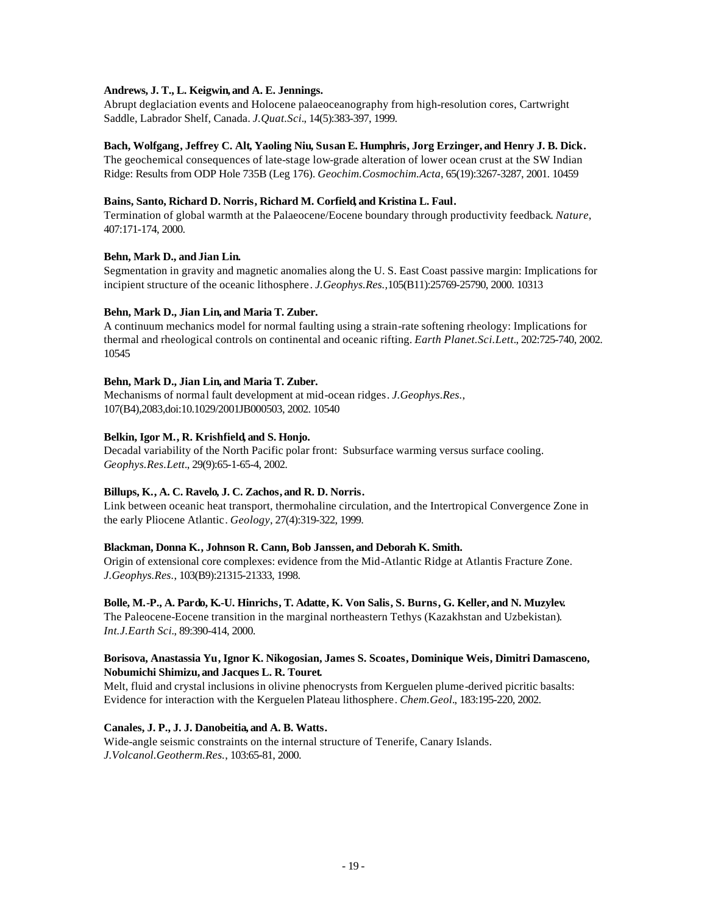**Andrews, J. T., L. Keigwin, and A. E. Jennings.**
Abrupt deglaciation events and Holocene palaeoceanography from high-resolution cores, Cartwright Saddle, Labrador Shelf, Canada. *J.Quat.Sci*., 14(5):383-397, 1999.

**Bach, Wolfgang, Jeffrey C. Alt, Yaoling Niu, Susan E. Humphris, Jorg Erzinger, and Henry J. B. Dick.**
The geochemical consequences of late-stage low-grade alteration of lower ocean crust at the SW Indian Ridge: Results from ODP Hole 735B (Leg 176). *Geochim.Cosmochim.Acta*, 65(19):3267-3287, 2001. 10459

**Bains, Santo, Richard D. Norris, Richard M. Corfield, and Kristina L. Faul.**
Termination of global warmth at the Palaeocene/Eocene boundary through productivity feedback. *Nature*, 407:171-174, 2000.

**Behn, Mark D., and Jian Lin.**
Segmentation in gravity and magnetic anomalies along the U. S. East Coast passive margin: Implications for incipient structure of the oceanic lithosphere. *J.Geophys.Res.*,105(B11):25769-25790, 2000. 10313

**Behn, Mark D., Jian Lin, and Maria T. Zuber.**
A continuum mechanics model for normal faulting using a strain-rate softening rheology: Implications for thermal and rheological controls on continental and oceanic rifting. *Earth Planet.Sci.Lett*., 202:725-740, 2002. 10545

**Behn, Mark D., Jian Lin, and Maria T. Zuber.**
Mechanisms of normal fault development at mid-ocean ridges. *J.Geophys.Res.*, 107(B4),2083,doi:10.1029/2001JB000503, 2002. 10540

**Belkin, Igor M., R. Krishfield, and S. Honjo.**
Decadal variability of the North Pacific polar front: Subsurface warming versus surface cooling. *Geophys.Res.Lett*., 29(9):65-1-65-4, 2002.

**Billups, K., A. C. Ravelo, J. C. Zachos, and R. D. Norris.**
Link between oceanic heat transport, thermohaline circulation, and the Intertropical Convergence Zone in the early Pliocene Atlantic. *Geology*, 27(4):319-322, 1999.

**Blackman, Donna K., Johnson R. Cann, Bob Janssen, and Deborah K. Smith.**
Origin of extensional core complexes: evidence from the Mid-Atlantic Ridge at Atlantis Fracture Zone. *J.Geophys.Res.*, 103(B9):21315-21333, 1998.

**Bolle, M.-P., A. Pardo, K.-U. Hinrichs, T. Adatte, K. Von Salis, S. Burns, G. Keller, and N. Muzylev.**
The Paleocene-Eocene transition in the marginal northeastern Tethys (Kazakhstan and Uzbekistan). *Int.J.Earth Sci*., 89:390-414, 2000.

**Borisova, Anastassia Yu, Ignor K. Nikogosian, James S. Scoates, Dominique Weis, Dimitri Damasceno, Nobumichi Shimizu, and Jacques L. R. Touret.**
Melt, fluid and crystal inclusions in olivine phenocrysts from Kerguelen plume-derived picritic basalts: Evidence for interaction with the Kerguelen Plateau lithosphere. *Chem.Geol*., 183:195-220, 2002.

**Canales, J. P., J. J. Danobeitia, and A. B. Watts.**
Wide-angle seismic constraints on the internal structure of Tenerife, Canary Islands. *J.Volcanol.Geotherm.Res.*, 103:65-81, 2000.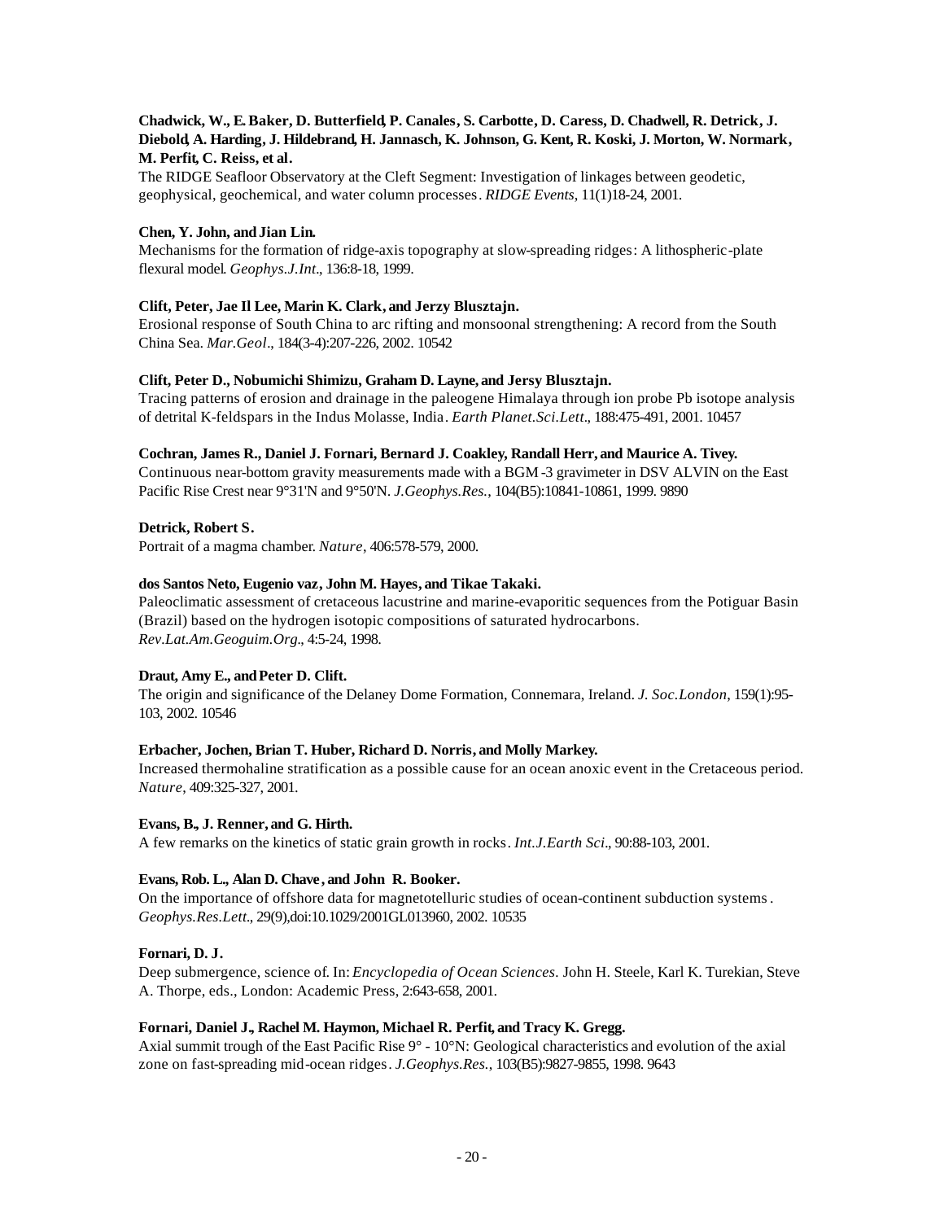**Chadwick, W., E. Baker, D. Butterfield, P. Canales, S. Carbotte, D. Caress, D. Chadwell, R. Detrick, J. Diebold, A. Harding, J. Hildebrand, H. Jannasch, K. Johnson, G. Kent, R. Koski, J. Morton, W. Normark, M. Perfit, C. Reiss, et al.**
The RIDGE Seafloor Observatory at the Cleft Segment: Investigation of linkages between geodetic, geophysical, geochemical, and water column processes. *RIDGE Events*, 11(1)18-24, 2001.

**Chen, Y. John, and Jian Lin.**
Mechanisms for the formation of ridge-axis topography at slow-spreading ridges: A lithospheric-plate flexural model. *Geophys.J.Int.*, 136:8-18, 1999.

**Clift, Peter, Jae Il Lee, Marin K. Clark, and Jerzy Blusztajn.**
Erosional response of South China to arc rifting and monsoonal strengthening: A record from the South China Sea. *Mar.Geol.*, 184(3-4):207-226, 2002. 10542

**Clift, Peter D., Nobumichi Shimizu, Graham D. Layne, and Jersy Blusztajn.**
Tracing patterns of erosion and drainage in the paleogene Himalaya through ion probe Pb isotope analysis of detrital K-feldspars in the Indus Molasse, India. *Earth Planet.Sci.Lett.*, 188:475-491, 2001. 10457

**Cochran, James R., Daniel J. Fornari, Bernard J. Coakley, Randall Herr, and Maurice A. Tivey.**
Continuous near-bottom gravity measurements made with a BGM-3 gravimeter in DSV ALVIN on the East Pacific Rise Crest near 9°31'N and 9°50'N. *J.Geophys.Res.*, 104(B5):10841-10861, 1999. 9890

**Detrick, Robert S.**
Portrait of a magma chamber. *Nature*, 406:578-579, 2000.

**dos Santos Neto, Eugenio vaz, John M. Hayes, and Tikae Takaki.**
Paleoclimatic assessment of cretaceous lacustrine and marine-evaporitic sequences from the Potiguar Basin (Brazil) based on the hydrogen isotopic compositions of saturated hydrocarbons. *Rev.Lat.Am.Geoguim.Org.*, 4:5-24, 1998.

**Draut, Amy E., and Peter D. Clift.**
The origin and significance of the Delaney Dome Formation, Connemara, Ireland. *J. Soc.London*, 159(1):95-103, 2002. 10546

**Erbacher, Jochen, Brian T. Huber, Richard D. Norris, and Molly Markey.**
Increased thermohaline stratification as a possible cause for an ocean anoxic event in the Cretaceous period. *Nature*, 409:325-327, 2001.

**Evans, B., J. Renner, and G. Hirth.**
A few remarks on the kinetics of static grain growth in rocks. *Int.J.Earth Sci.*, 90:88-103, 2001.

**Evans, Rob. L., Alan D. Chave, and John R. Booker.**
On the importance of offshore data for magnetotelluric studies of ocean-continent subduction systems. *Geophys.Res.Lett.*, 29(9),doi:10.1029/2001GL013960, 2002. 10535

**Fornari, D. J.**
Deep submergence, science of. In: *Encyclopedia of Ocean Sciences*. John H. Steele, Karl K. Turekian, Steve A. Thorpe, eds., London: Academic Press, 2:643-658, 2001.

**Fornari, Daniel J., Rachel M. Haymon, Michael R. Perfit, and Tracy K. Gregg.**
Axial summit trough of the East Pacific Rise 9° - 10°N: Geological characteristics and evolution of the axial zone on fast-spreading mid-ocean ridges. *J.Geophys.Res.*, 103(B5):9827-9855, 1998. 9643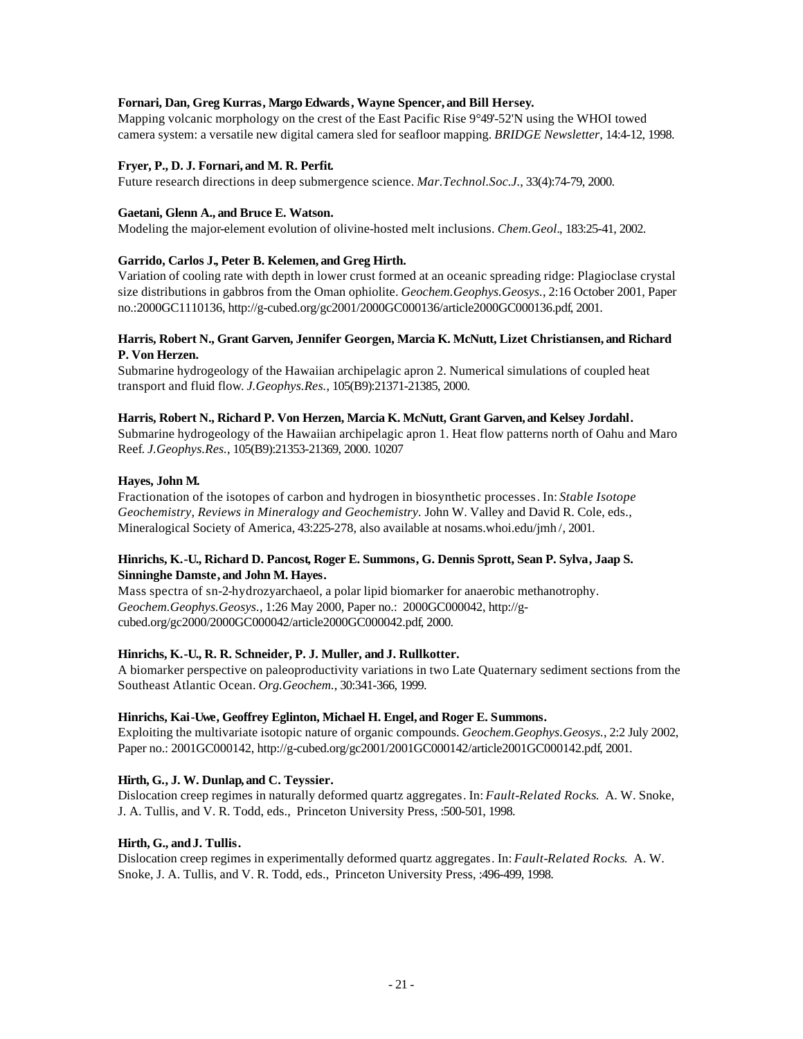**Fornari, Dan, Greg Kurras, Margo Edwards, Wayne Spencer, and Bill Hersey.**
Mapping volcanic morphology on the crest of the East Pacific Rise 9°49'-52'N using the WHOI towed camera system: a versatile new digital camera sled for seafloor mapping. *BRIDGE Newsletter*, 14:4-12, 1998.

**Fryer, P., D. J. Fornari, and M. R. Perfit.**
Future research directions in deep submergence science. *Mar.Technol.Soc.J.*, 33(4):74-79, 2000.

**Gaetani, Glenn A., and Bruce E. Watson.**
Modeling the major-element evolution of olivine-hosted melt inclusions. *Chem.Geol*., 183:25-41, 2002.

**Garrido, Carlos J., Peter B. Kelemen, and Greg Hirth.**
Variation of cooling rate with depth in lower crust formed at an oceanic spreading ridge: Plagioclase crystal size distributions in gabbros from the Oman ophiolite. *Geochem.Geophys.Geosys.*, 2:16 October 2001, Paper no.:2000GC1110136, http://g-cubed.org/gc2001/2000GC000136/article2000GC000136.pdf, 2001.

**Harris, Robert N., Grant Garven, Jennifer Georgen, Marcia K. McNutt, Lizet Christiansen, and Richard P. Von Herzen.**
Submarine hydrogeology of the Hawaiian archipelagic apron 2. Numerical simulations of coupled heat transport and fluid flow. *J.Geophys.Res.*, 105(B9):21371-21385, 2000.

**Harris, Robert N., Richard P. Von Herzen, Marcia K. McNutt, Grant Garven, and Kelsey Jordahl.**
Submarine hydrogeology of the Hawaiian archipelagic apron 1. Heat flow patterns north of Oahu and Maro Reef. *J.Geophys.Res.*, 105(B9):21353-21369, 2000. 10207

**Hayes, John M.**
Fractionation of the isotopes of carbon and hydrogen in biosynthetic processes. In: *Stable Isotope Geochemistry, Reviews in Mineralogy and Geochemistry.* John W. Valley and David R. Cole, eds., Mineralogical Society of America, 43:225-278, also available at nosams.whoi.edu/jmh/, 2001.

**Hinrichs, K.-U., Richard D. Pancost, Roger E. Summons, G. Dennis Sprott, Sean P. Sylva, Jaap S. Sinninghe Damste, and John M. Hayes.**
Mass spectra of sn-2-hydrozyarchaeol, a polar lipid biomarker for anaerobic methanotrophy. *Geochem.Geophys.Geosys.*, 1:26 May 2000, Paper no.: 2000GC000042, http://g-cubed.org/gc2000/2000GC000042/article2000GC000042.pdf, 2000.

**Hinrichs, K.-U., R. R. Schneider, P. J. Muller, and J. Rullkotter.**
A biomarker perspective on paleoproductivity variations in two Late Quaternary sediment sections from the Southeast Atlantic Ocean. *Org.Geochem.*, 30:341-366, 1999.

**Hinrichs, Kai-Uwe, Geoffrey Eglinton, Michael H. Engel, and Roger E. Summons.**
Exploiting the multivariate isotopic nature of organic compounds. *Geochem.Geophys.Geosys.*, 2:2 July 2002, Paper no.: 2001GC000142, http://g-cubed.org/gc2001/2001GC000142/article2001GC000142.pdf, 2001.

**Hirth, G., J. W. Dunlap, and C. Teyssier.**
Dislocation creep regimes in naturally deformed quartz aggregates. In: *Fault-Related Rocks.* A. W. Snoke, J. A. Tullis, and V. R. Todd, eds., Princeton University Press, :500-501, 1998.

**Hirth, G., and J. Tullis.**
Dislocation creep regimes in experimentally deformed quartz aggregates. In: *Fault-Related Rocks.* A. W. Snoke, J. A. Tullis, and V. R. Todd, eds., Princeton University Press, :496-499, 1998.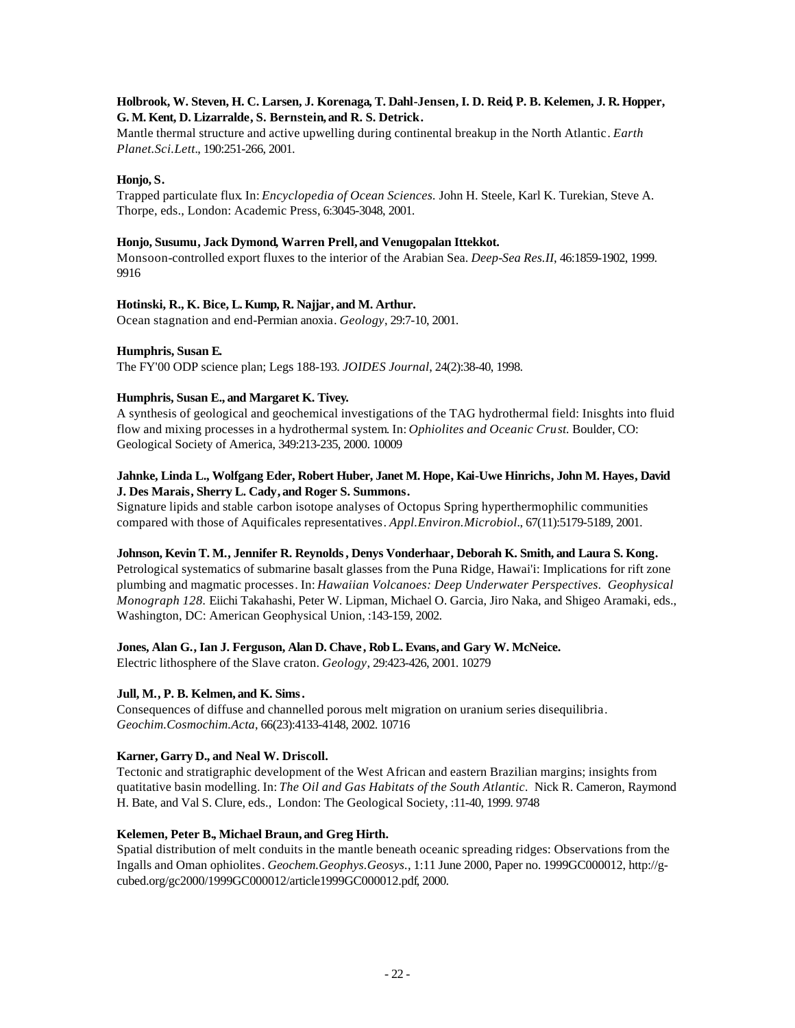**Holbrook, W. Steven, H. C. Larsen, J. Korenaga, T. Dahl-Jensen, I. D. Reid, P. B. Kelemen, J. R. Hopper, G. M. Kent, D. Lizarralde, S. Bernstein, and R. S. Detrick.**
Mantle thermal structure and active upwelling during continental breakup in the North Atlantic. *Earth Planet.Sci.Lett.*, 190:251-266, 2001.

**Honjo, S.**
Trapped particulate flux. In: *Encyclopedia of Ocean Sciences.* John H. Steele, Karl K. Turekian, Steve A. Thorpe, eds., London: Academic Press, 6:3045-3048, 2001.

**Honjo, Susumu, Jack Dymond, Warren Prell, and Venugopalan Ittekkot.**
Monsoon-controlled export fluxes to the interior of the Arabian Sea. *Deep-Sea Res.II*, 46:1859-1902, 1999. 9916

**Hotinski, R., K. Bice, L. Kump, R. Najjar, and M. Arthur.**
Ocean stagnation and end-Permian anoxia. *Geology*, 29:7-10, 2001.

**Humphris, Susan E.**
The FY'00 ODP science plan; Legs 188-193. *JOIDES Journal*, 24(2):38-40, 1998.

**Humphris, Susan E., and Margaret K. Tivey.**
A synthesis of geological and geochemical investigations of the TAG hydrothermal field: Inisghts into fluid flow and mixing processes in a hydrothermal system. In: *Ophiolites and Oceanic Crust.* Boulder, CO: Geological Society of America, 349:213-235, 2000. 10009

**Jahnke, Linda L., Wolfgang Eder, Robert Huber, Janet M. Hope, Kai-Uwe Hinrichs, John M. Hayes, David J. Des Marais, Sherry L. Cady, and Roger S. Summons.**
Signature lipids and stable carbon isotope analyses of Octopus Spring hyperthermophilic communities compared with those of Aquificales representatives. *Appl.Environ.Microbiol.*, 67(11):5179-5189, 2001.

**Johnson, Kevin T. M., Jennifer R. Reynolds, Denys Vonderhaar, Deborah K. Smith, and Laura S. Kong.**
Petrological systematics of submarine basalt glasses from the Puna Ridge, Hawai'i: Implications for rift zone plumbing and magmatic processes. In: *Hawaiian Volcanoes: Deep Underwater Perspectives. Geophysical Monograph 128.* Eiichi Takahashi, Peter W. Lipman, Michael O. Garcia, Jiro Naka, and Shigeo Aramaki, eds., Washington, DC: American Geophysical Union, :143-159, 2002.

**Jones, Alan G., Ian J. Ferguson, Alan D. Chave, Rob L. Evans, and Gary W. McNeice.**
Electric lithosphere of the Slave craton. *Geology*, 29:423-426, 2001. 10279

**Jull, M., P. B. Kelmen, and K. Sims.**
Consequences of diffuse and channelled porous melt migration on uranium series disequilibria. *Geochim.Cosmochim.Acta*, 66(23):4133-4148, 2002. 10716

**Karner, Garry D., and Neal W. Driscoll.**
Tectonic and stratigraphic development of the West African and eastern Brazilian margins; insights from quatitative basin modelling. In: *The Oil and Gas Habitats of the South Atlantic.* Nick R. Cameron, Raymond H. Bate, and Val S. Clure, eds., London: The Geological Society, :11-40, 1999. 9748

**Kelemen, Peter B., Michael Braun, and Greg Hirth.**
Spatial distribution of melt conduits in the mantle beneath oceanic spreading ridges: Observations from the Ingalls and Oman ophiolites. *Geochem.Geophys.Geosys.*, 1:11 June 2000, Paper no. 1999GC000012, http://g-cubed.org/gc2000/1999GC000012/article1999GC000012.pdf, 2000.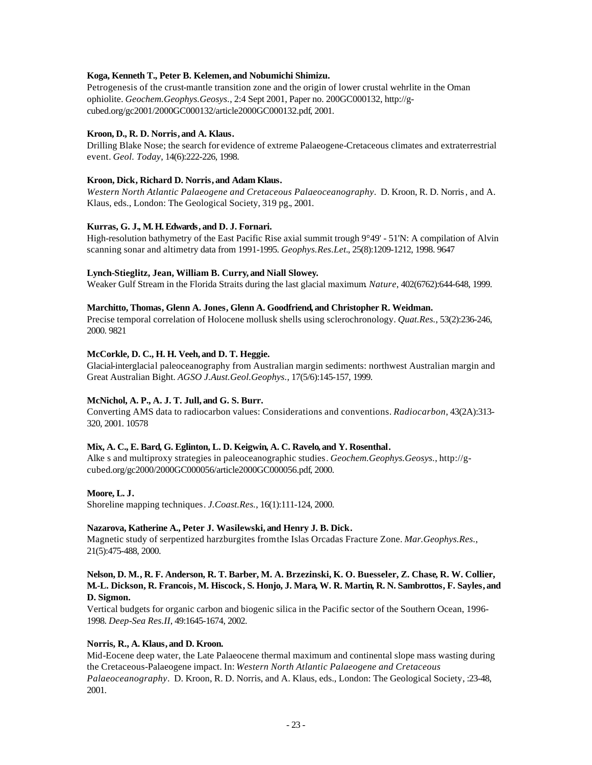**Koga, Kenneth T., Peter B. Kelemen, and Nobumichi Shimizu.**

Petrogenesis of the crust-mantle transition zone and the origin of lower crustal wehrlite in the Oman ophiolite. *Geochem.Geophys.Geosys.*, 2:4 Sept 2001, Paper no. 200GC000132, http://g-cubed.org/gc2001/2000GC000132/article2000GC000132.pdf, 2001.

**Kroon, D., R. D. Norris, and A. Klaus.**

Drilling Blake Nose; the search for evidence of extreme Palaeogene-Cretaceous climates and extraterrestrial event. *Geol. Today*, 14(6):222-226, 1998.

**Kroon, Dick, Richard D. Norris, and Adam Klaus.**

*Western North Atlantic Palaeogene and Cretaceous Palaeoceanography*. D. Kroon, R. D. Norris, and A. Klaus, eds., London: The Geological Society, 319 pg., 2001.

**Kurras, G. J., M. H. Edwards, and D. J. Fornari.**

High-resolution bathymetry of the East Pacific Rise axial summit trough 9°49' - 51'N: A compilation of Alvin scanning sonar and altimetry data from 1991-1995. *Geophys.Res.Let.*, 25(8):1209-1212, 1998. 9647

**Lynch-Stieglitz, Jean, William B. Curry, and Niall Slowey.**

Weaker Gulf Stream in the Florida Straits during the last glacial maximum. *Nature*, 402(6762):644-648, 1999.

**Marchitto, Thomas, Glenn A. Jones, Glenn A. Goodfriend, and Christopher R. Weidman.**

Precise temporal correlation of Holocene mollusk shells using sclerochronology. *Quat.Res.*, 53(2):236-246, 2000. 9821

**McCorkle, D. C., H. H. Veeh, and D. T. Heggie.**

Glacial-interglacial paleoceanography from Australian margin sediments: northwest Australian margin and Great Australian Bight. *AGSO J.Aust.Geol.Geophys.*, 17(5/6):145-157, 1999.

**McNichol, A. P., A. J. T. Jull, and G. S. Burr.**

Converting AMS data to radiocarbon values: Considerations and conventions. *Radiocarbon*, 43(2A):313-320, 2001. 10578

**Mix, A. C., E. Bard, G. Eglinton, L. D. Keigwin, A. C. Ravelo, and Y. Rosenthal.**

Alke s and multiproxy strategies in paleoceanographic studies. *Geochem.Geophys.Geosys.*, http://g-cubed.org/gc2000/2000GC000056/article2000GC000056.pdf, 2000.

**Moore, L. J.**

Shoreline mapping techniques. *J.Coast.Res.*, 16(1):111-124, 2000.

**Nazarova, Katherine A., Peter J. Wasilewski, and Henry J. B. Dick.**

Magnetic study of serpentized harzburgites from the Islas Orcadas Fracture Zone. *Mar.Geophys.Res.*, 21(5):475-488, 2000.

**Nelson, D. M., R. F. Anderson, R. T. Barber, M. A. Brzezinski, K. O. Buesseler, Z. Chase, R. W. Collier, M.-L. Dickson, R. Francois, M. Hiscock, S. Honjo, J. Mara, W. R. Martin, R. N. Sambrottos, F. Sayles, and D. Sigmon.**

Vertical budgets for organic carbon and biogenic silica in the Pacific sector of the Southern Ocean, 1996-1998. *Deep-Sea Res.II*, 49:1645-1674, 2002.

**Norris, R., A. Klaus, and D. Kroon.**

Mid-Eocene deep water, the Late Palaeocene thermal maximum and continental slope mass wasting during the Cretaceous-Palaeogene impact. In: *Western North Atlantic Palaeogene and Cretaceous Palaeoceanography*. D. Kroon, R. D. Norris, and A. Klaus, eds., London: The Geological Society, :23-48, 2001.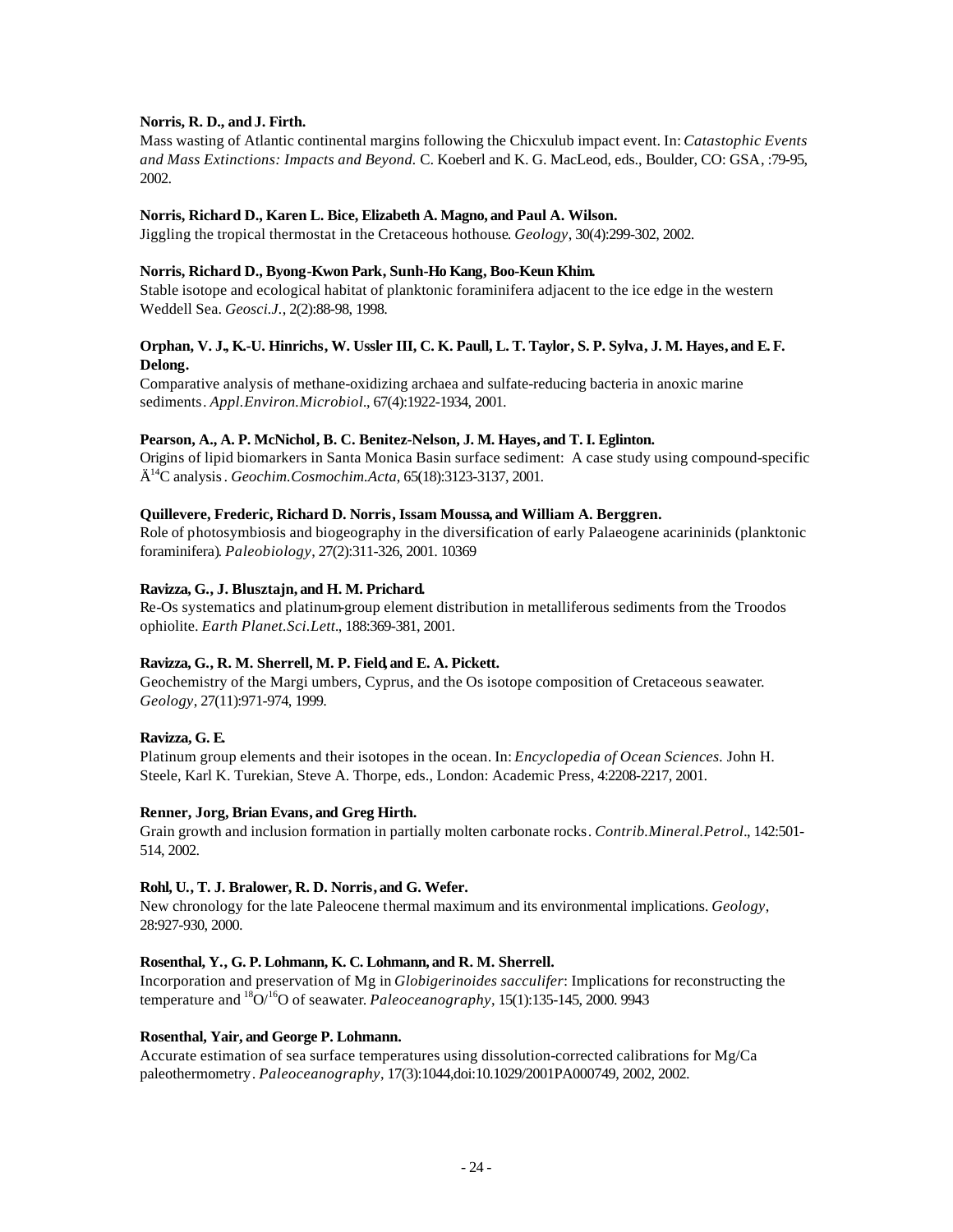**Norris, R. D., and J. Firth.**
Mass wasting of Atlantic continental margins following the Chicxulub impact event. In: *Catastophic Events and Mass Extinctions: Impacts and Beyond.* C. Koeberl and K. G. MacLeod, eds., Boulder, CO: GSA, :79-95, 2002.

**Norris, Richard D., Karen L. Bice, Elizabeth A. Magno, and Paul A. Wilson.**
Jiggling the tropical thermostat in the Cretaceous hothouse. *Geology*, 30(4):299-302, 2002.

**Norris, Richard D., Byong-Kwon Park, Sunh-Ho Kang, Boo-Keun Khim.**
Stable isotope and ecological habitat of planktonic foraminifera adjacent to the ice edge in the western Weddell Sea. *Geosci.J.*, 2(2):88-98, 1998.

**Orphan, V. J., K.-U. Hinrichs, W. Ussler III, C. K. Paull, L. T. Taylor, S. P. Sylva, J. M. Hayes, and E. F. Delong.**
Comparative analysis of methane-oxidizing archaea and sulfate-reducing bacteria in anoxic marine sediments. *Appl.Environ.Microbiol.*, 67(4):1922-1934, 2001.

**Pearson, A., A. P. McNichol, B. C. Benitez-Nelson, J. M. Hayes, and T. I. Eglinton.**
Origins of lipid biomarkers in Santa Monica Basin surface sediment: A case study using compound-specific Ä$^{14}$C analysis. *Geochim.Cosmochim.Acta*, 65(18):3123-3137, 2001.

**Quillevere, Frederic, Richard D. Norris, Issam Moussa, and William A. Berggren.**
Role of photosymbiosis and biogeography in the diversification of early Palaeogene acarininids (planktonic foraminifera). *Paleobiology*, 27(2):311-326, 2001. 10369

**Ravizza, G., J. Blusztajn, and H. M. Prichard.**
Re-Os systematics and platinum-group element distribution in metalliferous sediments from the Troodos ophiolite. *Earth Planet.Sci.Lett.*, 188:369-381, 2001.

**Ravizza, G., R. M. Sherrell, M. P. Field, and E. A. Pickett.**
Geochemistry of the Margi umbers, Cyprus, and the Os isotope composition of Cretaceous seawater. *Geology*, 27(11):971-974, 1999.

**Ravizza, G. E.**
Platinum group elements and their isotopes in the ocean. In: *Encyclopedia of Ocean Sciences.* John H. Steele, Karl K. Turekian, Steve A. Thorpe, eds., London: Academic Press, 4:2208-2217, 2001.

**Renner, Jorg, Brian Evans, and Greg Hirth.**
Grain growth and inclusion formation in partially molten carbonate rocks. *Contrib.Mineral.Petrol.*, 142:501-514, 2002.

**Rohl, U., T. J. Bralower, R. D. Norris, and G. Wefer.**
New chronology for the late Paleocene thermal maximum and its environmental implications. *Geology*, 28:927-930, 2000.

**Rosenthal, Y., G. P. Lohmann, K. C. Lohmann, and R. M. Sherrell.**
Incorporation and preservation of Mg in *Globigerinoides sacculifer*: Implications for reconstructing the temperature and $^{18}O/^{16}O$ of seawater. *Paleoceanography*, 15(1):135-145, 2000. 9943

**Rosenthal, Yair, and George P. Lohmann.**
Accurate estimation of sea surface temperatures using dissolution-corrected calibrations for Mg/Ca paleothermometry. *Paleoceanography*, 17(3):1044,doi:10.1029/2001PA000749, 2002, 2002.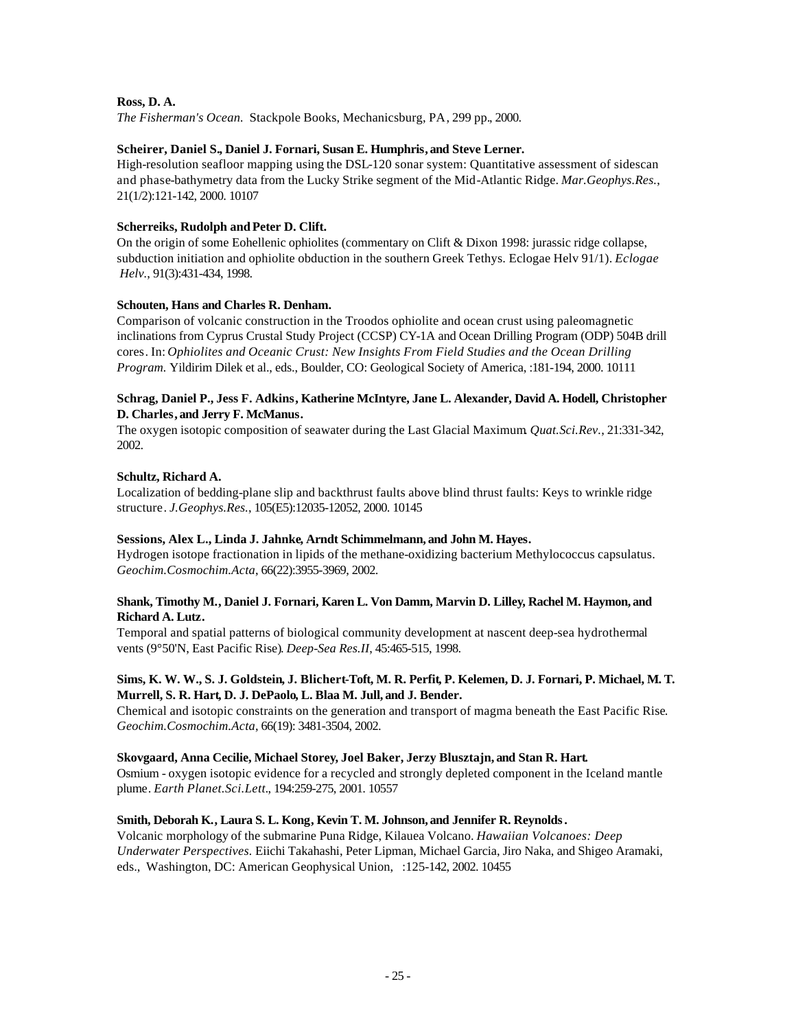**Ross, D. A.**
*The Fisherman's Ocean.* Stackpole Books, Mechanicsburg, PA, 299 pp., 2000.

**Scheirer, Daniel S., Daniel J. Fornari, Susan E. Humphris, and Steve Lerner.**
High-resolution seafloor mapping using the DSL-120 sonar system: Quantitative assessment of sidescan and phase-bathymetry data from the Lucky Strike segment of the Mid-Atlantic Ridge. *Mar.Geophys.Res.*, 21(1/2):121-142, 2000. 10107

**Scherreiks, Rudolph and Peter D. Clift.**
On the origin of some Eohellenic ophiolites (commentary on Clift & Dixon 1998: jurassic ridge collapse, subduction initiation and ophiolite obduction in the southern Greek Tethys. Eclogae Helv 91/1). *Eclogae Helv.*, 91(3):431-434, 1998.

**Schouten, Hans and Charles R. Denham.**
Comparison of volcanic construction in the Troodos ophiolite and ocean crust using paleomagnetic inclinations from Cyprus Crustal Study Project (CCSP) CY-1A and Ocean Drilling Program (ODP) 504B drill cores. In: *Ophiolites and Oceanic Crust: New Insights From Field Studies and the Ocean Drilling Program.* Yildirim Dilek et al., eds., Boulder, CO: Geological Society of America, :181-194, 2000. 10111

**Schrag, Daniel P., Jess F. Adkins, Katherine McIntyre, Jane L. Alexander, David A. Hodell, Christopher D. Charles, and Jerry F. McManus.**
The oxygen isotopic composition of seawater during the Last Glacial Maximum. *Quat.Sci.Rev.*, 21:331-342, 2002.

**Schultz, Richard A.**
Localization of bedding-plane slip and backthrust faults above blind thrust faults: Keys to wrinkle ridge structure. *J.Geophys.Res.*, 105(E5):12035-12052, 2000. 10145

**Sessions, Alex L., Linda J. Jahnke, Arndt Schimmelmann, and John M. Hayes.**
Hydrogen isotope fractionation in lipids of the methane-oxidizing bacterium Methylococcus capsulatus. *Geochim.Cosmochim.Acta*, 66(22):3955-3969, 2002.

**Shank, Timothy M., Daniel J. Fornari, Karen L. Von Damm, Marvin D. Lilley, Rachel M. Haymon, and Richard A. Lutz.**
Temporal and spatial patterns of biological community development at nascent deep-sea hydrothermal vents (9°50'N, East Pacific Rise). *Deep-Sea Res.II*, 45:465-515, 1998.

**Sims, K. W. W., S. J. Goldstein, J. Blichert-Toft, M. R. Perfit, P. Kelemen, D. J. Fornari, P. Michael, M. T. Murrell, S. R. Hart, D. J. DePaolo, L. Blaa M. Jull, and J. Bender.**
Chemical and isotopic constraints on the generation and transport of magma beneath the East Pacific Rise. *Geochim.Cosmochim.Acta*, 66(19): 3481-3504, 2002.

**Skovgaard, Anna Cecilie, Michael Storey, Joel Baker, Jerzy Blusztajn, and Stan R. Hart.**
Osmium - oxygen isotopic evidence for a recycled and strongly depleted component in the Iceland mantle plume. *Earth Planet.Sci.Lett.*, 194:259-275, 2001. 10557

**Smith, Deborah K., Laura S. L. Kong, Kevin T. M. Johnson, and Jennifer R. Reynolds.**
Volcanic morphology of the submarine Puna Ridge, Kilauea Volcano. *Hawaiian Volcanoes: Deep Underwater Perspectives.* Eiichi Takahashi, Peter Lipman, Michael Garcia, Jiro Naka, and Shigeo Aramaki, eds., Washington, DC: American Geophysical Union, :125-142, 2002. 10455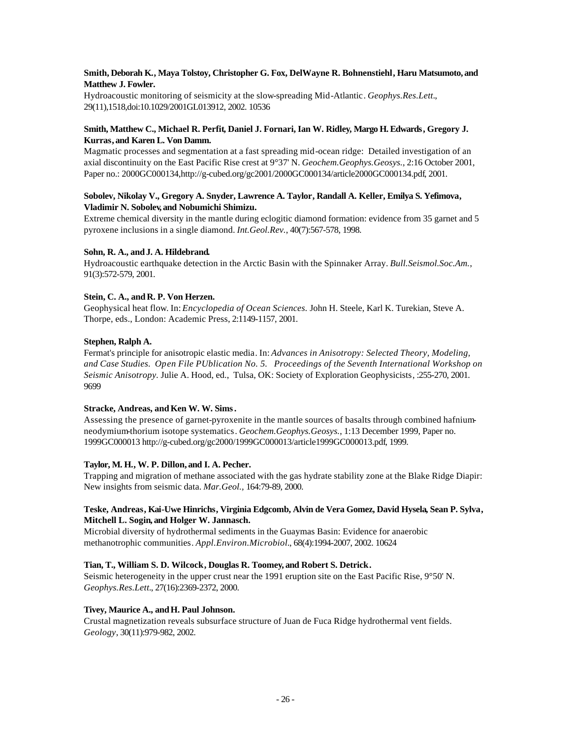**Smith, Deborah K., Maya Tolstoy, Christopher G. Fox, DelWayne R. Bohnenstiehl, Haru Matsumoto, and Matthew J. Fowler.**
Hydroacoustic monitoring of seismicity at the slow-spreading Mid-Atlantic. *Geophys.Res.Lett.*, 29(11),1518,doi:10.1029/2001GL013912, 2002. 10536

**Smith, Matthew C., Michael R. Perfit, Daniel J. Fornari, Ian W. Ridley, Margo H. Edwards, Gregory J. Kurras, and Karen L. Von Damm.**
Magmatic processes and segmentation at a fast spreading mid-ocean ridge: Detailed investigation of an axial discontinuity on the East Pacific Rise crest at 9°37' N. *Geochem.Geophys.Geosys.*, 2:16 October 2001, Paper no.: 2000GC000134,http://g-cubed.org/gc2001/2000GC000134/article2000GC000134.pdf, 2001.

**Sobolev, Nikolay V., Gregory A. Snyder, Lawrence A. Taylor, Randall A. Keller, Emilya S. Yefimova, Vladimir N. Sobolev, and Nobumichi Shimizu.**
Extreme chemical diversity in the mantle during eclogitic diamond formation: evidence from 35 garnet and 5 pyroxene inclusions in a single diamond. *Int.Geol.Rev.*, 40(7):567-578, 1998.

**Sohn, R. A., and J. A. Hildebrand.**
Hydroacoustic earthquake detection in the Arctic Basin with the Spinnaker Array. *Bull.Seismol.Soc.Am.*, 91(3):572-579, 2001.

**Stein, C. A., and R. P. Von Herzen.**
Geophysical heat flow. In: *Encyclopedia of Ocean Sciences.* John H. Steele, Karl K. Turekian, Steve A. Thorpe, eds., London: Academic Press, 2:1149-1157, 2001.

**Stephen, Ralph A.**
Fermat's principle for anisotropic elastic media. In: *Advances in Anisotropy: Selected Theory, Modeling, and Case Studies. Open File PUblication No. 5. Proceedings of the Seventh International Workshop on Seismic Anisotropy.* Julie A. Hood, ed., Tulsa, OK: Society of Exploration Geophysicists, :255-270, 2001. 9699

**Stracke, Andreas, and Ken W. W. Sims.**
Assessing the presence of garnet-pyroxenite in the mantle sources of basalts through combined hafnium-neodymium-thorium isotope systematics. *Geochem.Geophys.Geosys.*, 1:13 December 1999, Paper no. 1999GC000013 http://g-cubed.org/gc2000/1999GC000013/article1999GC000013.pdf, 1999.

**Taylor, M. H., W. P. Dillon, and I. A. Pecher.**
Trapping and migration of methane associated with the gas hydrate stability zone at the Blake Ridge Diapir: New insights from seismic data. *Mar.Geol.*, 164:79-89, 2000.

**Teske, Andreas, Kai-Uwe Hinrichs, Virginia Edgcomb, Alvin de Vera Gomez, David Hysela, Sean P. Sylva, Mitchell L. Sogin, and Holger W. Jannasch.**
Microbial diversity of hydrothermal sediments in the Guaymas Basin: Evidence for anaerobic methanotrophic communities. *Appl.Environ.Microbiol.*, 68(4):1994-2007, 2002. 10624

**Tian, T., William S. D. Wilcock, Douglas R. Toomey, and Robert S. Detrick.**
Seismic heterogeneity in the upper crust near the 1991 eruption site on the East Pacific Rise, 9°50' N. *Geophys.Res.Lett.*, 27(16):2369-2372, 2000.

**Tivey, Maurice A., and H. Paul Johnson.**
Crustal magnetization reveals subsurface structure of Juan de Fuca Ridge hydrothermal vent fields. *Geology*, 30(11):979-982, 2002.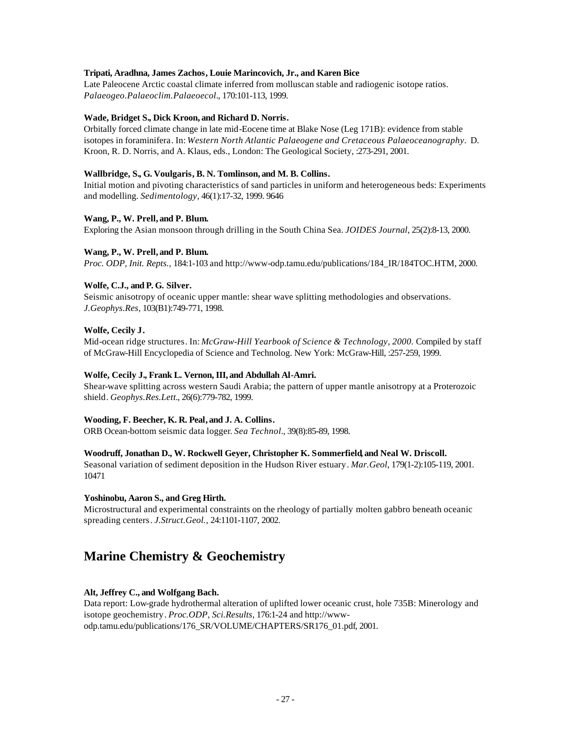**Tripati, Aradhna, James Zachos, Louie Marincovich, Jr., and Karen Bice**
Late Paleocene Arctic coastal climate inferred from molluscan stable and radiogenic isotope ratios. *Palaeogeo.Palaeoclim.Palaeoecol*., 170:101-113, 1999.

**Wade, Bridget S., Dick Kroon, and Richard D. Norris.**
Orbitally forced climate change in late mid-Eocene time at Blake Nose (Leg 171B): evidence from stable isotopes in foraminifera. In: *Western North Atlantic Palaeogene and Cretaceous Palaeoceanography*. D. Kroon, R. D. Norris, and A. Klaus, eds., London: The Geological Society, :273-291, 2001.

**Wallbridge, S., G. Voulgaris, B. N. Tomlinson, and M. B. Collins.**
Initial motion and pivoting characteristics of sand particles in uniform and heterogeneous beds: Experiments and modelling. *Sedimentology*, 46(1):17-32, 1999. 9646

**Wang, P., W. Prell, and P. Blum.**
Exploring the Asian monsoon through drilling in the South China Sea. *JOIDES Journal*, 25(2):8-13, 2000.

**Wang, P., W. Prell, and P. Blum.**
*Proc. ODP, Init. Repts.*, 184:1-103 and http://www-odp.tamu.edu/publications/184_IR/184TOC.HTM, 2000.

**Wolfe, C.J., and P. G. Silver.**
Seismic anisotropy of oceanic upper mantle: shear wave splitting methodologies and observations. *J.Geophys.Res*, 103(B1):749-771, 1998.

**Wolfe, Cecily J.**
Mid-ocean ridge structures. In: *McGraw-Hill Yearbook of Science & Technology, 2000*. Compiled by staff of McGraw-Hill Encyclopedia of Science and Technolog. New York: McGraw-Hill, :257-259, 1999.

**Wolfe, Cecily J., Frank L. Vernon, III, and Abdullah Al-Amri.**
Shear-wave splitting across western Saudi Arabia; the pattern of upper mantle anisotropy at a Proterozoic shield. *Geophys.Res.Lett*., 26(6):779-782, 1999.

**Wooding, F. Beecher, K. R. Peal, and J. A. Collins.**
ORB Ocean-bottom seismic data logger. *Sea Technol*., 39(8):85-89, 1998.

**Woodruff, Jonathan D., W. Rockwell Geyer, Christopher K. Sommerfield, and Neal W. Driscoll.**
Seasonal variation of sediment deposition in the Hudson River estuary. *Mar.Geol*, 179(1-2):105-119, 2001. 10471

**Yoshinobu, Aaron S., and Greg Hirth.**
Microstructural and experimental constraints on the rheology of partially molten gabbro beneath oceanic spreading centers. *J.Struct.Geol.*, 24:1101-1107, 2002.

# Marine Chemistry & Geochemistry

**Alt, Jeffrey C., and Wolfgang Bach.**
Data report: Low-grade hydrothermal alteration of uplifted lower oceanic crust, hole 735B: Minerology and isotope geochemistry. *Proc.ODP, Sci.Results*, 176:1-24 and http://www-odp.tamu.edu/publications/176_SR/VOLUME/CHAPTERS/SR176_01.pdf, 2001.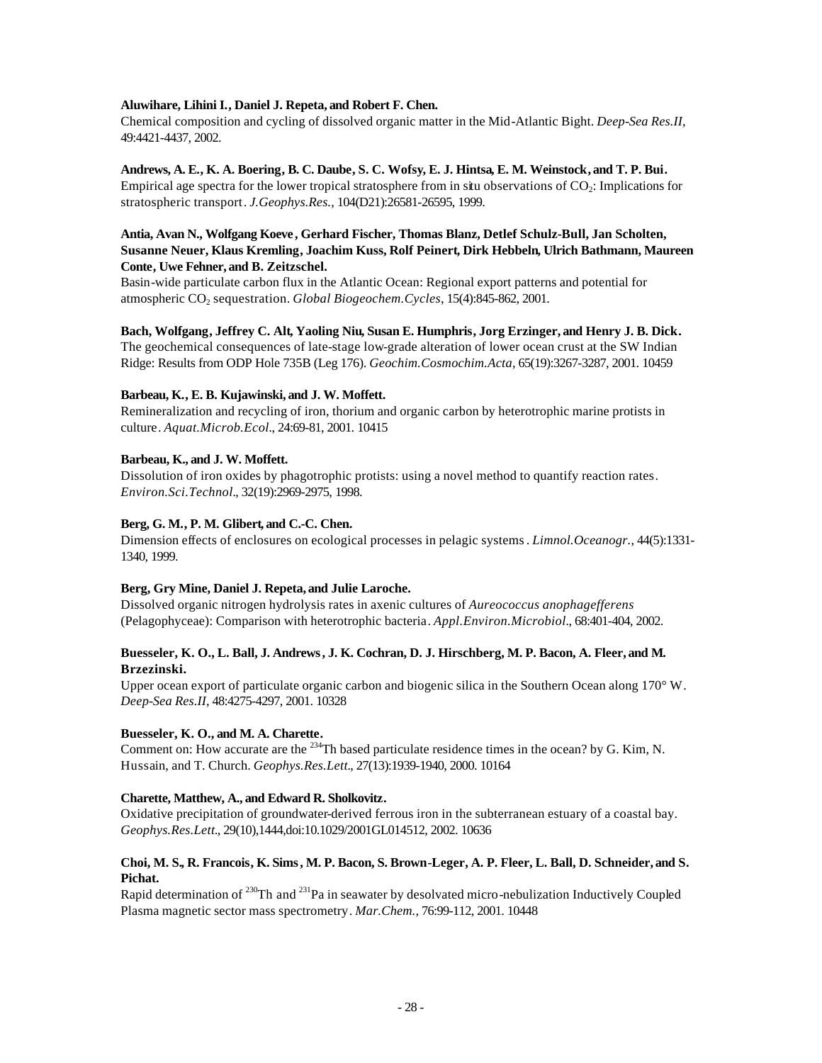**Aluwihare, Lihini I., Daniel J. Repeta, and Robert F. Chen.**
Chemical composition and cycling of dissolved organic matter in the Mid-Atlantic Bight. *Deep-Sea Res.II*, 49:4421-4437, 2002.

**Andrews, A. E., K. A. Boering, B. C. Daube, S. C. Wofsy, E. J. Hintsa, E. M. Weinstock, and T. P. Bui.**
Empirical age spectra for the lower tropical stratosphere from in situ observations of $CO_2$: Implications for stratospheric transport. *J.Geophys.Res.*, 104(D21):26581-26595, 1999.

**Antia, Avan N., Wolfgang Koeve, Gerhard Fischer, Thomas Blanz, Detlef Schulz-Bull, Jan Scholten, Susanne Neuer, Klaus Kremling, Joachim Kuss, Rolf Peinert, Dirk Hebbeln, Ulrich Bathmann, Maureen Conte, Uwe Fehner, and B. Zeitzschel.**
Basin-wide particulate carbon flux in the Atlantic Ocean: Regional export patterns and potential for atmospheric $CO_2$ sequestration. *Global Biogeochem.Cycles*, 15(4):845-862, 2001.

**Bach, Wolfgang, Jeffrey C. Alt, Yaoling Niu, Susan E. Humphris, Jorg Erzinger, and Henry J. B. Dick.**
The geochemical consequences of late-stage low-grade alteration of lower ocean crust at the SW Indian Ridge: Results from ODP Hole 735B (Leg 176). *Geochim.Cosmochim.Acta*, 65(19):3267-3287, 2001. 10459

**Barbeau, K., E. B. Kujawinski, and J. W. Moffett.**
Remineralization and recycling of iron, thorium and organic carbon by heterotrophic marine protists in culture. *Aquat.Microb.Ecol.*, 24:69-81, 2001. 10415

**Barbeau, K., and J. W. Moffett.**
Dissolution of iron oxides by phagotrophic protists: using a novel method to quantify reaction rates. *Environ.Sci.Technol.*, 32(19):2969-2975, 1998.

**Berg, G. M., P. M. Glibert, and C.-C. Chen.**
Dimension effects of enclosures on ecological processes in pelagic systems. *Limnol.Oceanogr.*, 44(5):1331-1340, 1999.

**Berg, Gry Mine, Daniel J. Repeta, and Julie Laroche.**
Dissolved organic nitrogen hydrolysis rates in axenic cultures of *Aureococcus anophagefferens* (Pelagophyceae): Comparison with heterotrophic bacteria. *Appl.Environ.Microbiol.*, 68:401-404, 2002.

**Buesseler, K. O., L. Ball, J. Andrews, J. K. Cochran, D. J. Hirschberg, M. P. Bacon, A. Fleer, and M. Brzezinski.**
Upper ocean export of particulate organic carbon and biogenic silica in the Southern Ocean along 170° W. *Deep-Sea Res.II*, 48:4275-4297, 2001. 10328

**Buesseler, K. O., and M. A. Charette.**
Comment on: How accurate are the $^{234}$Th based particulate residence times in the ocean? by G. Kim, N. Hussain, and T. Church. *Geophys.Res.Lett.*, 27(13):1939-1940, 2000. 10164

**Charette, Matthew, A., and Edward R. Sholkovitz.**
Oxidative precipitation of groundwater-derived ferrous iron in the subterranean estuary of a coastal bay. *Geophys.Res.Lett.*, 29(10),1444,doi:10.1029/2001GL014512, 2002. 10636

**Choi, M. S., R. Francois, K. Sims, M. P. Bacon, S. Brown-Leger, A. P. Fleer, L. Ball, D. Schneider, and S. Pichat.**
Rapid determination of $^{230}$Th and $^{231}$Pa in seawater by desolvated micro-nebulization Inductively Coupled Plasma magnetic sector mass spectrometry. *Mar.Chem.*, 76:99-112, 2001. 10448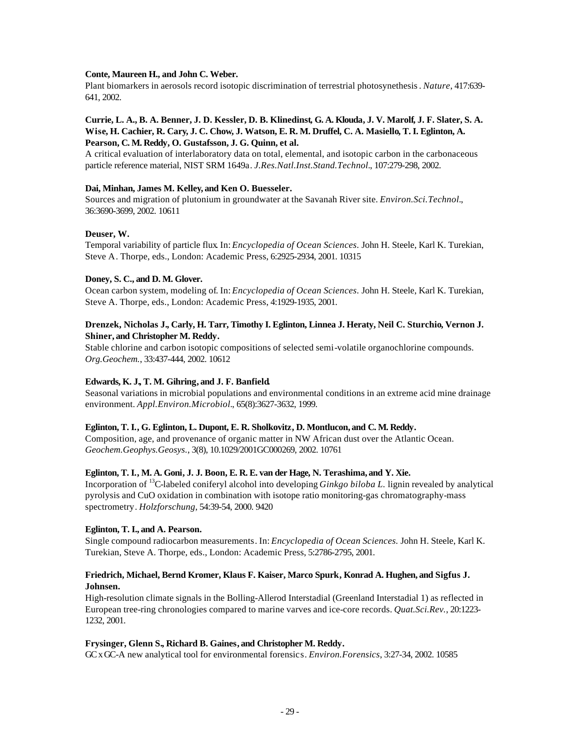**Conte, Maureen H., and John C. Weber.**
Plant biomarkers in aerosols record isotopic discrimination of terrestrial photosynethesis. *Nature*, 417:639-641, 2002.

**Currie, L. A., B. A. Benner, J. D. Kessler, D. B. Klinedinst, G. A. Klouda, J. V. Marolf, J. F. Slater, S. A. Wise, H. Cachier, R. Cary, J. C. Chow, J. Watson, E. R. M. Druffel, C. A. Masiello, T. I. Eglinton, A. Pearson, C. M. Reddy, O. Gustafsson, J. G. Quinn, et al.**
A critical evaluation of interlaboratory data on total, elemental, and isotopic carbon in the carbonaceous particle reference material, NIST SRM 1649a. *J.Res.Natl.Inst.Stand.Technol.*, 107:279-298, 2002.

**Dai, Minhan, James M. Kelley, and Ken O. Buesseler.**
Sources and migration of plutonium in groundwater at the Savanah River site. *Environ.Sci.Technol.*, 36:3690-3699, 2002. 10611

**Deuser, W.**
Temporal variability of particle flux. In: *Encyclopedia of Ocean Sciences*. John H. Steele, Karl K. Turekian, Steve A. Thorpe, eds., London: Academic Press, 6:2925-2934, 2001. 10315

**Doney, S. C., and D. M. Glover.**
Ocean carbon system, modeling of. In: *Encyclopedia of Ocean Sciences*. John H. Steele, Karl K. Turekian, Steve A. Thorpe, eds., London: Academic Press, 4:1929-1935, 2001.

**Drenzek, Nicholas J., Carly, H. Tarr, Timothy I. Eglinton, Linnea J. Heraty, Neil C. Sturchio, Vernon J. Shiner, and Christopher M. Reddy.**
Stable chlorine and carbon isotopic compositions of selected semi-volatile organochlorine compounds. *Org.Geochem.*, 33:437-444, 2002. 10612

**Edwards, K. J., T. M. Gihring, and J. F. Banfield.**
Seasonal variations in microbial populations and environmental conditions in an extreme acid mine drainage environment. *Appl.Environ.Microbiol.*, 65(8):3627-3632, 1999.

**Eglinton, T. I., G. Eglinton, L. Dupont, E. R. Sholkovitz, D. Montlucon, and C. M. Reddy.**
Composition, age, and provenance of organic matter in NW African dust over the Atlantic Ocean. *Geochem.Geophys.Geosys.*, 3(8), 10.1029/2001GC000269, 2002. 10761

**Eglinton, T. I., M. A. Goni, J. J. Boon, E. R. E. van der Hage, N. Terashima, and Y. Xie.**
Incorporation of $^{13}C$-labeled coniferyl alcohol into developing *Ginkgo biloba L.* lignin revealed by analytical pyrolysis and CuO oxidation in combination with isotope ratio monitoring-gas chromatography-mass spectrometry. *Holzforschung*, 54:39-54, 2000. 9420

**Eglinton, T. I., and A. Pearson.**
Single compound radiocarbon measurements. In: *Encyclopedia of Ocean Sciences.* John H. Steele, Karl K. Turekian, Steve A. Thorpe, eds., London: Academic Press, 5:2786-2795, 2001.

**Friedrich, Michael, Bernd Kromer, Klaus F. Kaiser, Marco Spurk, Konrad A. Hughen, and Sigfus J. Johnsen.**
High-resolution climate signals in the Bolling-Allerod Interstadial (Greenland Interstadial 1) as reflected in European tree-ring chronologies compared to marine varves and ice-core records. *Quat.Sci.Rev.*, 20:1223-1232, 2001.

**Frysinger, Glenn S., Richard B. Gaines, and Christopher M. Reddy.**
GC x GC-A new analytical tool for environmental forensics. *Environ.Forensics*, 3:27-34, 2002. 10585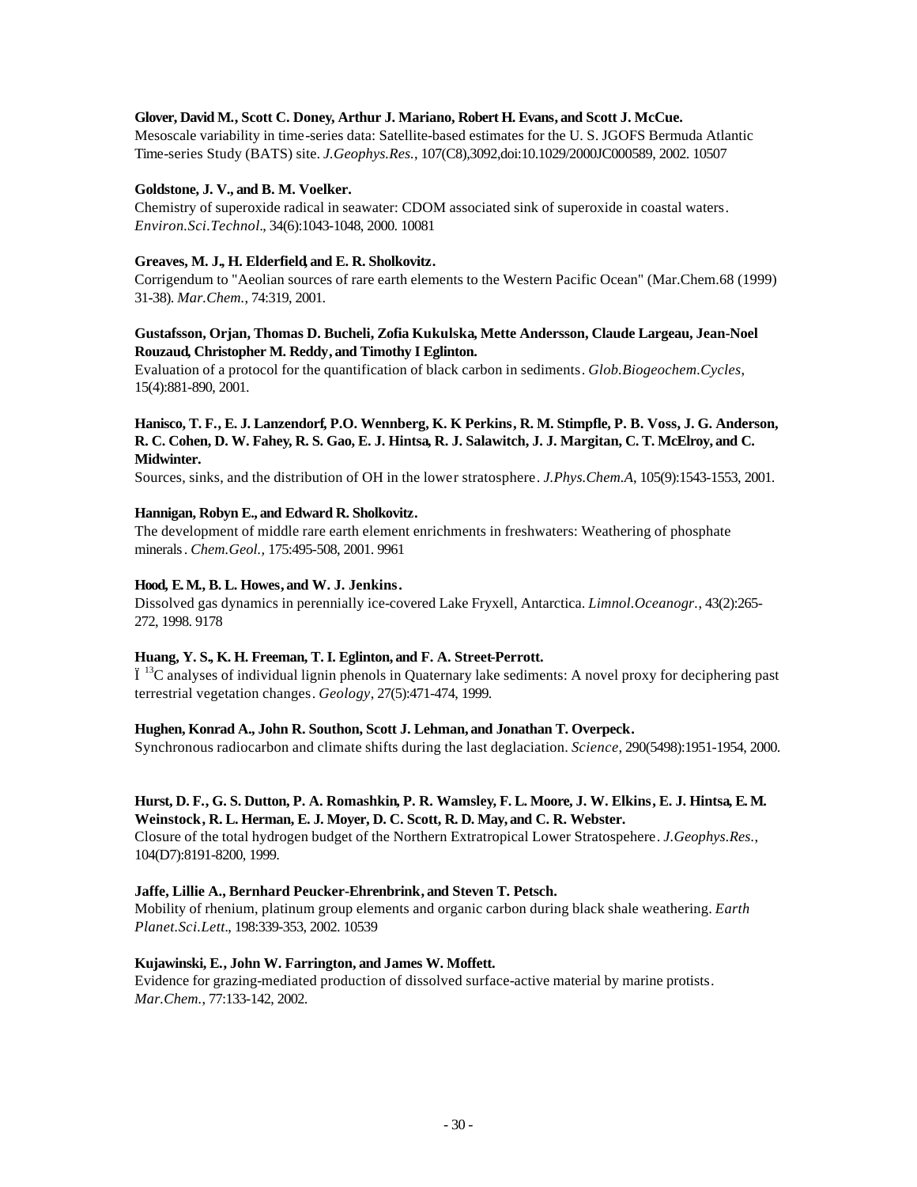**Glover, David M., Scott C. Doney, Arthur J. Mariano, Robert H. Evans, and Scott J. McCue.**
Mesoscale variability in time-series data: Satellite-based estimates for the U. S. JGOFS Bermuda Atlantic Time-series Study (BATS) site. *J.Geophys.Res.*, 107(C8),3092,doi:10.1029/2000JC000589, 2002. 10507

**Goldstone, J. V., and B. M. Voelker.**
Chemistry of superoxide radical in seawater: CDOM associated sink of superoxide in coastal waters. *Environ.Sci.Technol.*, 34(6):1043-1048, 2000. 10081

**Greaves, M. J., H. Elderfield, and E. R. Sholkovitz.**
Corrigendum to "Aeolian sources of rare earth elements to the Western Pacific Ocean" (Mar.Chem.68 (1999) 31-38). *Mar.Chem.*, 74:319, 2001.

**Gustafsson, Orjan, Thomas D. Bucheli, Zofia Kukulska, Mette Andersson, Claude Largeau, Jean-Noel Rouzaud, Christopher M. Reddy, and Timothy I Eglinton.**
Evaluation of a protocol for the quantification of black carbon in sediments. *Glob.Biogeochem.Cycles*, 15(4):881-890, 2001.

**Hanisco, T. F., E. J. Lanzendorf, P.O. Wennberg, K. K Perkins, R. M. Stimpfle, P. B. Voss, J. G. Anderson, R. C. Cohen, D. W. Fahey, R. S. Gao, E. J. Hintsa, R. J. Salawitch, J. J. Margitan, C. T. McElroy, and C. Midwinter.**
Sources, sinks, and the distribution of OH in the lower stratosphere. *J.Phys.Chem.A*, 105(9):1543-1553, 2001.

**Hannigan, Robyn E., and Edward R. Sholkovitz.**
The development of middle rare earth element enrichments in freshwaters: Weathering of phosphate minerals. *Chem.Geol.*, 175:495-508, 2001. 9961

**Hood, E. M., B. L. Howes, and W. J. Jenkins.**
Dissolved gas dynamics in perennially ice-covered Lake Fryxell, Antarctica. *Limnol.Oceanogr.*, 43(2):265-272, 1998. 9178

**Huang, Y. S., K. H. Freeman, T. I. Eglinton, and F. A. Street-Perrott.**
Ï $^{13}$C analyses of individual lignin phenols in Quaternary lake sediments: A novel proxy for deciphering past terrestrial vegetation changes. *Geology*, 27(5):471-474, 1999.

**Hughen, Konrad A., John R. Southon, Scott J. Lehman, and Jonathan T. Overpeck.**
Synchronous radiocarbon and climate shifts during the last deglaciation. *Science*, 290(5498):1951-1954, 2000.

**Hurst, D. F., G. S. Dutton, P. A. Romashkin, P. R. Wamsley, F. L. Moore, J. W. Elkins, E. J. Hintsa, E. M. Weinstock, R. L. Herman, E. J. Moyer, D. C. Scott, R. D. May, and C. R. Webster.**
Closure of the total hydrogen budget of the Northern Extratropical Lower Stratospehere. *J.Geophys.Res.*, 104(D7):8191-8200, 1999.

**Jaffe, Lillie A., Bernhard Peucker-Ehrenbrink, and Steven T. Petsch.**
Mobility of rhenium, platinum group elements and organic carbon during black shale weathering. *Earth Planet.Sci.Lett.*, 198:339-353, 2002. 10539

**Kujawinski, E., John W. Farrington, and James W. Moffett.**
Evidence for grazing-mediated production of dissolved surface-active material by marine protists. *Mar.Chem.*, 77:133-142, 2002.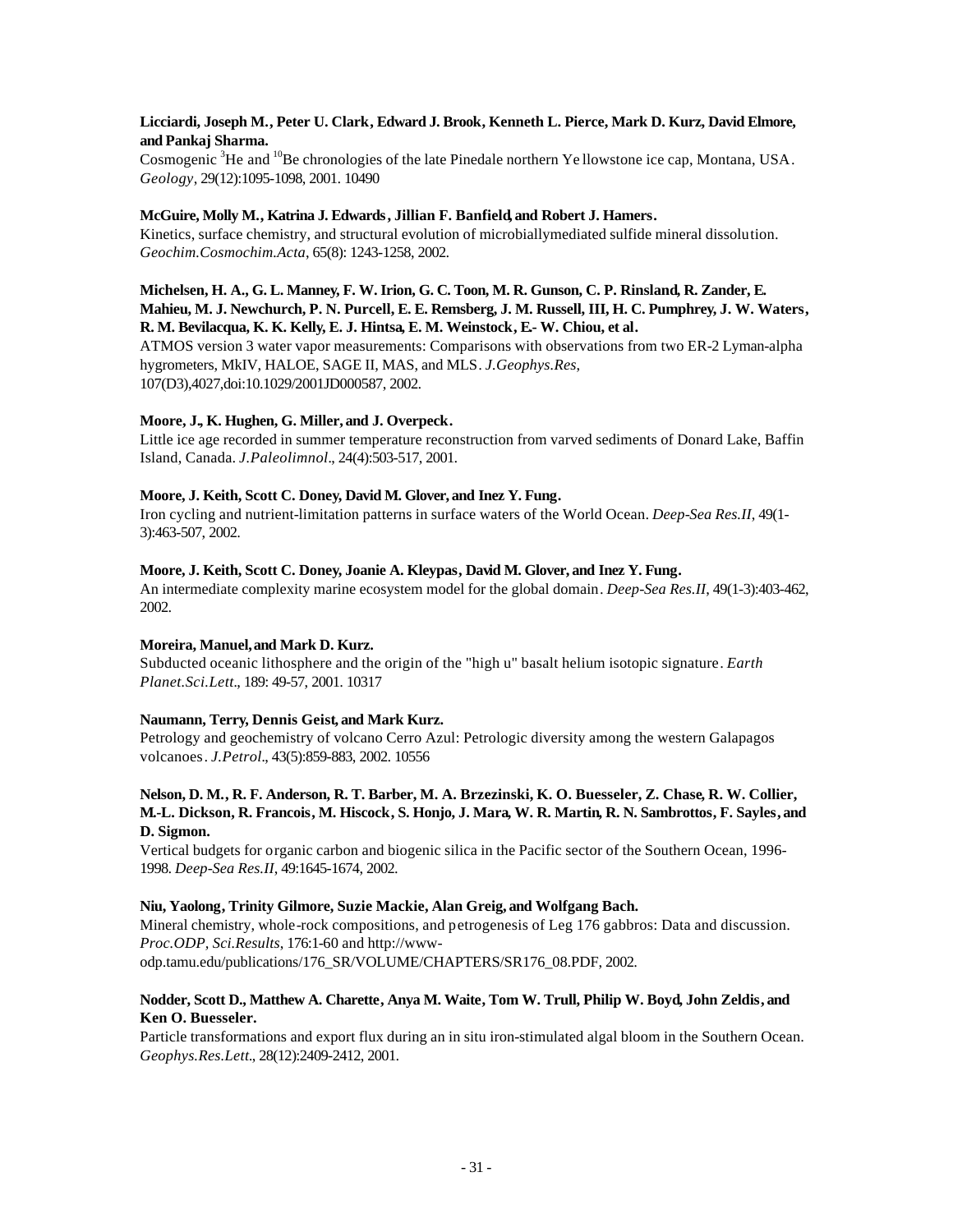**Licciardi, Joseph M., Peter U. Clark, Edward J. Brook, Kenneth L. Pierce, Mark D. Kurz, David Elmore, and Pankaj Sharma.**
Cosmogenic $^{3}$He and $^{10}$Be chronologies of the late Pinedale northern Ye llowstone ice cap, Montana, USA. *Geology*, 29(12):1095-1098, 2001. 10490

**McGuire, Molly M., Katrina J. Edwards, Jillian F. Banfield, and Robert J. Hamers.**
Kinetics, surface chemistry, and structural evolution of microbiallymediated sulfide mineral dissolution. *Geochim.Cosmochim.Acta*, 65(8): 1243-1258, 2002.

**Michelsen, H. A., G. L. Manney, F. W. Irion, G. C. Toon, M. R. Gunson, C. P. Rinsland, R. Zander, E. Mahieu, M. J. Newchurch, P. N. Purcell, E. E. Remsberg, J. M. Russell, III, H. C. Pumphrey, J. W. Waters, R. M. Bevilacqua, K. K. Kelly, E. J. Hintsa, E. M. Weinstock, E.- W. Chiou, et al.**
ATMOS version 3 water vapor measurements: Comparisons with observations from two ER-2 Lyman-alpha hygrometers, MkIV, HALOE, SAGE II, MAS, and MLS. *J.Geophys.Res*, 107(D3),4027,doi:10.1029/2001JD000587, 2002.

**Moore, J., K. Hughen, G. Miller, and J. Overpeck.**
Little ice age recorded in summer temperature reconstruction from varved sediments of Donard Lake, Baffin Island, Canada. *J.Paleolimnol*., 24(4):503-517, 2001.

**Moore, J. Keith, Scott C. Doney, David M. Glover, and Inez Y. Fung.**
Iron cycling and nutrient-limitation patterns in surface waters of the World Ocean. *Deep-Sea Res.II*, 49(1-3):463-507, 2002.

**Moore, J. Keith, Scott C. Doney, Joanie A. Kleypas, David M. Glover, and Inez Y. Fung.**
An intermediate complexity marine ecosystem model for the global domain. *Deep-Sea Res.II*, 49(1-3):403-462, 2002.

**Moreira, Manuel, and Mark D. Kurz.**
Subducted oceanic lithosphere and the origin of the "high u" basalt helium isotopic signature. *Earth Planet.Sci.Lett*., 189: 49-57, 2001. 10317

**Naumann, Terry, Dennis Geist, and Mark Kurz.**
Petrology and geochemistry of volcano Cerro Azul: Petrologic diversity among the western Galapagos volcanoes. *J.Petrol*., 43(5):859-883, 2002. 10556

**Nelson, D. M., R. F. Anderson, R. T. Barber, M. A. Brzezinski, K. O. Buesseler, Z. Chase, R. W. Collier, M.-L. Dickson, R. Francois, M. Hiscock, S. Honjo, J. Mara, W. R. Martin, R. N. Sambrottos, F. Sayles, and D. Sigmon.**
Vertical budgets for organic carbon and biogenic silica in the Pacific sector of the Southern Ocean, 1996-1998. *Deep-Sea Res.II*, 49:1645-1674, 2002.

**Niu, Yaolong, Trinity Gilmore, Suzie Mackie, Alan Greig, and Wolfgang Bach.**
Mineral chemistry, whole-rock compositions, and petrogenesis of Leg 176 gabbros: Data and discussion. *Proc.ODP, Sci.Results*, 176:1-60 and http://www-odp.tamu.edu/publications/176_SR/VOLUME/CHAPTERS/SR176_08.PDF, 2002.

**Nodder, Scott D., Matthew A. Charette, Anya M. Waite, Tom W. Trull, Philip W. Boyd, John Zeldis, and Ken O. Buesseler.**
Particle transformations and export flux during an in situ iron-stimulated algal bloom in the Southern Ocean. *Geophys.Res.Lett*., 28(12):2409-2412, 2001.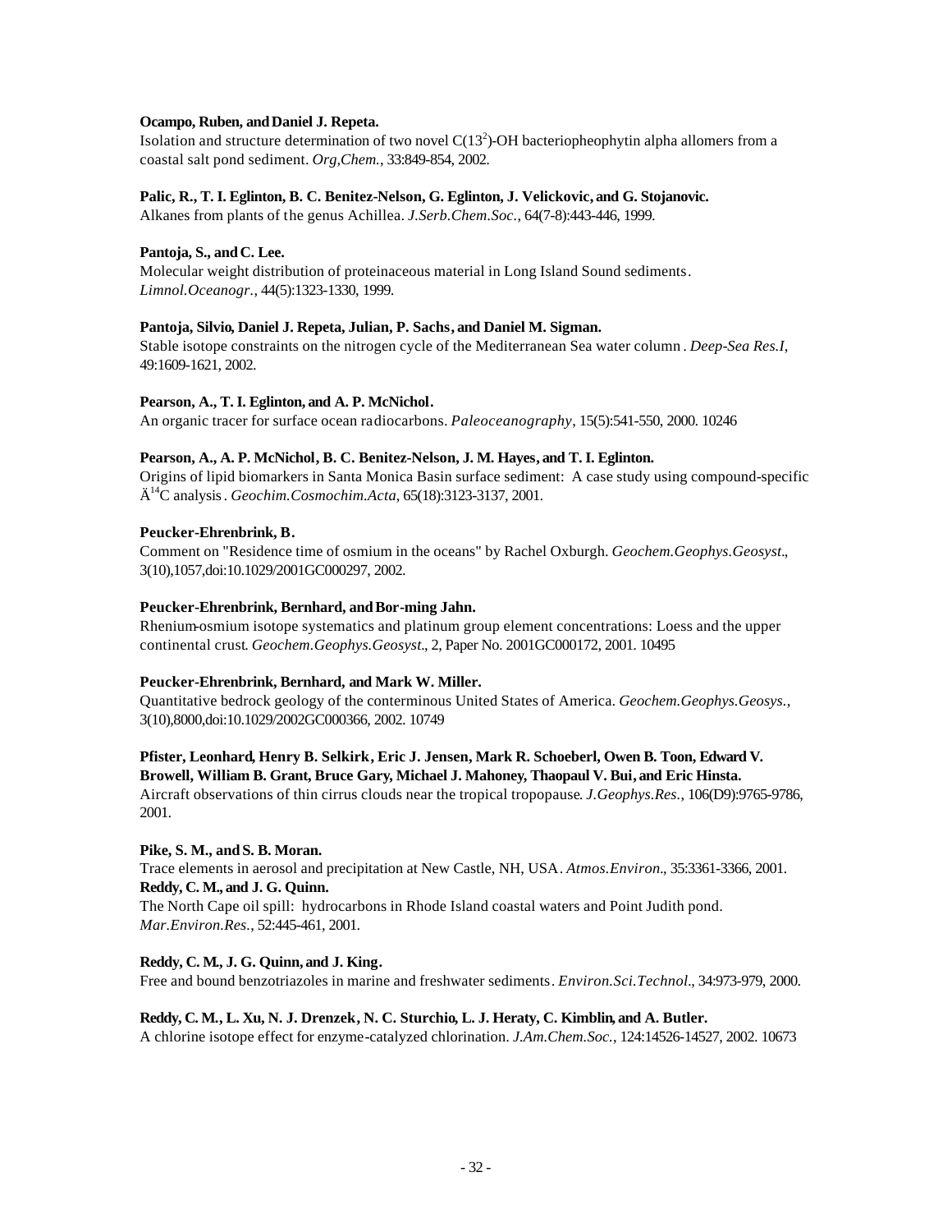**Ocampo, Ruben, and Daniel J. Repeta.**
Isolation and structure determination of two novel $C(13^2)$-OH bacteriopheophytin alpha allomers from a coastal salt pond sediment. *Org,Chem.*, 33:849-854, 2002.

**Palic, R., T. I. Eglinton, B. C. Benitez-Nelson, G. Eglinton, J. Velickovic, and G. Stojanovic.**
Alkanes from plants of the genus Achillea. *J.Serb.Chem.Soc.*, 64(7-8):443-446, 1999.

**Pantoja, S., and C. Lee.**
Molecular weight distribution of proteinaceous material in Long Island Sound sediments. *Limnol.Oceanogr.*, 44(5):1323-1330, 1999.

**Pantoja, Silvio, Daniel J. Repeta, Julian, P. Sachs, and Daniel M. Sigman.**
Stable isotope constraints on the nitrogen cycle of the Mediterranean Sea water column. *Deep-Sea Res.I*, 49:1609-1621, 2002.

**Pearson, A., T. I. Eglinton, and A. P. McNichol.**
An organic tracer for surface ocean radiocarbons. *Paleoceanography*, 15(5):541-550, 2000. 10246

**Pearson, A., A. P. McNichol, B. C. Benitez-Nelson, J. M. Hayes, and T. I. Eglinton.**
Origins of lipid biomarkers in Santa Monica Basin surface sediment: A case study using compound-specific $Ä^{14}C$ analysis. *Geochim.Cosmochim.Acta*, 65(18):3123-3137, 2001.

**Peucker-Ehrenbrink, B.**
Comment on "Residence time of osmium in the oceans" by Rachel Oxburgh. *Geochem.Geophys.Geosyst.*, 3(10),1057,doi:10.1029/2001GC000297, 2002.

**Peucker-Ehrenbrink, Bernhard, and Bor-ming Jahn.**
Rhenium-osmium isotope systematics and platinum group element concentrations: Loess and the upper continental crust. *Geochem.Geophys.Geosyst.*, 2, Paper No. 2001GC000172, 2001. 10495

**Peucker-Ehrenbrink, Bernhard, and Mark W. Miller.**
Quantitative bedrock geology of the conterminous United States of America. *Geochem.Geophys.Geosys.*, 3(10),8000,doi:10.1029/2002GC000366, 2002. 10749

**Pfister, Leonhard, Henry B. Selkirk, Eric J. Jensen, Mark R. Schoeberl, Owen B. Toon, Edward V. Browell, William B. Grant, Bruce Gary, Michael J. Mahoney, Thaopaul V. Bui, and Eric Hinsta.**
Aircraft observations of thin cirrus clouds near the tropical tropopause. *J.Geophys.Res.*, 106(D9):9765-9786, 2001.

**Pike, S. M., and S. B. Moran.**
Trace elements in aerosol and precipitation at New Castle, NH, USA. *Atmos.Environ.*, 35:3361-3366, 2001.

**Reddy, C. M., and J. G. Quinn.**
The North Cape oil spill: hydrocarbons in Rhode Island coastal waters and Point Judith pond. *Mar.Environ.Res.*, 52:445-461, 2001.

**Reddy, C. M., J. G. Quinn, and J. King.**
Free and bound benzotriazoles in marine and freshwater sediments. *Environ.Sci.Technol.*, 34:973-979, 2000.

**Reddy, C. M., L. Xu, N. J. Drenzek, N. C. Sturchio, L. J. Heraty, C. Kimblin, and A. Butler.**
A chlorine isotope effect for enzyme-catalyzed chlorination. *J.Am.Chem.Soc.*, 124:14526-14527, 2002. 10673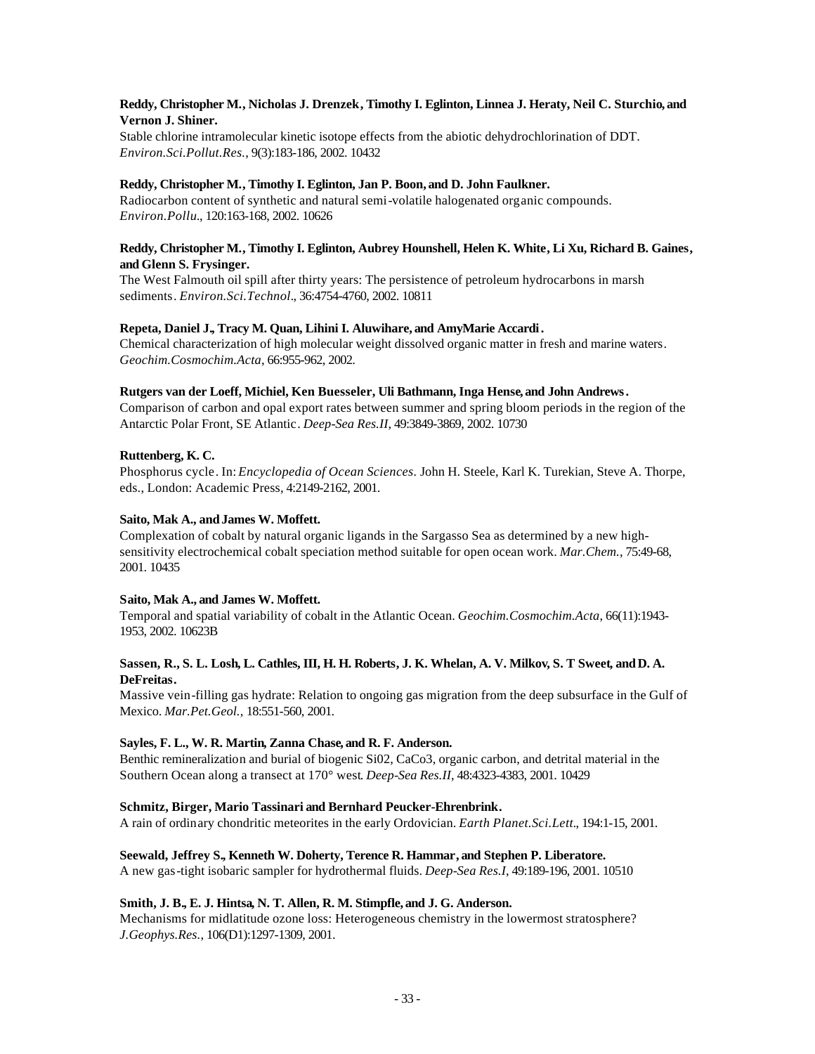**Reddy, Christopher M., Nicholas J. Drenzek, Timothy I. Eglinton, Linnea J. Heraty, Neil C. Sturchio, and Vernon J. Shiner.**
Stable chlorine intramolecular kinetic isotope effects from the abiotic dehydrochlorination of DDT. *Environ.Sci.Pollut.Res.*, 9(3):183-186, 2002. 10432

**Reddy, Christopher M., Timothy I. Eglinton, Jan P. Boon, and D. John Faulkner.**
Radiocarbon content of synthetic and natural semi-volatile halogenated organic compounds. *Environ.Pollu.*, 120:163-168, 2002. 10626

**Reddy, Christopher M., Timothy I. Eglinton, Aubrey Hounshell, Helen K. White, Li Xu, Richard B. Gaines, and Glenn S. Frysinger.**
The West Falmouth oil spill after thirty years: The persistence of petroleum hydrocarbons in marsh sediments. *Environ.Sci.Technol.*, 36:4754-4760, 2002. 10811

**Repeta, Daniel J., Tracy M. Quan, Lihini I. Aluwihare, and AmyMarie Accardi.**
Chemical characterization of high molecular weight dissolved organic matter in fresh and marine waters. *Geochim.Cosmochim.Acta*, 66:955-962, 2002.

**Rutgers van der Loeff, Michiel, Ken Buesseler, Uli Bathmann, Inga Hense, and John Andrews.**
Comparison of carbon and opal export rates between summer and spring bloom periods in the region of the Antarctic Polar Front, SE Atlantic. *Deep-Sea Res.II*, 49:3849-3869, 2002. 10730

**Ruttenberg, K. C.**
Phosphorus cycle. In: *Encyclopedia of Ocean Sciences*. John H. Steele, Karl K. Turekian, Steve A. Thorpe, eds., London: Academic Press, 4:2149-2162, 2001.

**Saito, Mak A., and James W. Moffett.**
Complexation of cobalt by natural organic ligands in the Sargasso Sea as determined by a new high-sensitivity electrochemical cobalt speciation method suitable for open ocean work. *Mar.Chem.*, 75:49-68, 2001. 10435

**Saito, Mak A., and James W. Moffett.**
Temporal and spatial variability of cobalt in the Atlantic Ocean. *Geochim.Cosmochim.Acta*, 66(11):1943-1953, 2002. 10623B

**Sassen, R., S. L. Losh, L. Cathles, III, H. H. Roberts, J. K. Whelan, A. V. Milkov, S. T Sweet, and D. A. DeFreitas.**
Massive vein-filling gas hydrate: Relation to ongoing gas migration from the deep subsurface in the Gulf of Mexico. *Mar.Pet.Geol.*, 18:551-560, 2001.

**Sayles, F. L., W. R. Martin, Zanna Chase, and R. F. Anderson.**
Benthic remineralization and burial of biogenic Si02, CaCo3, organic carbon, and detrital material in the Southern Ocean along a transect at 170° west. *Deep-Sea Res.II*, 48:4323-4383, 2001. 10429

**Schmitz, Birger, Mario Tassinari and Bernhard Peucker-Ehrenbrink.**
A rain of ordinary chondritic meteorites in the early Ordovician. *Earth Planet.Sci.Lett.*, 194:1-15, 2001.

**Seewald, Jeffrey S., Kenneth W. Doherty, Terence R. Hammar, and Stephen P. Liberatore.**
A new gas-tight isobaric sampler for hydrothermal fluids. *Deep-Sea Res.I*, 49:189-196, 2001. 10510

**Smith, J. B., E. J. Hintsa, N. T. Allen, R. M. Stimpfle, and J. G. Anderson.**
Mechanisms for midlatitude ozone loss: Heterogeneous chemistry in the lowermost stratosphere? *J.Geophys.Res.*, 106(D1):1297-1309, 2001.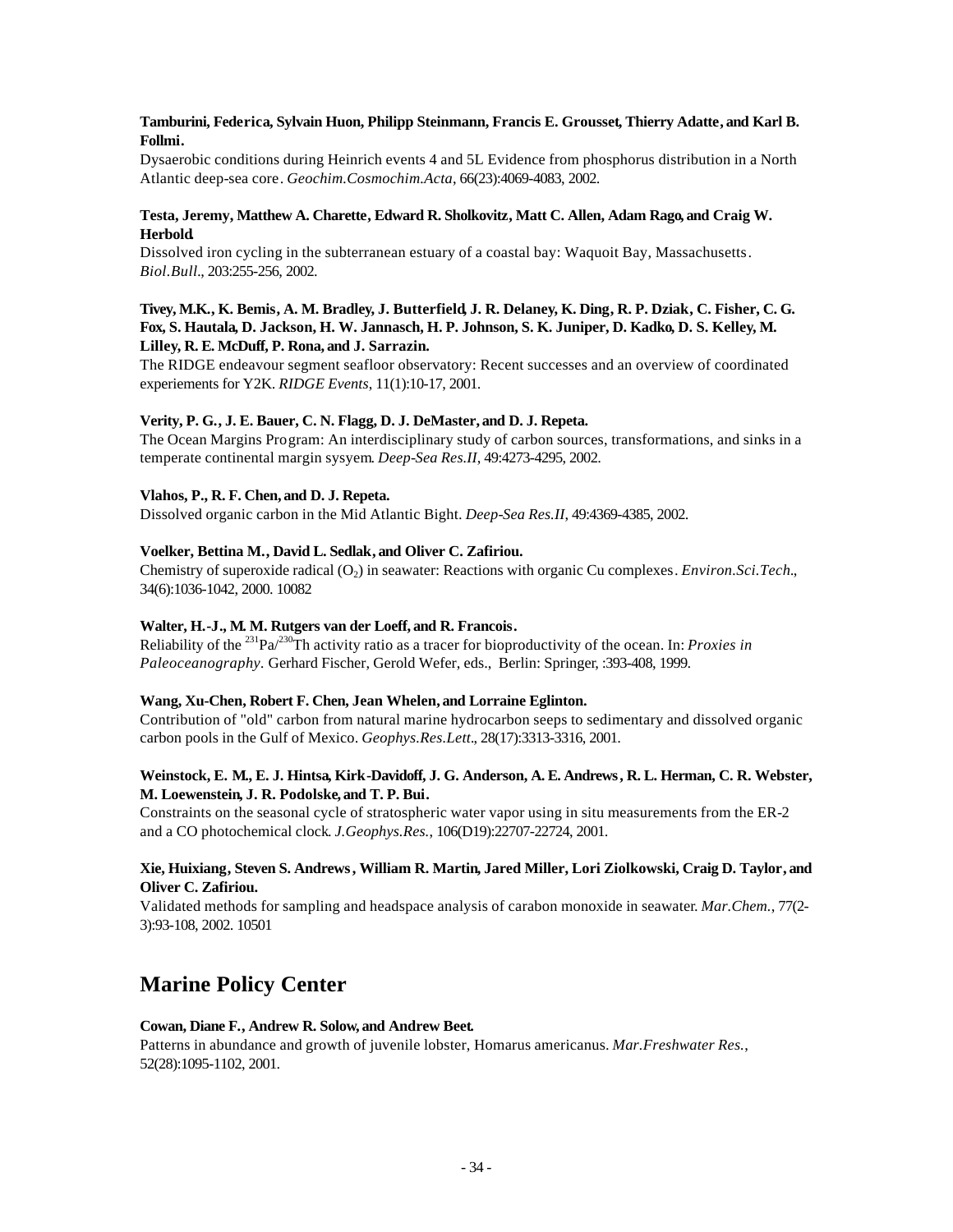**Tamburini, Federica, Sylvain Huon, Philipp Steinmann, Francis E. Grousset, Thierry Adatte, and Karl B. Follmi.**
Dysaerobic conditions during Heinrich events 4 and 5L Evidence from phosphorus distribution in a North Atlantic deep-sea core. *Geochim.Cosmochim.Acta*, 66(23):4069-4083, 2002.

**Testa, Jeremy, Matthew A. Charette, Edward R. Sholkovitz, Matt C. Allen, Adam Rago, and Craig W. Herbold.**
Dissolved iron cycling in the subterranean estuary of a coastal bay: Waquoit Bay, Massachusetts. *Biol.Bull.*, 203:255-256, 2002.

**Tivey, M.K., K. Bemis, A. M. Bradley, J. Butterfield, J. R. Delaney, K. Ding, R. P. Dziak, C. Fisher, C. G. Fox, S. Hautala, D. Jackson, H. W. Jannasch, H. P. Johnson, S. K. Juniper, D. Kadko, D. S. Kelley, M. Lilley, R. E. McDuff, P. Rona, and J. Sarrazin.**
The RIDGE endeavour segment seafloor observatory: Recent successes and an overview of coordinated experiements for Y2K. *RIDGE Events*, 11(1):10-17, 2001.

**Verity, P. G., J. E. Bauer, C. N. Flagg, D. J. DeMaster, and D. J. Repeta.**
The Ocean Margins Program: An interdisciplinary study of carbon sources, transformations, and sinks in a temperate continental margin sysyem. *Deep-Sea Res.II*, 49:4273-4295, 2002.

**Vlahos, P., R. F. Chen, and D. J. Repeta.**
Dissolved organic carbon in the Mid Atlantic Bight. *Deep-Sea Res.II*, 49:4369-4385, 2002.

**Voelker, Bettina M., David L. Sedlak, and Oliver C. Zafiriou.**
Chemistry of superoxide radical ($O_2$) in seawater: Reactions with organic Cu complexes. *Environ.Sci.Tech.*, 34(6):1036-1042, 2000. 10082

**Walter, H.-J., M. M. Rutgers van der Loeff, and R. Francois.**
Reliability of the $^{231}Pa/^{230}Th$ activity ratio as a tracer for bioproductivity of the ocean. In: *Proxies in Paleoceanography*. Gerhard Fischer, Gerold Wefer, eds., Berlin: Springer, :393-408, 1999.

**Wang, Xu-Chen, Robert F. Chen, Jean Whelen, and Lorraine Eglinton.**
Contribution of "old" carbon from natural marine hydrocarbon seeps to sedimentary and dissolved organic carbon pools in the Gulf of Mexico. *Geophys.Res.Lett.*, 28(17):3313-3316, 2001.

**Weinstock, E. M., E. J. Hintsa, Kirk-Davidoff, J. G. Anderson, A. E. Andrews, R. L. Herman, C. R. Webster, M. Loewenstein, J. R. Podolske, and T. P. Bui.**
Constraints on the seasonal cycle of stratospheric water vapor using in situ measurements from the ER-2 and a CO photochemical clock. *J.Geophys.Res.*, 106(D19):22707-22724, 2001.

**Xie, Huixiang, Steven S. Andrews, William R. Martin, Jared Miller, Lori Ziolkowski, Craig D. Taylor, and Oliver C. Zafiriou.**
Validated methods for sampling and headspace analysis of carabon monoxide in seawater. *Mar.Chem.*, 77(2-3):93-108, 2002. 10501

## Marine Policy Center

**Cowan, Diane F., Andrew R. Solow, and Andrew Beet.**
Patterns in abundance and growth of juvenile lobster, Homarus americanus. *Mar.Freshwater Res.*, 52(28):1095-1102, 2001.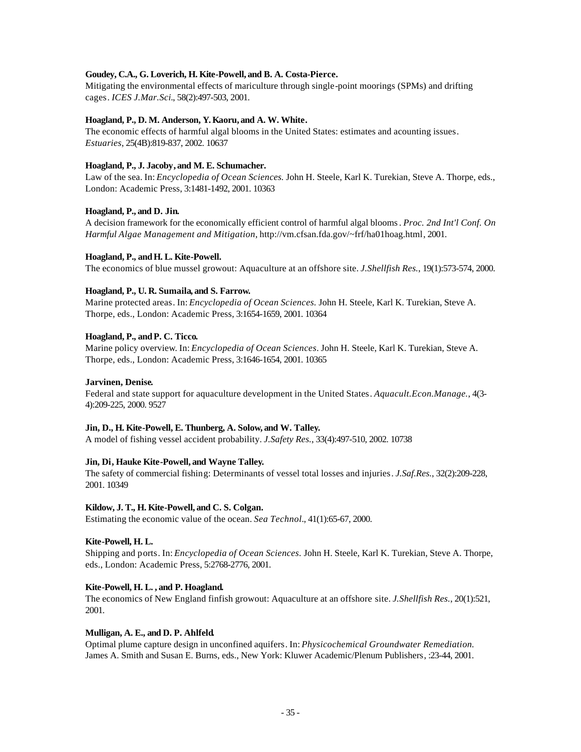**Goudey, C.A., G. Loverich, H. Kite-Powell, and B. A. Costa-Pierce.**
Mitigating the environmental effects of mariculture through single-point moorings (SPMs) and drifting cages. *ICES J.Mar.Sci.*, 58(2):497-503, 2001.

**Hoagland, P., D. M. Anderson, Y. Kaoru, and A. W. White.**
The economic effects of harmful algal blooms in the United States: estimates and acounting issues. *Estuaries*, 25(4B):819-837, 2002. 10637

**Hoagland, P., J. Jacoby, and M. E. Schumacher.**
Law of the sea. In: *Encyclopedia of Ocean Sciences.* John H. Steele, Karl K. Turekian, Steve A. Thorpe, eds., London: Academic Press, 3:1481-1492, 2001. 10363

**Hoagland, P., and D. Jin.**
A decision framework for the economically efficient control of harmful algal blooms. *Proc. 2nd Int'l Conf. On Harmful Algae Management and Mitigation*, http://vm.cfsan.fda.gov/~frf/ha01hoag.html, 2001.

**Hoagland, P., and H. L. Kite-Powell.**
The economics of blue mussel growout: Aquaculture at an offshore site. *J.Shellfish Res.*, 19(1):573-574, 2000.

**Hoagland, P., U. R. Sumaila, and S. Farrow.**
Marine protected areas. In: *Encyclopedia of Ocean Sciences.* John H. Steele, Karl K. Turekian, Steve A. Thorpe, eds., London: Academic Press, 3:1654-1659, 2001. 10364

**Hoagland, P., and P. C. Ticco.**
Marine policy overview. In: *Encyclopedia of Ocean Sciences*. John H. Steele, Karl K. Turekian, Steve A. Thorpe, eds., London: Academic Press, 3:1646-1654, 2001. 10365

**Jarvinen, Denise.**
Federal and state support for aquaculture development in the United States. *Aquacult.Econ.Manage.*, 4(3-4):209-225, 2000. 9527

**Jin, D., H. Kite-Powell, E. Thunberg, A. Solow, and W. Talley.**
A model of fishing vessel accident probability. *J.Safety Res.*, 33(4):497-510, 2002. 10738

**Jin, Di, Hauke Kite-Powell, and Wayne Talley.**
The safety of commercial fishing: Determinants of vessel total losses and injuries. *J.Saf.Res.*, 32(2):209-228, 2001. 10349

**Kildow, J. T., H. Kite-Powell, and C. S. Colgan.**
Estimating the economic value of the ocean. *Sea Technol*., 41(1):65-67, 2000.

**Kite-Powell, H. L.**
Shipping and ports. In: *Encyclopedia of Ocean Sciences.* John H. Steele, Karl K. Turekian, Steve A. Thorpe, eds., London: Academic Press, 5:2768-2776, 2001.

**Kite-Powell, H. L. , and P. Hoagland.**
The economics of New England finfish growout: Aquaculture at an offshore site. *J.Shellfish Res.*, 20(1):521, 2001.

**Mulligan, A. E., and D. P. Ahlfeld.**
Optimal plume capture design in unconfined aquifers. In: *Physicochemical Groundwater Remediation.* James A. Smith and Susan E. Burns, eds., New York: Kluwer Academic/Plenum Publishers, :23-44, 2001.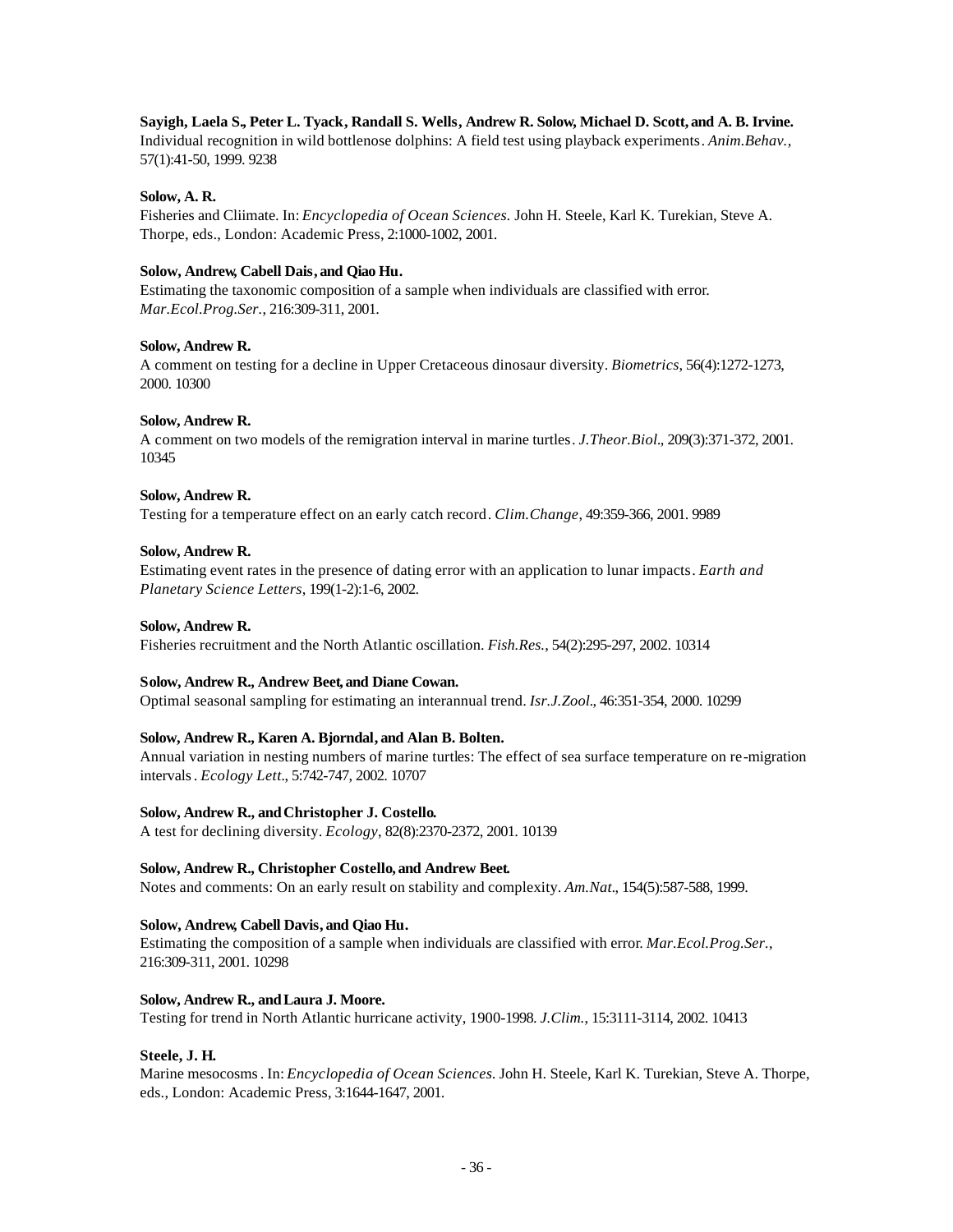**Sayigh, Laela S., Peter L. Tyack, Randall S. Wells, Andrew R. Solow, Michael D. Scott, and A. B. Irvine.**
Individual recognition in wild bottlenose dolphins: A field test using playback experiments. *Anim.Behav.*, 57(1):41-50, 1999. 9238

**Solow, A. R.**
Fisheries and Cliimate. In: *Encyclopedia of Ocean Sciences.* John H. Steele, Karl K. Turekian, Steve A. Thorpe, eds., London: Academic Press, 2:1000-1002, 2001.

**Solow, Andrew, Cabell Dais, and Qiao Hu.**
Estimating the taxonomic composition of a sample when individuals are classified with error. *Mar.Ecol.Prog.Ser.*, 216:309-311, 2001.

**Solow, Andrew R.**
A comment on testing for a decline in Upper Cretaceous dinosaur diversity. *Biometrics*, 56(4):1272-1273, 2000. 10300

**Solow, Andrew R.**
A comment on two models of the remigration interval in marine turtles. *J.Theor.Biol.*, 209(3):371-372, 2001. 10345

**Solow, Andrew R.**
Testing for a temperature effect on an early catch record. *Clim.Change*, 49:359-366, 2001. 9989

**Solow, Andrew R.**
Estimating event rates in the presence of dating error with an application to lunar impacts. *Earth and Planetary Science Letters*, 199(1-2):1-6, 2002.

**Solow, Andrew R.**
Fisheries recruitment and the North Atlantic oscillation. *Fish.Res.*, 54(2):295-297, 2002. 10314

**Solow, Andrew R., Andrew Beet, and Diane Cowan.**
Optimal seasonal sampling for estimating an interannual trend. *Isr.J.Zool.*, 46:351-354, 2000. 10299

**Solow, Andrew R., Karen A. Bjorndal, and Alan B. Bolten.**
Annual variation in nesting numbers of marine turtles: The effect of sea surface temperature on re-migration intervals. *Ecology Lett.*, 5:742-747, 2002. 10707

**Solow, Andrew R., and Christopher J. Costello.**
A test for declining diversity. *Ecology*, 82(8):2370-2372, 2001. 10139

**Solow, Andrew R., Christopher Costello, and Andrew Beet.**
Notes and comments: On an early result on stability and complexity. *Am.Nat.*, 154(5):587-588, 1999.

**Solow, Andrew, Cabell Davis, and Qiao Hu.**
Estimating the composition of a sample when individuals are classified with error. *Mar.Ecol.Prog.Ser.*, 216:309-311, 2001. 10298

**Solow, Andrew R., and Laura J. Moore.**
Testing for trend in North Atlantic hurricane activity, 1900-1998. *J.Clim.*, 15:3111-3114, 2002. 10413

**Steele, J. H.**
Marine mesocosms. In: *Encyclopedia of Ocean Sciences.* John H. Steele, Karl K. Turekian, Steve A. Thorpe, eds., London: Academic Press, 3:1644-1647, 2001.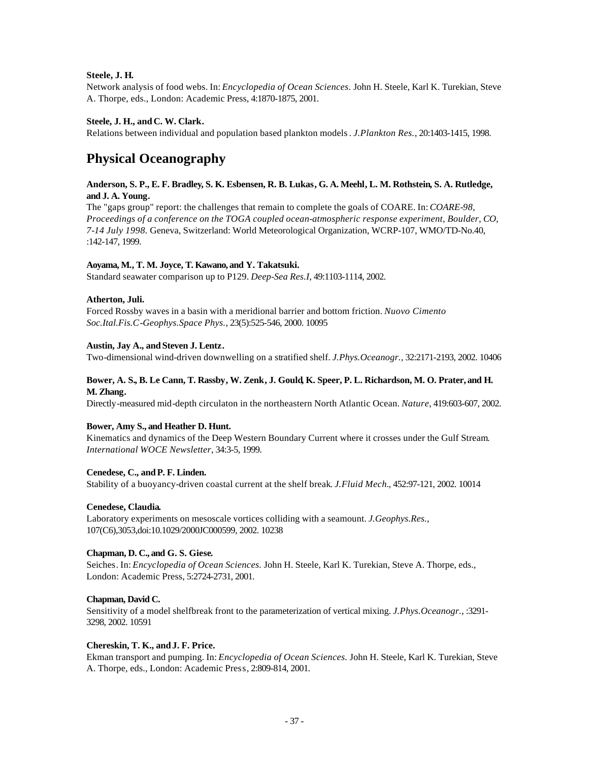**Steele, J. H.**

Network analysis of food webs. In: *Encyclopedia of Ocean Sciences.* John H. Steele, Karl K. Turekian, Steve A. Thorpe, eds., London: Academic Press, 4:1870-1875, 2001.

**Steele, J. H., and C. W. Clark.**

Relations between individual and population based plankton models. *J.Plankton Res.*, 20:1403-1415, 1998.

# Physical Oceanography

**Anderson, S. P., E. F. Bradley, S. K. Esbensen, R. B. Lukas, G. A. Meehl, L. M. Rothstein, S. A. Rutledge, and J. A. Young.**

The "gaps group" report: the challenges that remain to complete the goals of COARE. In: *COARE-98, Proceedings of a conference on the TOGA coupled ocean-atmospheric response experiment, Boulder, CO, 7-14 July 1998.* Geneva, Switzerland: World Meteorological Organization, WCRP-107, WMO/TD-No.40, :142-147, 1999.

**Aoyama, M., T. M. Joyce, T. Kawano, and Y. Takatsuki.**

Standard seawater comparison up to P129. *Deep-Sea Res.I*, 49:1103-1114, 2002.

**Atherton, Juli.**

Forced Rossby waves in a basin with a meridional barrier and bottom friction. *Nuovo Cimento Soc.Ital.Fis.C-Geophys.Space Phys.*, 23(5):525-546, 2000. 10095

**Austin, Jay A., and Steven J. Lentz.**

Two-dimensional wind-driven downwelling on a stratified shelf. *J.Phys.Oceanogr.*, 32:2171-2193, 2002. 10406

**Bower, A. S., B. Le Cann, T. Rassby, W. Zenk, J. Gould, K. Speer, P. L. Richardson, M. O. Prater, and H. M. Zhang.**

Directly-measured mid-depth circulaton in the northeastern North Atlantic Ocean. *Nature*, 419:603-607, 2002.

**Bower, Amy S., and Heather D. Hunt.**

Kinematics and dynamics of the Deep Western Boundary Current where it crosses under the Gulf Stream. *International WOCE Newsletter*, 34:3-5, 1999.

**Cenedese, C., and P. F. Linden.**

Stability of a buoyancy-driven coastal current at the shelf break. *J.Fluid Mech.*, 452:97-121, 2002. 10014

**Cenedese, Claudia.**

Laboratory experiments on mesoscale vortices colliding with a seamount. *J.Geophys.Res.*, 107(C6),3053,doi:10.1029/2000JC000599, 2002. 10238

**Chapman, D. C., and G. S. Giese.**

Seiches. In: *Encyclopedia of Ocean Sciences.* John H. Steele, Karl K. Turekian, Steve A. Thorpe, eds., London: Academic Press, 5:2724-2731, 2001.

**Chapman, David C.**

Sensitivity of a model shelfbreak front to the parameterization of vertical mixing. *J.Phys.Oceanogr.*, :3291-3298, 2002. 10591

**Chereskin, T. K., and J. F. Price.**

Ekman transport and pumping. In: *Encyclopedia of Ocean Sciences.* John H. Steele, Karl K. Turekian, Steve A. Thorpe, eds., London: Academic Press, 2:809-814, 2001.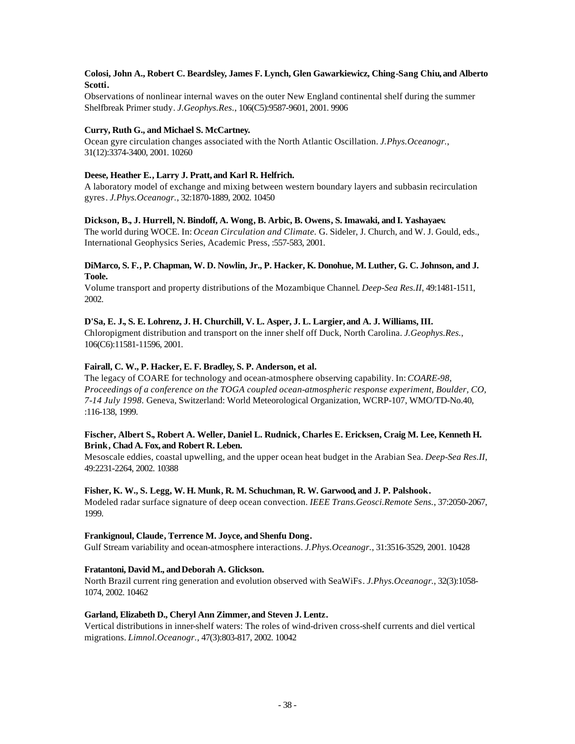**Colosi, John A., Robert C. Beardsley, James F. Lynch, Glen Gawarkiewicz, Ching-Sang Chiu, and Alberto Scotti.**
Observations of nonlinear internal waves on the outer New England continental shelf during the summer Shelfbreak Primer study. *J.Geophys.Res.*, 106(C5):9587-9601, 2001. 9906

**Curry, Ruth G., and Michael S. McCartney.**
Ocean gyre circulation changes associated with the North Atlantic Oscillation. *J.Phys.Oceanogr.*, 31(12):3374-3400, 2001. 10260

**Deese, Heather E., Larry J. Pratt, and Karl R. Helfrich.**
A laboratory model of exchange and mixing between western boundary layers and subbasin recirculation gyres. *J.Phys.Oceanogr.*, 32:1870-1889, 2002. 10450

**Dickson, B., J. Hurrell, N. Bindoff, A. Wong, B. Arbic, B. Owens, S. Imawaki, and I. Yashayaev.**
The world during WOCE. In: *Ocean Circulation and Climate.* G. Sideler, J. Church, and W. J. Gould, eds., International Geophysics Series, Academic Press, :557-583, 2001.

**DiMarco, S. F., P. Chapman, W. D. Nowlin, Jr., P. Hacker, K. Donohue, M. Luther, G. C. Johnson, and J. Toole.**
Volume transport and property distributions of the Mozambique Channel. *Deep-Sea Res.II*, 49:1481-1511, 2002.

**D'Sa, E. J., S. E. Lohrenz, J. H. Churchill, V. L. Asper, J. L. Largier, and A. J. Williams, III.**
Chloropigment distribution and transport on the inner shelf off Duck, North Carolina. *J.Geophys.Res.*, 106(C6):11581-11596, 2001.

**Fairall, C. W., P. Hacker, E. F. Bradley, S. P. Anderson, et al.**
The legacy of COARE for technology and ocean-atmosphere observing capability. In: *COARE-98, Proceedings of a conference on the TOGA coupled ocean-atmospheric response experiment, Boulder, CO, 7-14 July 1998.* Geneva, Switzerland: World Meteorological Organization, WCRP-107, WMO/TD-No.40, :116-138, 1999.

**Fischer, Albert S., Robert A. Weller, Daniel L. Rudnick, Charles E. Ericksen, Craig M. Lee, Kenneth H. Brink, Chad A. Fox, and Robert R. Leben.**
Mesoscale eddies, coastal upwelling, and the upper ocean heat budget in the Arabian Sea. *Deep-Sea Res.II*, 49:2231-2264, 2002. 10388

**Fisher, K. W., S. Legg, W. H. Munk, R. M. Schuchman, R. W. Garwood, and J. P. Palshook.**
Modeled radar surface signature of deep ocean convection. *IEEE Trans.Geosci.Remote Sens.*, 37:2050-2067, 1999.

**Frankignoul, Claude, Terrence M. Joyce, and Shenfu Dong.**
Gulf Stream variability and ocean-atmosphere interactions. *J.Phys.Oceanogr.*, 31:3516-3529, 2001. 10428

**Fratantoni, David M., and Deborah A. Glickson.**
North Brazil current ring generation and evolution observed with SeaWiFs. *J.Phys.Oceanogr.*, 32(3):1058-1074, 2002. 10462

**Garland, Elizabeth D., Cheryl Ann Zimmer, and Steven J. Lentz.**
Vertical distributions in inner-shelf waters: The roles of wind-driven cross-shelf currents and diel vertical migrations. *Limnol.Oceanogr.*, 47(3):803-817, 2002. 10042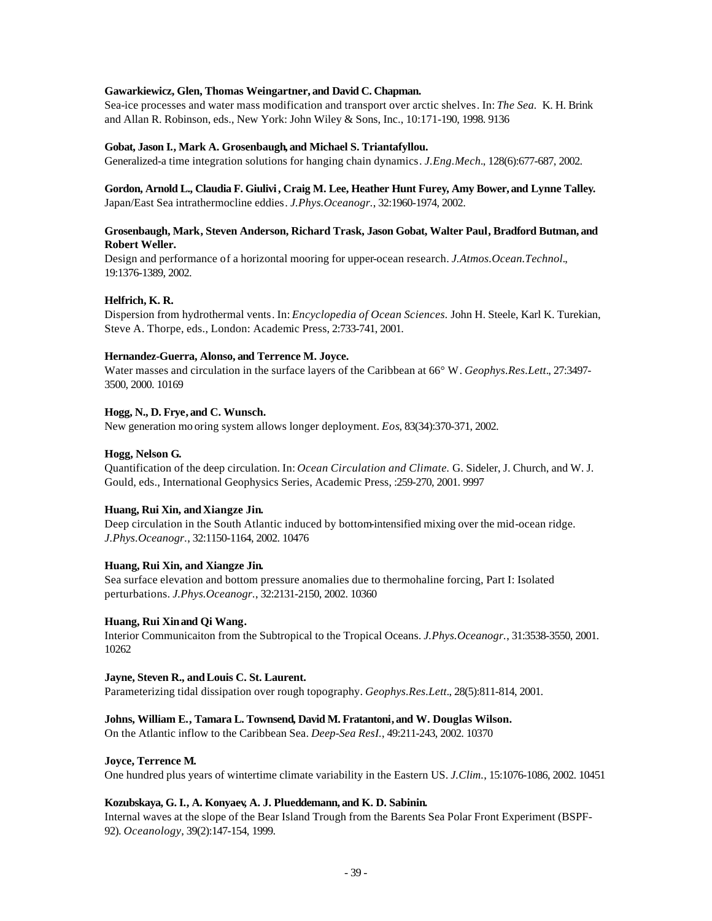**Gawarkiewicz, Glen, Thomas Weingartner, and David C. Chapman.**
Sea-ice processes and water mass modification and transport over arctic shelves. In: *The Sea.* K. H. Brink and Allan R. Robinson, eds., New York: John Wiley & Sons, Inc., 10:171-190, 1998. 9136

**Gobat, Jason I., Mark A. Grosenbaugh, and Michael S. Triantafyllou.**
Generalized-a time integration solutions for hanging chain dynamics. *J.Eng.Mech.*, 128(6):677-687, 2002.

**Gordon, Arnold L., Claudia F. Giulivi, Craig M. Lee, Heather Hunt Furey, Amy Bower, and Lynne Talley.**
Japan/East Sea intrathermocline eddies. *J.Phys.Oceanogr.*, 32:1960-1974, 2002.

**Grosenbaugh, Mark, Steven Anderson, Richard Trask, Jason Gobat, Walter Paul, Bradford Butman, and Robert Weller.**
Design and performance of a horizontal mooring for upper-ocean research. *J.Atmos.Ocean.Technol.*, 19:1376-1389, 2002.

**Helfrich, K. R.**
Dispersion from hydrothermal vents. In: *Encyclopedia of Ocean Sciences.* John H. Steele, Karl K. Turekian, Steve A. Thorpe, eds., London: Academic Press, 2:733-741, 2001.

**Hernandez-Guerra, Alonso, and Terrence M. Joyce.**
Water masses and circulation in the surface layers of the Caribbean at 66° W. *Geophys.Res.Lett.*, 27:3497-3500, 2000. 10169

**Hogg, N., D. Frye, and C. Wunsch.**
New generation mo oring system allows longer deployment. *Eos*, 83(34):370-371, 2002.

**Hogg, Nelson G.**
Quantification of the deep circulation. In: *Ocean Circulation and Climate.* G. Sideler, J. Church, and W. J. Gould, eds., International Geophysics Series, Academic Press, :259-270, 2001. 9997

**Huang, Rui Xin, and Xiangze Jin.**
Deep circulation in the South Atlantic induced by bottom-intensified mixing over the mid-ocean ridge. *J.Phys.Oceanogr.*, 32:1150-1164, 2002. 10476

**Huang, Rui Xin, and Xiangze Jin.**
Sea surface elevation and bottom pressure anomalies due to thermohaline forcing, Part I: Isolated perturbations. *J.Phys.Oceanogr.*, 32:2131-2150, 2002. 10360

**Huang, Rui Xin and Qi Wang.**
Interior Communicaiton from the Subtropical to the Tropical Oceans. *J.Phys.Oceanogr.*, 31:3538-3550, 2001. 10262

**Jayne, Steven R., and Louis C. St. Laurent.**
Parameterizing tidal dissipation over rough topography. *Geophys.Res.Lett.*, 28(5):811-814, 2001.

**Johns, William E., Tamara L. Townsend, David M. Fratantoni, and W. Douglas Wilson.**
On the Atlantic inflow to the Caribbean Sea. *Deep-Sea ResI.*, 49:211-243, 2002. 10370

**Joyce, Terrence M.**
One hundred plus years of wintertime climate variability in the Eastern US. *J.Clim.*, 15:1076-1086, 2002. 10451

**Kozubskaya, G. I., A. Konyaev, A. J. Plueddemann, and K. D. Sabinin.**
Internal waves at the slope of the Bear Island Trough from the Barents Sea Polar Front Experiment (BSPF-92). *Oceanology*, 39(2):147-154, 1999.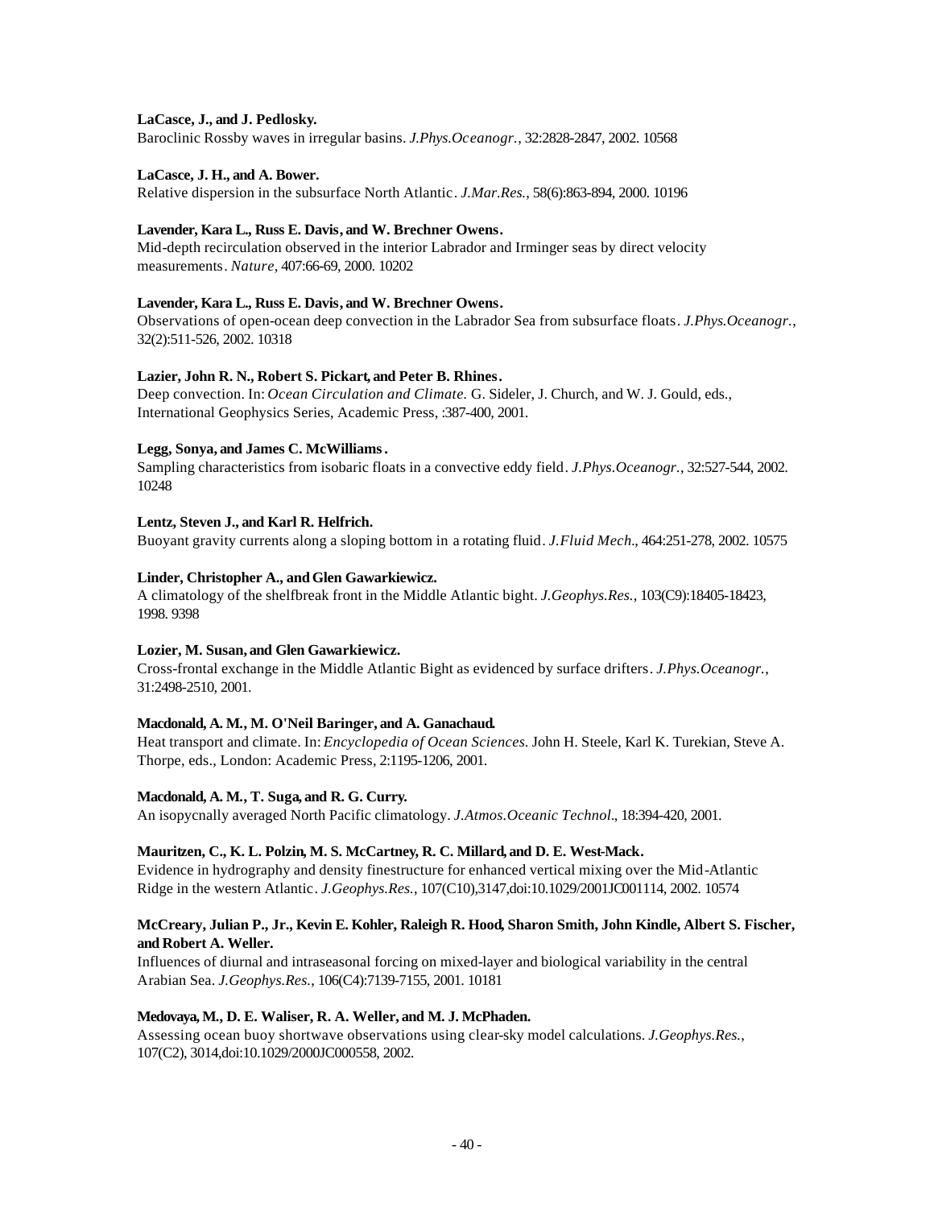**LaCasce, J., and J. Pedlosky.**
Baroclinic Rossby waves in irregular basins. *J.Phys.Oceanogr.*, 32:2828-2847, 2002. 10568

**LaCasce, J. H., and A. Bower.**
Relative dispersion in the subsurface North Atlantic. *J.Mar.Res.*, 58(6):863-894, 2000. 10196

**Lavender, Kara L., Russ E. Davis, and W. Brechner Owens.**
Mid-depth recirculation observed in the interior Labrador and Irminger seas by direct velocity measurements. *Nature*, 407:66-69, 2000. 10202

**Lavender, Kara L., Russ E. Davis, and W. Brechner Owens.**
Observations of open-ocean deep convection in the Labrador Sea from subsurface floats. *J.Phys.Oceanogr.*, 32(2):511-526, 2002. 10318

**Lazier, John R. N., Robert S. Pickart, and Peter B. Rhines.**
Deep convection. In: *Ocean Circulation and Climate.* G. Sideler, J. Church, and W. J. Gould, eds., International Geophysics Series, Academic Press, :387-400, 2001.

**Legg, Sonya, and James C. McWilliams.**
Sampling characteristics from isobaric floats in a convective eddy field. *J.Phys.Oceanogr.*, 32:527-544, 2002. 10248

**Lentz, Steven J., and Karl R. Helfrich.**
Buoyant gravity currents along a sloping bottom in a rotating fluid. *J.Fluid Mech.*, 464:251-278, 2002. 10575

**Linder, Christopher A., and Glen Gawarkiewicz.**
A climatology of the shelfbreak front in the Middle Atlantic bight. *J.Geophys.Res.*, 103(C9):18405-18423, 1998. 9398

**Lozier, M. Susan, and Glen Gawarkiewicz.**
Cross-frontal exchange in the Middle Atlantic Bight as evidenced by surface drifters. *J.Phys.Oceanogr.*, 31:2498-2510, 2001.

**Macdonald, A. M., M. O'Neil Baringer, and A. Ganachaud.**
Heat transport and climate. In: *Encyclopedia of Ocean Sciences.* John H. Steele, Karl K. Turekian, Steve A. Thorpe, eds., London: Academic Press, 2:1195-1206, 2001.

**Macdonald, A. M., T. Suga, and R. G. Curry.**
An isopycnally averaged North Pacific climatology. *J.Atmos.Oceanic Technol.*, 18:394-420, 2001.

**Mauritzen, C., K. L. Polzin, M. S. McCartney, R. C. Millard, and D. E. West-Mack.**
Evidence in hydrography and density finestructure for enhanced vertical mixing over the Mid-Atlantic Ridge in the western Atlantic. *J.Geophys.Res.*, 107(C10),3147,doi:10.1029/2001JC001114, 2002. 10574

**McCreary, Julian P., Jr., Kevin E. Kohler, Raleigh R. Hood, Sharon Smith, John Kindle, Albert S. Fischer, and Robert A. Weller.**
Influences of diurnal and intraseasonal forcing on mixed-layer and biological variability in the central Arabian Sea. *J.Geophys.Res.*, 106(C4):7139-7155, 2001. 10181

**Medovaya, M., D. E. Waliser, R. A. Weller, and M. J. McPhaden.**
Assessing ocean buoy shortwave observations using clear-sky model calculations. *J.Geophys.Res.*, 107(C2), 3014,doi:10.1029/2000JC000558, 2002.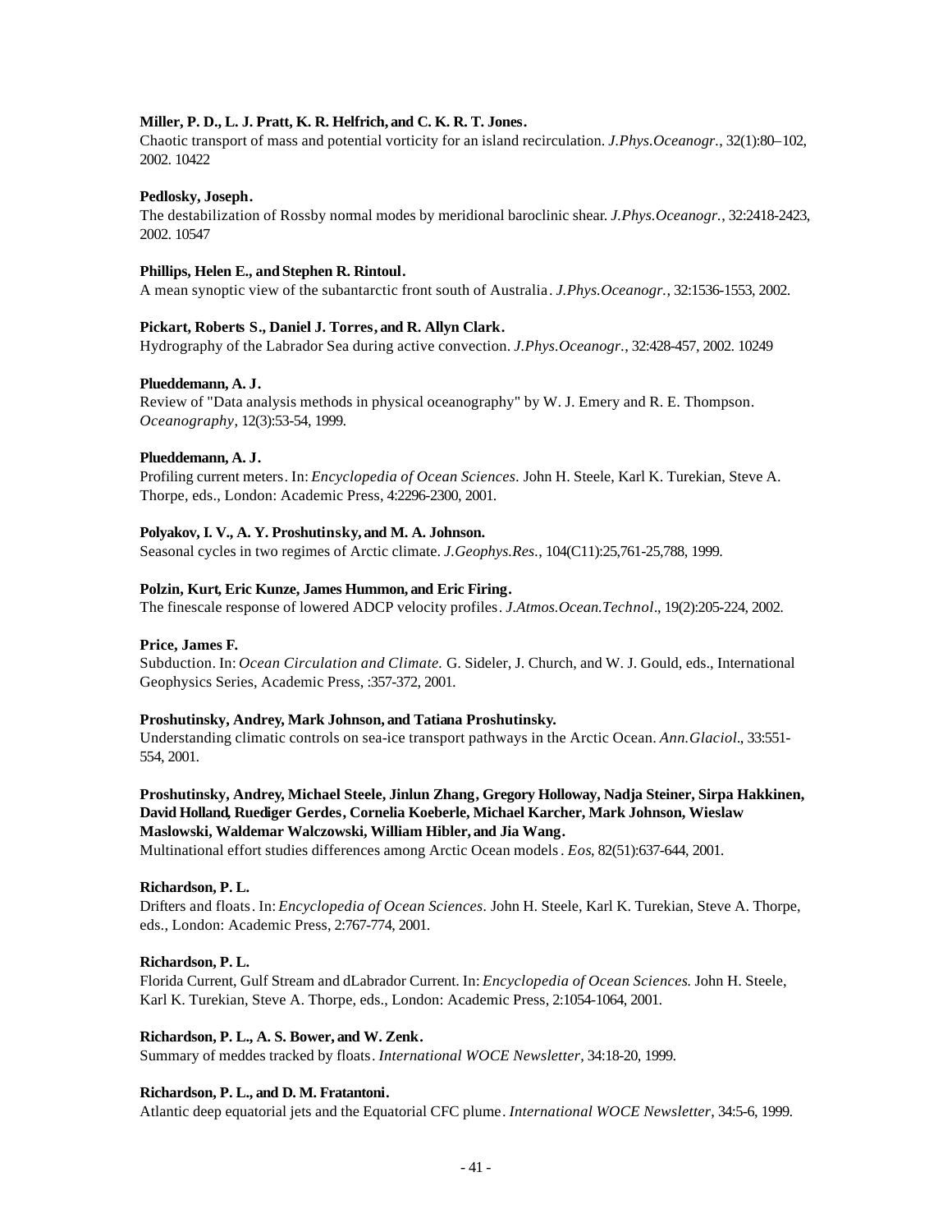**Miller, P. D., L. J. Pratt, K. R. Helfrich, and C. K. R. T. Jones.**
Chaotic transport of mass and potential vorticity for an island recirculation. *J.Phys.Oceanogr.*, 32(1):80–102, 2002. 10422

**Pedlosky, Joseph.**
The destabilization of Rossby normal modes by meridional baroclinic shear. *J.Phys.Oceanogr.*, 32:2418-2423, 2002. 10547

**Phillips, Helen E., and Stephen R. Rintoul.**
A mean synoptic view of the subantarctic front south of Australia. *J.Phys.Oceanogr.*, 32:1536-1553, 2002.

**Pickart, Roberts S., Daniel J. Torres, and R. Allyn Clark.**
Hydrography of the Labrador Sea during active convection. *J.Phys.Oceanogr.*, 32:428-457, 2002. 10249

**Plueddemann, A. J.**
Review of "Data analysis methods in physical oceanography" by W. J. Emery and R. E. Thompson. *Oceanography*, 12(3):53-54, 1999.

**Plueddemann, A. J.**
Profiling current meters. In: *Encyclopedia of Ocean Sciences.* John H. Steele, Karl K. Turekian, Steve A. Thorpe, eds., London: Academic Press, 4:2296-2300, 2001.

**Polyakov, I. V., A. Y. Proshutinsky, and M. A. Johnson.**
Seasonal cycles in two regimes of Arctic climate. *J.Geophys.Res.*, 104(C11):25,761-25,788, 1999.

**Polzin, Kurt, Eric Kunze, James Hummon, and Eric Firing.**
The finescale response of lowered ADCP velocity profiles. *J.Atmos.Ocean.Technol.*, 19(2):205-224, 2002.

**Price, James F.**
Subduction. In: *Ocean Circulation and Climate.* G. Sideler, J. Church, and W. J. Gould, eds., International Geophysics Series, Academic Press, :357-372, 2001.

**Proshutinsky, Andrey, Mark Johnson, and Tatiana Proshutinsky.**
Understanding climatic controls on sea-ice transport pathways in the Arctic Ocean. *Ann.Glaciol.*, 33:551-554, 2001.

**Proshutinsky, Andrey, Michael Steele, Jinlun Zhang, Gregory Holloway, Nadja Steiner, Sirpa Hakkinen, David Holland, Ruediger Gerdes, Cornelia Koeberle, Michael Karcher, Mark Johnson, Wieslaw Maslowski, Waldemar Walczowski, William Hibler, and Jia Wang.**
Multinational effort studies differences among Arctic Ocean models. *Eos*, 82(51):637-644, 2001.

**Richardson, P. L.**
Drifters and floats. In: *Encyclopedia of Ocean Sciences.* John H. Steele, Karl K. Turekian, Steve A. Thorpe, eds., London: Academic Press, 2:767-774, 2001.

**Richardson, P. L.**
Florida Current, Gulf Stream and dLabrador Current. In: *Encyclopedia of Ocean Sciences.* John H. Steele, Karl K. Turekian, Steve A. Thorpe, eds., London: Academic Press, 2:1054-1064, 2001.

**Richardson, P. L., A. S. Bower, and W. Zenk.**
Summary of meddes tracked by floats. *International WOCE Newsletter*, 34:18-20, 1999.

**Richardson, P. L., and D. M. Fratantoni.**
Atlantic deep equatorial jets and the Equatorial CFC plume. *International WOCE Newsletter*, 34:5-6, 1999.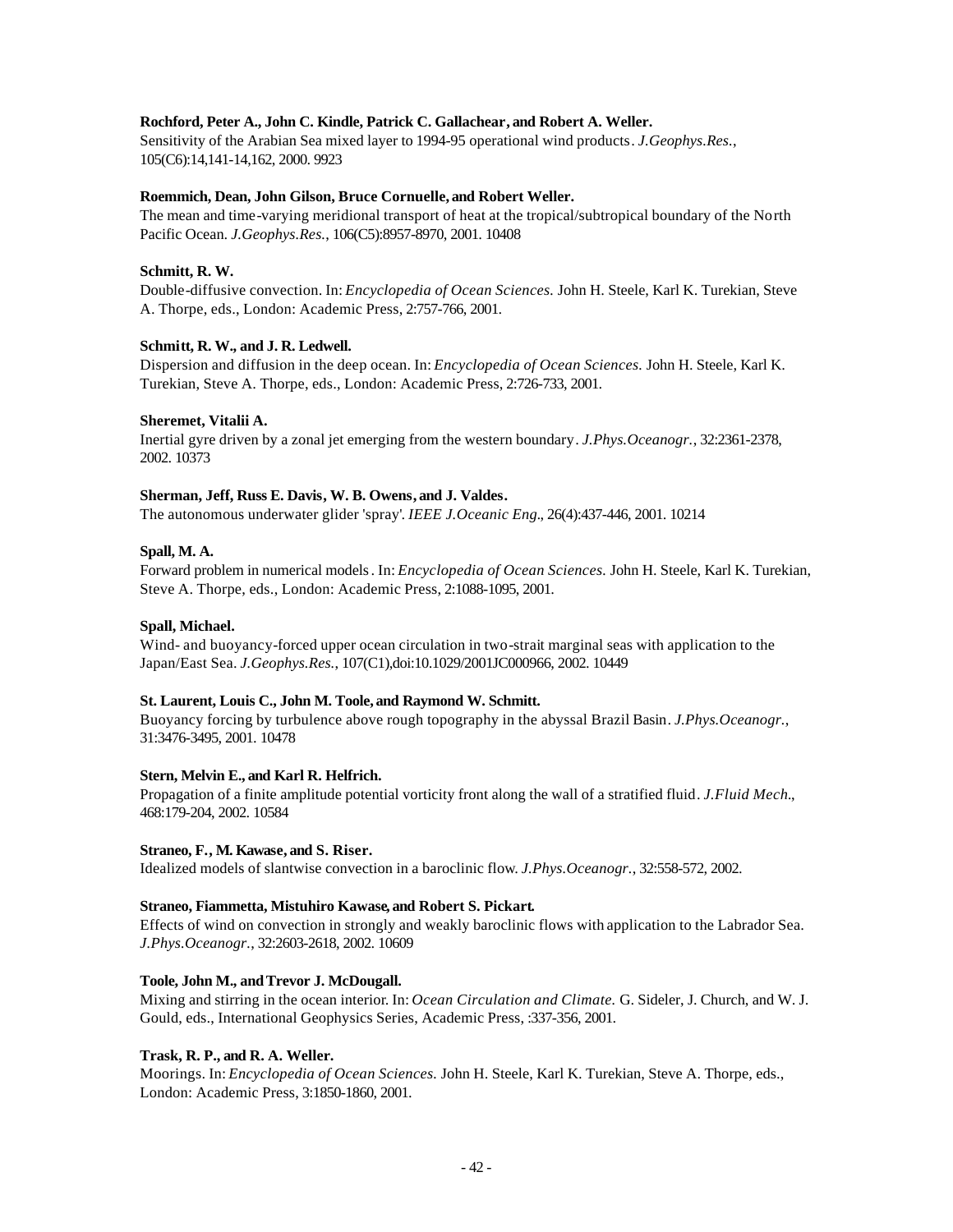**Rochford, Peter A., John C. Kindle, Patrick C. Gallachear, and Robert A. Weller.**
Sensitivity of the Arabian Sea mixed layer to 1994-95 operational wind products. *J.Geophys.Res.*, 105(C6):14,141-14,162, 2000. 9923

**Roemmich, Dean, John Gilson, Bruce Cornuelle, and Robert Weller.**
The mean and time-varying meridional transport of heat at the tropical/subtropical boundary of the North Pacific Ocean. *J.Geophys.Res.*, 106(C5):8957-8970, 2001. 10408

**Schmitt, R. W.**
Double-diffusive convection. In: *Encyclopedia of Ocean Sciences.* John H. Steele, Karl K. Turekian, Steve A. Thorpe, eds., London: Academic Press, 2:757-766, 2001.

**Schmitt, R. W., and J. R. Ledwell.**
Dispersion and diffusion in the deep ocean. In: *Encyclopedia of Ocean Sciences.* John H. Steele, Karl K. Turekian, Steve A. Thorpe, eds., London: Academic Press, 2:726-733, 2001.

**Sheremet, Vitalii A.**
Inertial gyre driven by a zonal jet emerging from the western boundary. *J.Phys.Oceanogr.*, 32:2361-2378, 2002. 10373

**Sherman, Jeff, Russ E. Davis, W. B. Owens, and J. Valdes.**
The autonomous underwater glider 'spray'. *IEEE J.Oceanic Eng.*, 26(4):437-446, 2001. 10214

**Spall, M. A.**
Forward problem in numerical models. In: *Encyclopedia of Ocean Sciences.* John H. Steele, Karl K. Turekian, Steve A. Thorpe, eds., London: Academic Press, 2:1088-1095, 2001.

**Spall, Michael.**
Wind- and buoyancy-forced upper ocean circulation in two-strait marginal seas with application to the Japan/East Sea. *J.Geophys.Res.*, 107(C1),doi:10.1029/2001JC000966, 2002. 10449

**St. Laurent, Louis C., John M. Toole, and Raymond W. Schmitt.**
Buoyancy forcing by turbulence above rough topography in the abyssal Brazil Basin. *J.Phys.Oceanogr.*, 31:3476-3495, 2001. 10478

**Stern, Melvin E., and Karl R. Helfrich.**
Propagation of a finite amplitude potential vorticity front along the wall of a stratified fluid. *J.Fluid Mech.*, 468:179-204, 2002. 10584

**Straneo, F., M. Kawase, and S. Riser.**
Idealized models of slantwise convection in a baroclinic flow. *J.Phys.Oceanogr.*, 32:558-572, 2002.

**Straneo, Fiammetta, Mistuhiro Kawase, and Robert S. Pickart.**
Effects of wind on convection in strongly and weakly baroclinic flows with application to the Labrador Sea. *J.Phys.Oceanogr.*, 32:2603-2618, 2002. 10609

**Toole, John M., and Trevor J. McDougall.**
Mixing and stirring in the ocean interior. In: *Ocean Circulation and Climate.* G. Sideler, J. Church, and W. J. Gould, eds., International Geophysics Series, Academic Press, :337-356, 2001.

**Trask, R. P., and R. A. Weller.**
Moorings. In: *Encyclopedia of Ocean Sciences.* John H. Steele, Karl K. Turekian, Steve A. Thorpe, eds., London: Academic Press, 3:1850-1860, 2001.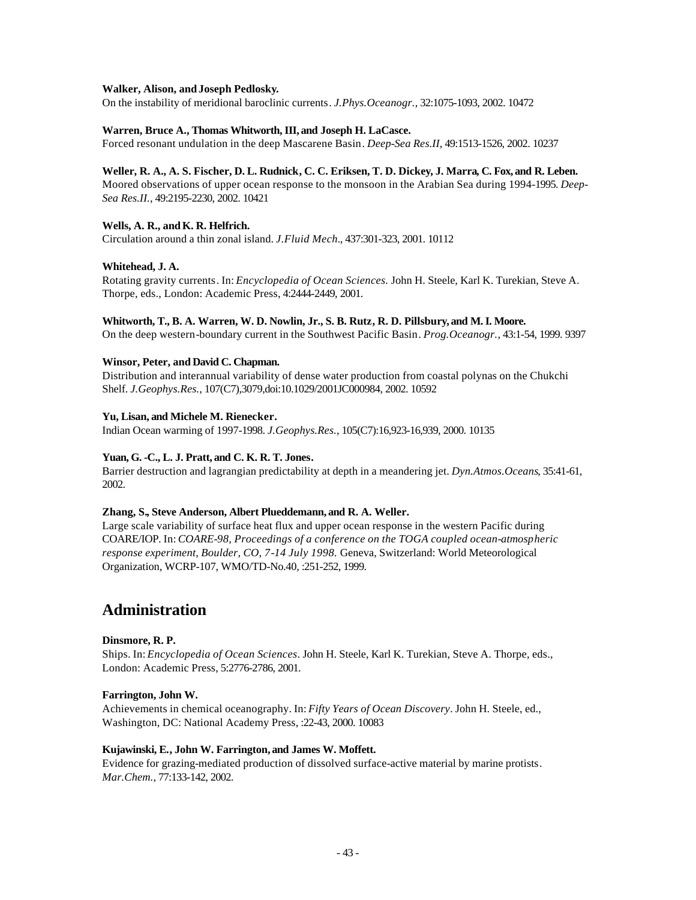**Walker, Alison, and Joseph Pedlosky.**
On the instability of meridional baroclinic currents. *J.Phys.Oceanogr.*, 32:1075-1093, 2002. 10472

**Warren, Bruce A., Thomas Whitworth, III, and Joseph H. LaCasce.**
Forced resonant undulation in the deep Mascarene Basin. *Deep-Sea Res.II*, 49:1513-1526, 2002. 10237

**Weller, R. A., A. S. Fischer, D. L. Rudnick, C. C. Eriksen, T. D. Dickey, J. Marra, C. Fox, and R. Leben.**
Moored observations of upper ocean response to the monsoon in the Arabian Sea during 1994-1995. *Deep-Sea Res.II.*, 49:2195-2230, 2002. 10421

**Wells, A. R., and K. R. Helfrich.**
Circulation around a thin zonal island. *J.Fluid Mech.*, 437:301-323, 2001. 10112

**Whitehead, J. A.**
Rotating gravity currents. In: *Encyclopedia of Ocean Sciences.* John H. Steele, Karl K. Turekian, Steve A. Thorpe, eds., London: Academic Press, 4:2444-2449, 2001.

**Whitworth, T., B. A. Warren, W. D. Nowlin, Jr., S. B. Rutz, R. D. Pillsbury, and M. I. Moore.**
On the deep western-boundary current in the Southwest Pacific Basin. *Prog.Oceanogr.*, 43:1-54, 1999. 9397

**Winsor, Peter, and David C. Chapman.**
Distribution and interannual variability of dense water production from coastal polynas on the Chukchi Shelf. *J.Geophys.Res.*, 107(C7),3079,doi:10.1029/2001JC000984, 2002. 10592

**Yu, Lisan, and Michele M. Rienecker.**
Indian Ocean warming of 1997-1998. *J.Geophys.Res.*, 105(C7):16,923-16,939, 2000. 10135

**Yuan, G. -C., L. J. Pratt, and C. K. R. T. Jones.**
Barrier destruction and lagrangian predictability at depth in a meandering jet. *Dyn.Atmos.Oceans*, 35:41-61, 2002.

**Zhang, S., Steve Anderson, Albert Plueddemann, and R. A. Weller.**
Large scale variability of surface heat flux and upper ocean response in the western Pacific during COARE/IOP. In: *COARE-98, Proceedings of a conference on the TOGA coupled ocean-atmospheric response experiment, Boulder, CO, 7-14 July 1998.* Geneva, Switzerland: World Meteorological Organization, WCRP-107, WMO/TD-No.40, :251-252, 1999.

## Administration

**Dinsmore, R. P.**
Ships. In: *Encyclopedia of Ocean Sciences*. John H. Steele, Karl K. Turekian, Steve A. Thorpe, eds., London: Academic Press, 5:2776-2786, 2001.

**Farrington, John W.**
Achievements in chemical oceanography. In: *Fifty Years of Ocean Discovery*. John H. Steele, ed., Washington, DC: National Academy Press, :22-43, 2000. 10083

**Kujawinski, E., John W. Farrington, and James W. Moffett.**
Evidence for grazing-mediated production of dissolved surface-active material by marine protists. *Mar.Chem.*, 77:133-142, 2002.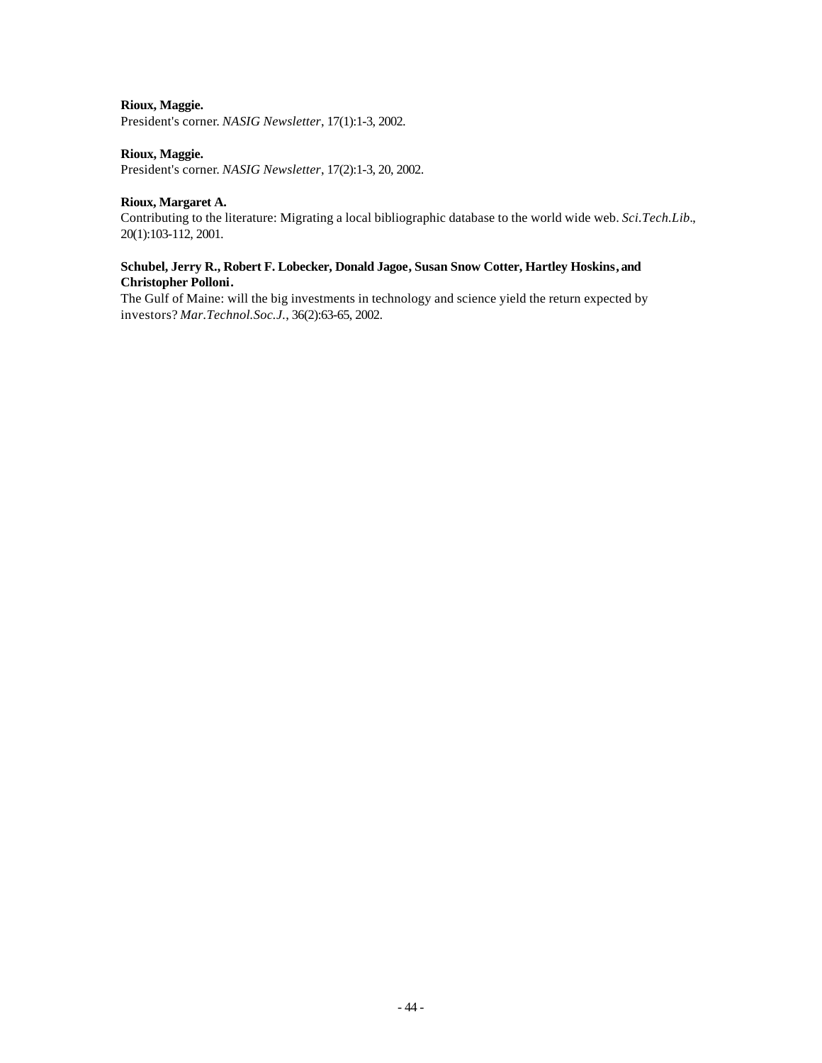**Rioux, Maggie.**
President's corner. *NASIG Newsletter*, 17(1):1-3, 2002.

**Rioux, Maggie.**
President's corner. *NASIG Newsletter*, 17(2):1-3, 20, 2002.

**Rioux, Margaret A.**
Contributing to the literature: Migrating a local bibliographic database to the world wide web. *Sci.Tech.Lib*., 20(1):103-112, 2001.

**Schubel, Jerry R., Robert F. Lobecker, Donald Jagoe, Susan Snow Cotter, Hartley Hoskins, and Christopher Polloni.**
The Gulf of Maine: will the big investments in technology and science yield the return expected by investors? *Mar.Technol.Soc.J.*, 36(2):63-65, 2002.